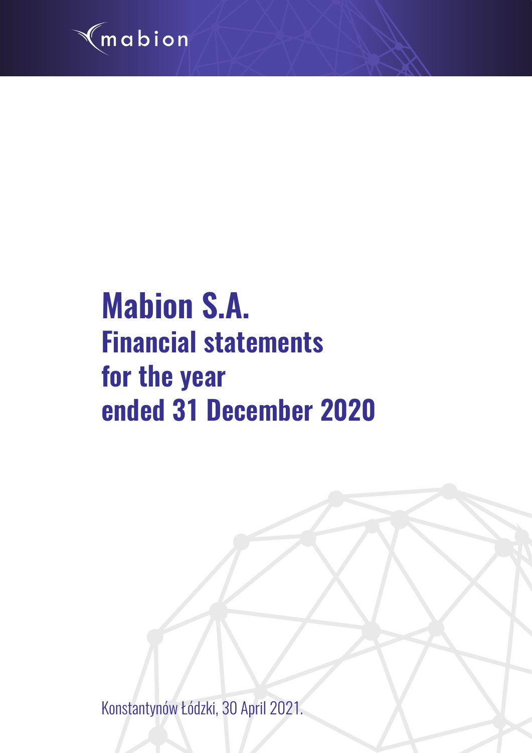mabion

# Mabion S.A.
## Financial statements for the year ended 31 December 2020

Konstantynów Łódzki, 30 April 2021.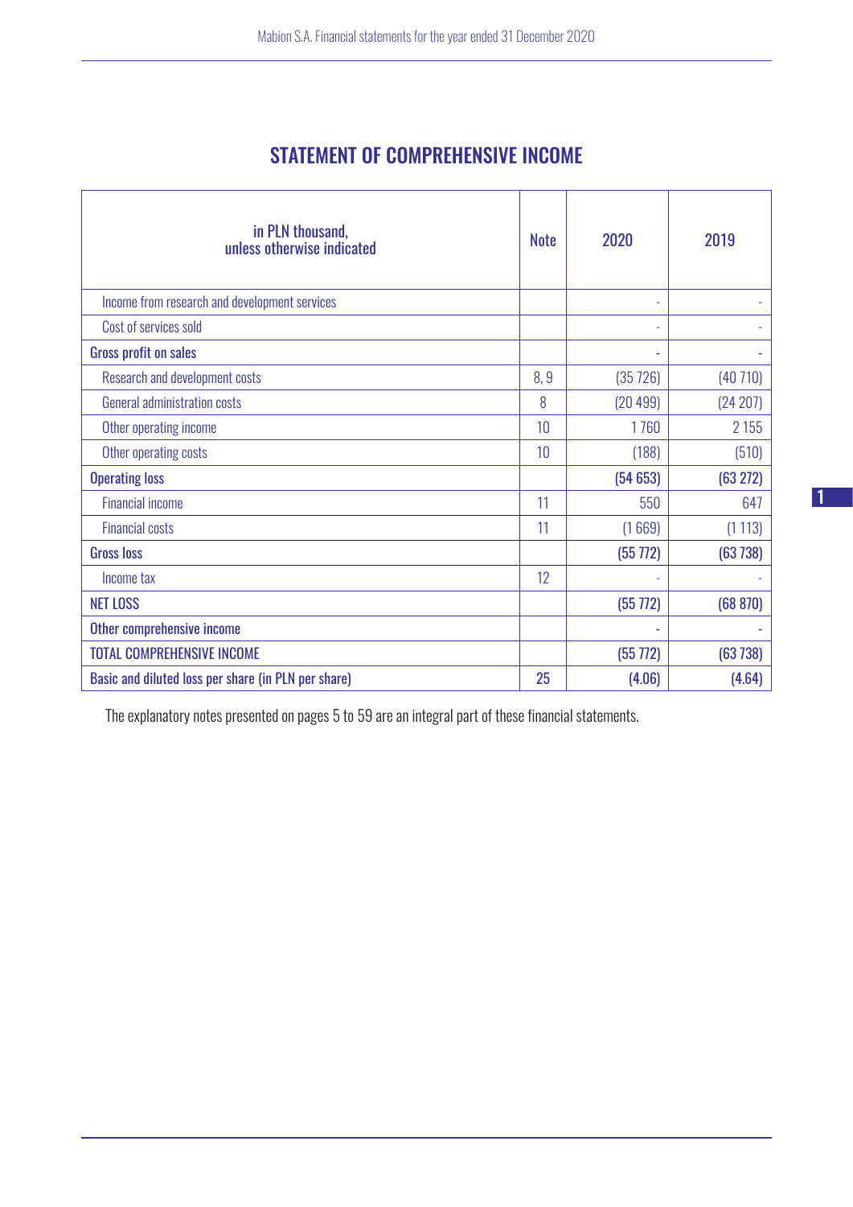## STATEMENT OF COMPREHENSIVE INCOME

| in PLN thousand, unless otherwise indicated | Note | 2020 | 2019 |
|---|---|---|---|
| Income from research and development services | | - | - |
| Cost of services sold | | - | - |
| **Gross profit on sales** | | - | - |
| Research and development costs | 8, 9 | (35 726) | (40 710) |
| General administration costs | 8 | (20 499) | (24 207) |
| Other operating income | 10 | 1 760 | 2 155 |
| Other operating costs | 10 | (188) | (510) |
| **Operating loss** | | **(54 653)** | **(63 272)** |
| Financial income | 11 | 550 | 647 |
| Financial costs | 11 | (1 669) | (1 113) |
| **Gross loss** | | **(55 772)** | **(63 738)** |
| Income tax | 12 | - | - |
| **NET LOSS** | | **(55 772)** | **(68 870)** |
| **Other comprehensive income** | | - | - |
| **TOTAL COMPREHENSIVE INCOME** | | **(55 772)** | **(63 738)** |
| **Basic and diluted loss per share (in PLN per share)** | **25** | **(4.06)** | **(4.64)** |

The explanatory notes presented on pages 5 to 59 are an integral part of these financial statements.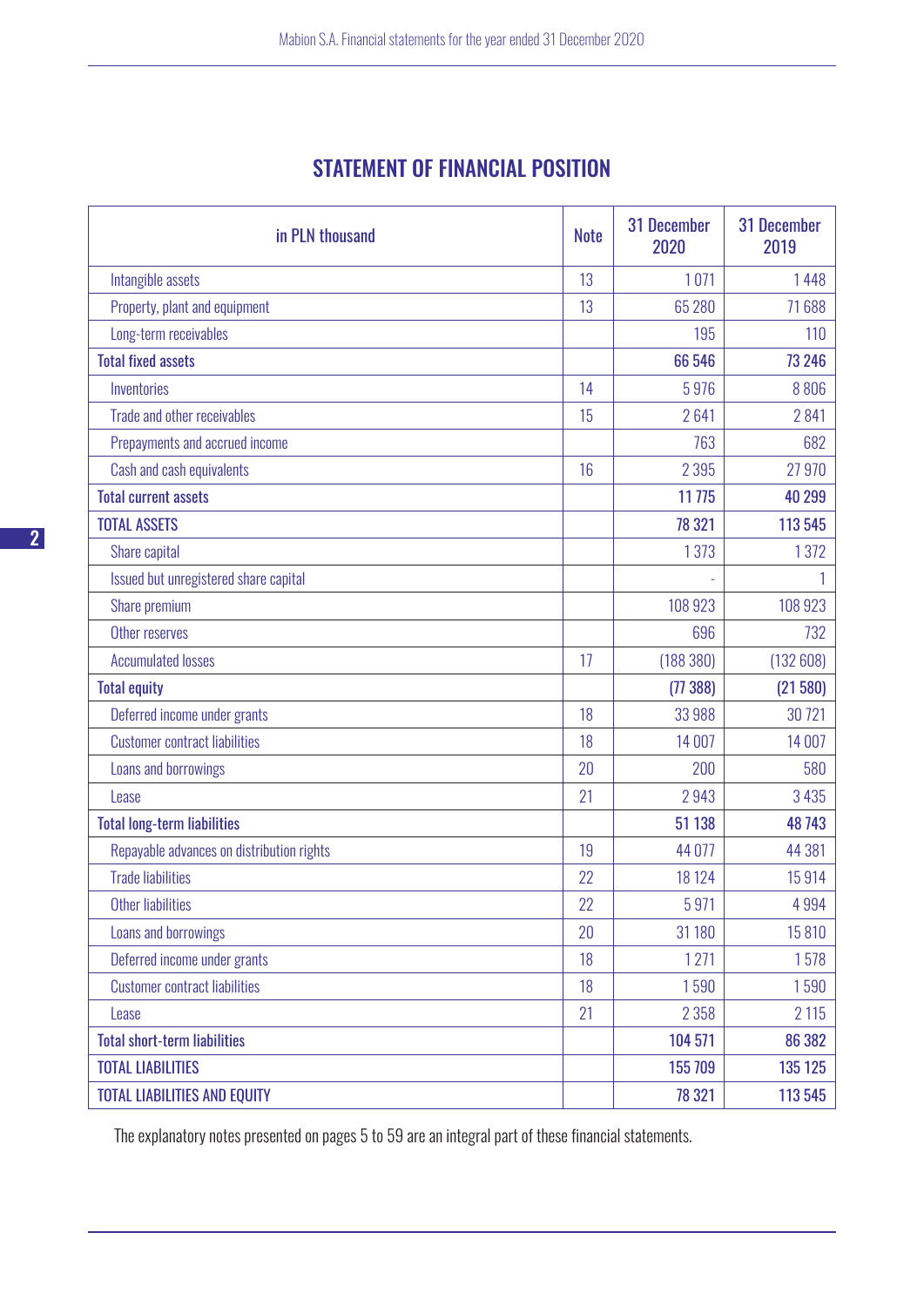# STATEMENT OF FINANCIAL POSITION

| in PLN thousand | Note | 31 December 2020 | 31 December 2019 |
|---|---|---|---|
| Intangible assets | 13 | 1 071 | 1 448 |
| Property, plant and equipment | 13 | 65 280 | 71 688 |
| Long-term receivables | | 195 | 110 |
| **Total fixed assets** | | **66 546** | **73 246** |
| Inventories | 14 | 5 976 | 8 806 |
| Trade and other receivables | 15 | 2 641 | 2 841 |
| Prepayments and accrued income | | 763 | 682 |
| Cash and cash equivalents | 16 | 2 395 | 27 970 |
| **Total current assets** | | **11 775** | **40 299** |
| **TOTAL ASSETS** | | **78 321** | **113 545** |
| Share capital | | 1 373 | 1 372 |
| Issued but unregistered share capital | | - | 1 |
| Share premium | | 108 923 | 108 923 |
| Other reserves | | 696 | 732 |
| Accumulated losses | 17 | (188 380) | (132 608) |
| **Total equity** | | **(77 388)** | **(21 580)** |
| Deferred income under grants | 18 | 33 988 | 30 721 |
| Customer contract liabilities | 18 | 14 007 | 14 007 |
| Loans and borrowings | 20 | 200 | 580 |
| Lease | 21 | 2 943 | 3 435 |
| **Total long-term liabilities** | | **51 138** | **48 743** |
| Repayable advances on distribution rights | 19 | 44 077 | 44 381 |
| Trade liabilities | 22 | 18 124 | 15 914 |
| Other liabilities | 22 | 5 971 | 4 994 |
| Loans and borrowings | 20 | 31 180 | 15 810 |
| Deferred income under grants | 18 | 1 271 | 1 578 |
| Customer contract liabilities | 18 | 1 590 | 1 590 |
| Lease | 21 | 2 358 | 2 115 |
| **Total short-term liabilities** | | **104 571** | **86 382** |
| **TOTAL LIABILITIES** | | **155 709** | **135 125** |
| **TOTAL LIABILITIES AND EQUITY** | | **78 321** | **113 545** |

The explanatory notes presented on pages 5 to 59 are an integral part of these financial statements.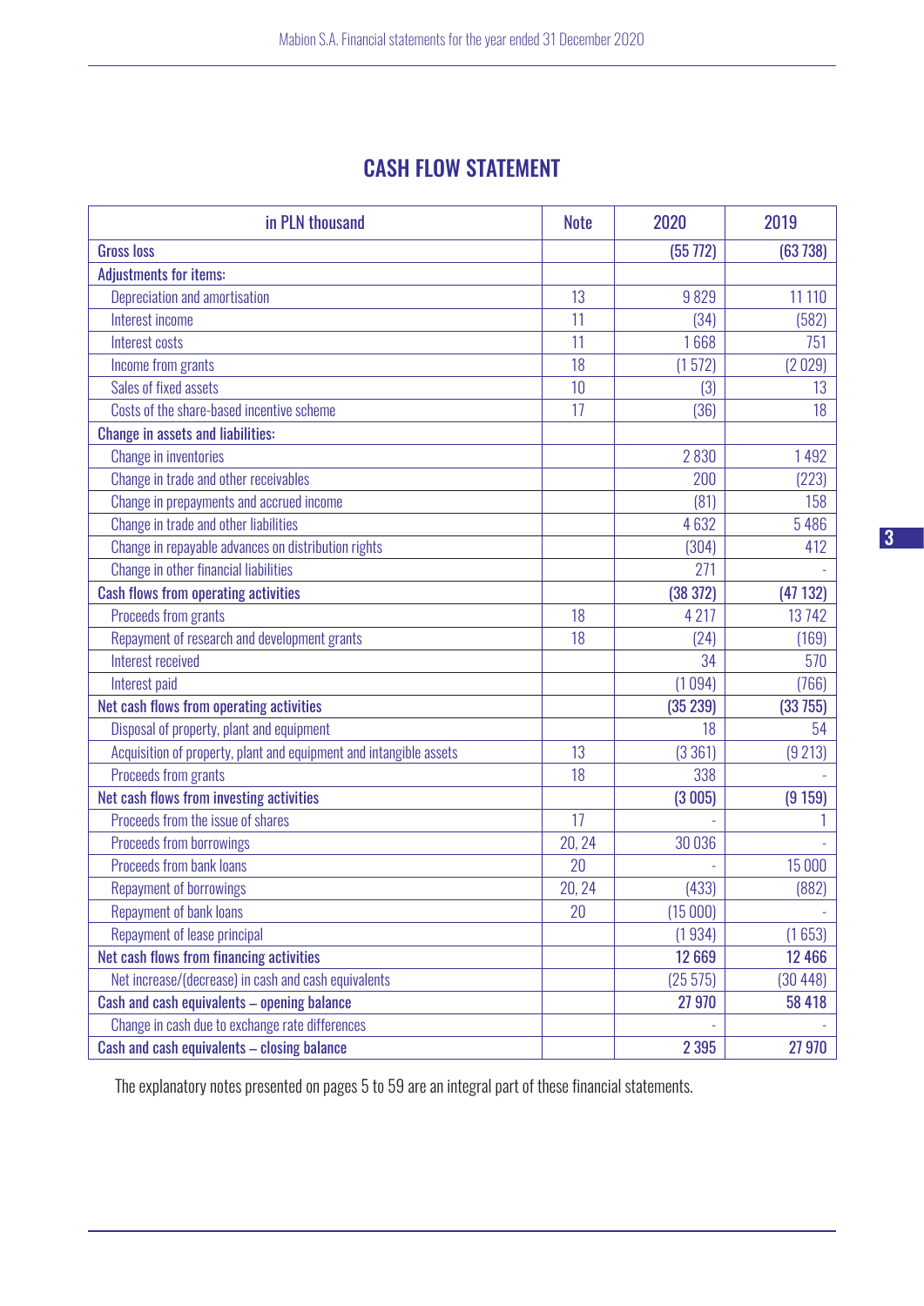# CASH FLOW STATEMENT

| in PLN thousand | Note | 2020 | 2019 |
|---|---|---|---|
| **Gross loss** | | **(55 772)** | **(63 738)** |
| **Adjustments for items:** | | | |
| Depreciation and amortisation | 13 | 9 829 | 11 110 |
| Interest income | 11 | (34) | (582) |
| Interest costs | 11 | 1 668 | 751 |
| Income from grants | 18 | (1 572) | (2 029) |
| Sales of fixed assets | 10 | (3) | 13 |
| Costs of the share-based incentive scheme | 17 | (36) | 18 |
| **Change in assets and liabilities:** | | | |
| Change in inventories | | 2 830 | 1 492 |
| Change in trade and other receivables | | 200 | (223) |
| Change in prepayments and accrued income | | (81) | 158 |
| Change in trade and other liabilities | | 4 632 | 5 486 |
| Change in repayable advances on distribution rights | | (304) | 412 |
| Change in other financial liabilities | | 271 | - |
| **Cash flows from operating activities** | | **(38 372)** | **(47 132)** |
| Proceeds from grants | 18 | 4 217 | 13 742 |
| Repayment of research and development grants | 18 | (24) | (169) |
| Interest received | | 34 | 570 |
| Interest paid | | (1 094) | (766) |
| **Net cash flows from operating activities** | | **(35 239)** | **(33 755)** |
| Disposal of property, plant and equipment | | 18 | 54 |
| Acquisition of property, plant and equipment and intangible assets | 13 | (3 361) | (9 213) |
| Proceeds from grants | 18 | 338 | - |
| **Net cash flows from investing activities** | | **(3 005)** | **(9 159)** |
| Proceeds from the issue of shares | 17 | - | 1 |
| Proceeds from borrowings | 20, 24 | 30 036 | - |
| Proceeds from bank loans | 20 | - | 15 000 |
| Repayment of borrowings | 20, 24 | (433) | (882) |
| Repayment of bank loans | 20 | (15 000) | - |
| Repayment of lease principal | | (1 934) | (1 653) |
| **Net cash flows from financing activities** | | **12 669** | **12 466** |
| Net increase/(decrease) in cash and cash equivalents | | (25 575) | (30 448) |
| **Cash and cash equivalents – opening balance** | | **27 970** | **58 418** |
| Change in cash due to exchange rate differences | | - | - |
| **Cash and cash equivalents – closing balance** | | **2 395** | **27 970** |

The explanatory notes presented on pages 5 to 59 are an integral part of these financial statements.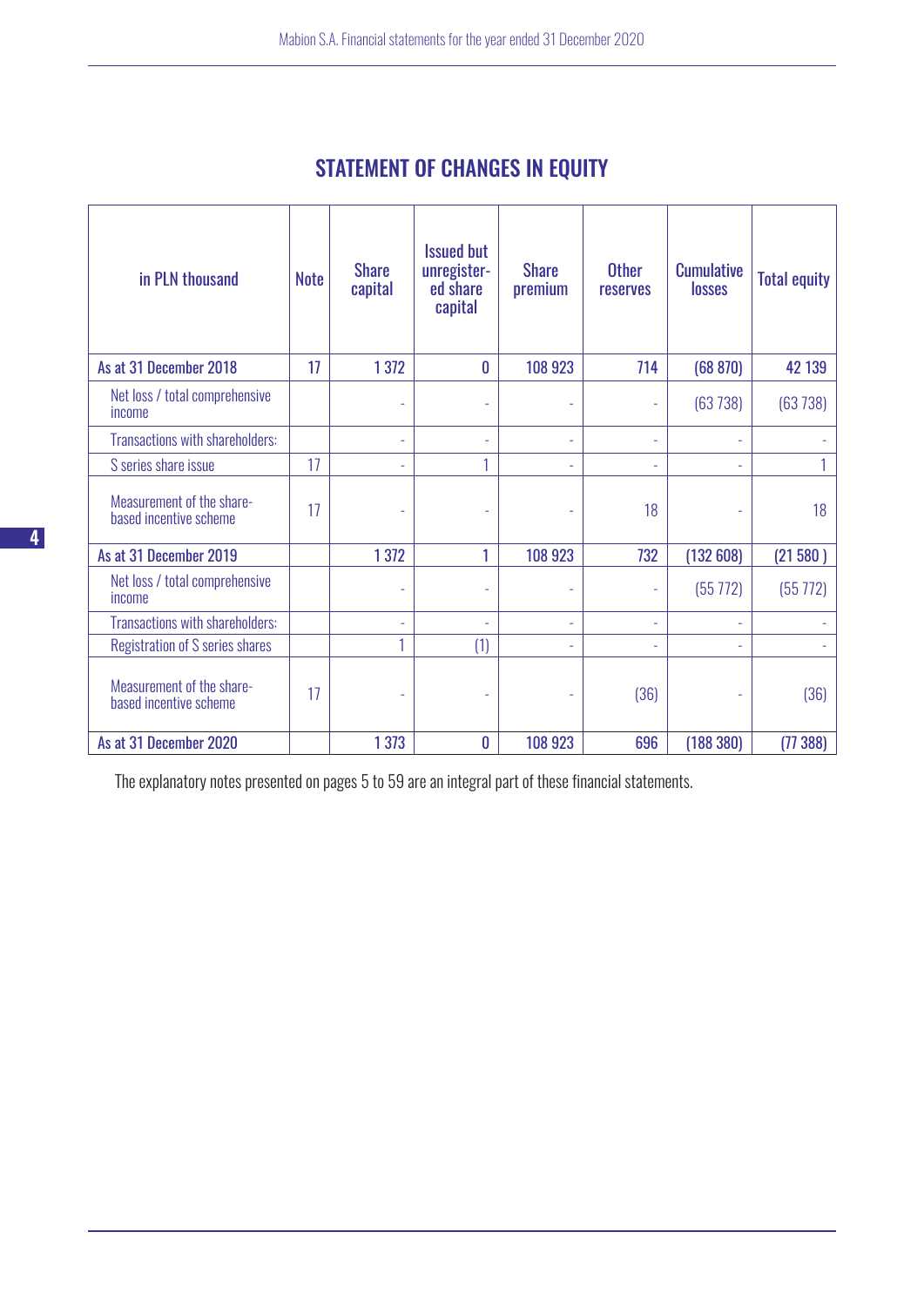# STATEMENT OF CHANGES IN EQUITY

| in PLN thousand | Note | Share capital | Issued but unregistered share capital | Share premium | Other reserves | Cumulative losses | Total equity |
|---|---|---|---|---|---|---|---|
| **As at 31 December 2018** | **17** | **1 372** | **0** | **108 923** | **714** | **(68 870)** | **42 139** |
| Net loss / total comprehensive income | | - | - | - | - | (63 738) | (63 738) |
| Transactions with shareholders: | | - | - | - | - | - | - |
| S series share issue | 17 | - | 1 | - | - | - | 1 |
| Measurement of the share-based incentive scheme | 17 | - | - | - | 18 | - | 18 |
| **As at 31 December 2019** | | **1 372** | **1** | **108 923** | **732** | **(132 608)** | **(21 580 )** |
| Net loss / total comprehensive income | | - | - | - | - | (55 772) | (55 772) |
| Transactions with shareholders: | | - | - | - | - | - | - |
| Registration of S series shares | | 1 | (1) | - | - | - | - |
| Measurement of the share-based incentive scheme | 17 | - | - | - | (36) | - | (36) |
| **As at 31 December 2020** | | **1 373** | **0** | **108 923** | **696** | **(188 380)** | **(77 388)** |

The explanatory notes presented on pages 5 to 59 are an integral part of these financial statements.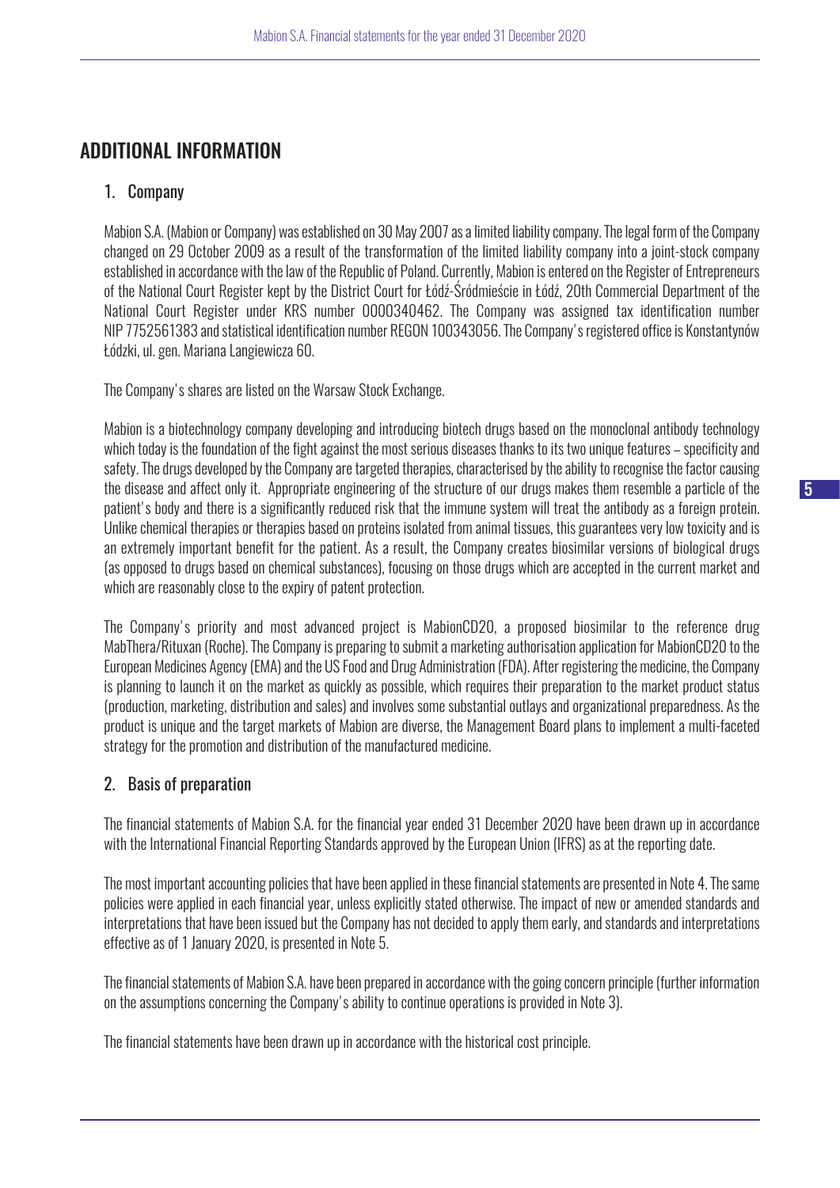# ADDITIONAL INFORMATION

## 1. Company

Mabion S.A. (Mabion or Company) was established on 30 May 2007 as a limited liability company. The legal form of the Company changed on 29 October 2009 as a result of the transformation of the limited liability company into a joint-stock company established in accordance with the law of the Republic of Poland. Currently, Mabion is entered on the Register of Entrepreneurs of the National Court Register kept by the District Court for Łódź-Śródmieście in Łódź, 20th Commercial Department of the National Court Register under KRS number 0000340462. The Company was assigned tax identification number NIP 7752561383 and statistical identification number REGON 100343056. The Company's registered office is Konstantynów Łódzki, ul. gen. Mariana Langiewicza 60.

The Company's shares are listed on the Warsaw Stock Exchange.

Mabion is a biotechnology company developing and introducing biotech drugs based on the monoclonal antibody technology which today is the foundation of the fight against the most serious diseases thanks to its two unique features – specificity and safety. The drugs developed by the Company are targeted therapies, characterised by the ability to recognise the factor causing the disease and affect only it. Appropriate engineering of the structure of our drugs makes them resemble a particle of the patient's body and there is a significantly reduced risk that the immune system will treat the antibody as a foreign protein. Unlike chemical therapies or therapies based on proteins isolated from animal tissues, this guarantees very low toxicity and is an extremely important benefit for the patient. As a result, the Company creates biosimilar versions of biological drugs (as opposed to drugs based on chemical substances), focusing on those drugs which are accepted in the current market and which are reasonably close to the expiry of patent protection.

The Company's priority and most advanced project is MabionCD20, a proposed biosimilar to the reference drug MabThera/Rituxan (Roche). The Company is preparing to submit a marketing authorisation application for MabionCD20 to the European Medicines Agency (EMA) and the US Food and Drug Administration (FDA). After registering the medicine, the Company is planning to launch it on the market as quickly as possible, which requires their preparation to the market product status (production, marketing, distribution and sales) and involves some substantial outlays and organizational preparedness. As the product is unique and the target markets of Mabion are diverse, the Management Board plans to implement a multi-faceted strategy for the promotion and distribution of the manufactured medicine.

## 2. Basis of preparation

The financial statements of Mabion S.A. for the financial year ended 31 December 2020 have been drawn up in accordance with the International Financial Reporting Standards approved by the European Union (IFRS) as at the reporting date.

The most important accounting policies that have been applied in these financial statements are presented in Note 4. The same policies were applied in each financial year, unless explicitly stated otherwise. The impact of new or amended standards and interpretations that have been issued but the Company has not decided to apply them early, and standards and interpretations effective as of 1 January 2020, is presented in Note 5.

The financial statements of Mabion S.A. have been prepared in accordance with the going concern principle (further information on the assumptions concerning the Company's ability to continue operations is provided in Note 3).

The financial statements have been drawn up in accordance with the historical cost principle.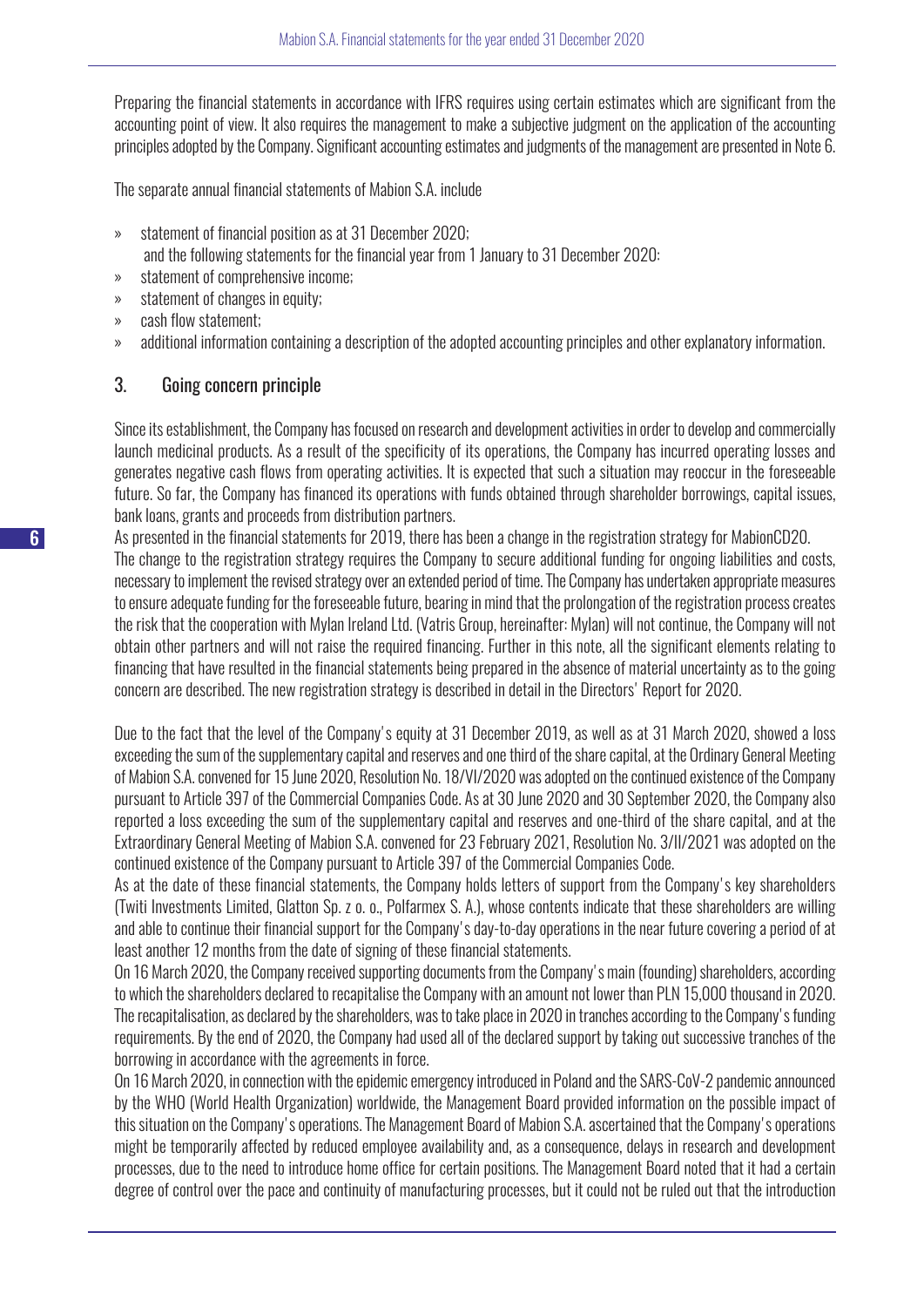Preparing the financial statements in accordance with IFRS requires using certain estimates which are significant from the accounting point of view. It also requires the management to make a subjective judgment on the application of the accounting principles adopted by the Company. Significant accounting estimates and judgments of the management are presented in Note 6.

The separate annual financial statements of Mabion S.A. include

» statement of financial position as at 31 December 2020;
  and the following statements for the financial year from 1 January to 31 December 2020:
» statement of comprehensive income;
» statement of changes in equity;
» cash flow statement;
» additional information containing a description of the adopted accounting principles and other explanatory information.

## 3. Going concern principle

Since its establishment, the Company has focused on research and development activities in order to develop and commercially launch medicinal products. As a result of the specificity of its operations, the Company has incurred operating losses and generates negative cash flows from operating activities. It is expected that such a situation may reoccur in the foreseeable future. So far, the Company has financed its operations with funds obtained through shareholder borrowings, capital issues, bank loans, grants and proceeds from distribution partners.

As presented in the financial statements for 2019, there has been a change in the registration strategy for MabionCD20.

The change to the registration strategy requires the Company to secure additional funding for ongoing liabilities and costs, necessary to implement the revised strategy over an extended period of time. The Company has undertaken appropriate measures to ensure adequate funding for the foreseeable future, bearing in mind that the prolongation of the registration process creates the risk that the cooperation with Mylan Ireland Ltd. (Vatris Group, hereinafter: Mylan) will not continue, the Company will not obtain other partners and will not raise the required financing. Further in this note, all the significant elements relating to financing that have resulted in the financial statements being prepared in the absence of material uncertainty as to the going concern are described. The new registration strategy is described in detail in the Directors' Report for 2020.

Due to the fact that the level of the Company's equity at 31 December 2019, as well as at 31 March 2020, showed a loss exceeding the sum of the supplementary capital and reserves and one third of the share capital, at the Ordinary General Meeting of Mabion S.A. convened for 15 June 2020, Resolution No. 18/VI/2020 was adopted on the continued existence of the Company pursuant to Article 397 of the Commercial Companies Code. As at 30 June 2020 and 30 September 2020, the Company also reported a loss exceeding the sum of the supplementary capital and reserves and one-third of the share capital, and at the Extraordinary General Meeting of Mabion S.A. convened for 23 February 2021, Resolution No. 3/II/2021 was adopted on the continued existence of the Company pursuant to Article 397 of the Commercial Companies Code.

As at the date of these financial statements, the Company holds letters of support from the Company's key shareholders (Twiti Investments Limited, Glatton Sp. z o. o., Polfarmex S. A.), whose contents indicate that these shareholders are willing and able to continue their financial support for the Company's day-to-day operations in the near future covering a period of at least another 12 months from the date of signing of these financial statements.

On 16 March 2020, the Company received supporting documents from the Company's main (founding) shareholders, according to which the shareholders declared to recapitalise the Company with an amount not lower than PLN 15,000 thousand in 2020. The recapitalisation, as declared by the shareholders, was to take place in 2020 in tranches according to the Company's funding requirements. By the end of 2020, the Company had used all of the declared support by taking out successive tranches of the borrowing in accordance with the agreements in force.

On 16 March 2020, in connection with the epidemic emergency introduced in Poland and the SARS-CoV-2 pandemic announced by the WHO (World Health Organization) worldwide, the Management Board provided information on the possible impact of this situation on the Company's operations. The Management Board of Mabion S.A. ascertained that the Company's operations might be temporarily affected by reduced employee availability and, as a consequence, delays in research and development processes, due to the need to introduce home office for certain positions. The Management Board noted that it had a certain degree of control over the pace and continuity of manufacturing processes, but it could not be ruled out that the introduction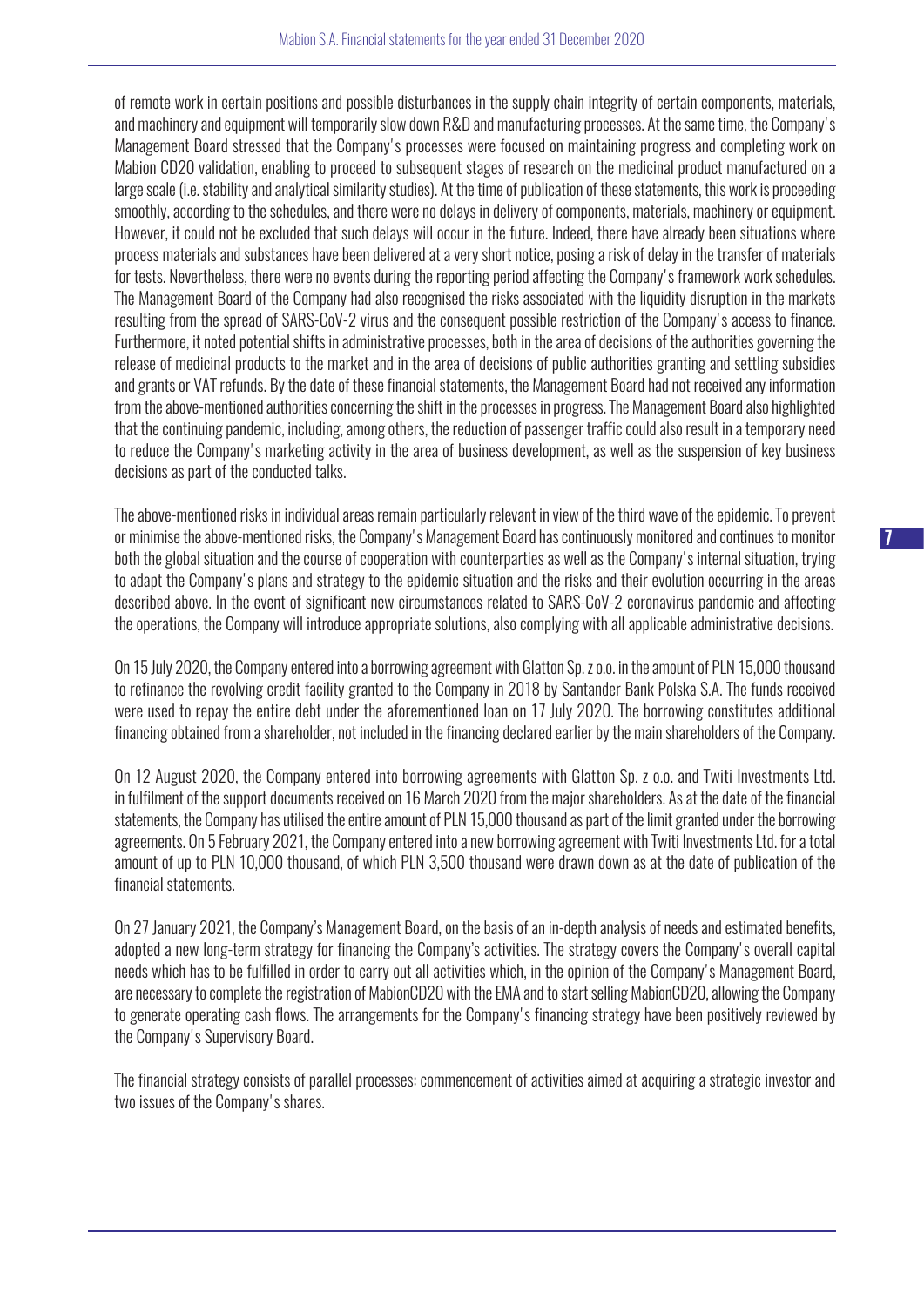of remote work in certain positions and possible disturbances in the supply chain integrity of certain components, materials, and machinery and equipment will temporarily slow down R&D and manufacturing processes. At the same time, the Company's Management Board stressed that the Company's processes were focused on maintaining progress and completing work on Mabion CD20 validation, enabling to proceed to subsequent stages of research on the medicinal product manufactured on a large scale (i.e. stability and analytical similarity studies). At the time of publication of these statements, this work is proceeding smoothly, according to the schedules, and there were no delays in delivery of components, materials, machinery or equipment. However, it could not be excluded that such delays will occur in the future. Indeed, there have already been situations where process materials and substances have been delivered at a very short notice, posing a risk of delay in the transfer of materials for tests. Nevertheless, there were no events during the reporting period affecting the Company's framework work schedules. The Management Board of the Company had also recognised the risks associated with the liquidity disruption in the markets resulting from the spread of SARS-CoV-2 virus and the consequent possible restriction of the Company's access to finance. Furthermore, it noted potential shifts in administrative processes, both in the area of decisions of the authorities governing the release of medicinal products to the market and in the area of decisions of public authorities granting and settling subsidies and grants or VAT refunds. By the date of these financial statements, the Management Board had not received any information from the above-mentioned authorities concerning the shift in the processes in progress. The Management Board also highlighted that the continuing pandemic, including, among others, the reduction of passenger traffic could also result in a temporary need to reduce the Company's marketing activity in the area of business development, as well as the suspension of key business decisions as part of the conducted talks.

The above-mentioned risks in individual areas remain particularly relevant in view of the third wave of the epidemic. To prevent or minimise the above-mentioned risks, the Company's Management Board has continuously monitored and continues to monitor both the global situation and the course of cooperation with counterparties as well as the Company's internal situation, trying to adapt the Company's plans and strategy to the epidemic situation and the risks and their evolution occurring in the areas described above. In the event of significant new circumstances related to SARS-CoV-2 coronavirus pandemic and affecting the operations, the Company will introduce appropriate solutions, also complying with all applicable administrative decisions.

On 15 July 2020, the Company entered into a borrowing agreement with Glatton Sp. z o.o. in the amount of PLN 15,000 thousand to refinance the revolving credit facility granted to the Company in 2018 by Santander Bank Polska S.A. The funds received were used to repay the entire debt under the aforementioned loan on 17 July 2020. The borrowing constitutes additional financing obtained from a shareholder, not included in the financing declared earlier by the main shareholders of the Company.

On 12 August 2020, the Company entered into borrowing agreements with Glatton Sp. z o.o. and Twiti Investments Ltd. in fulfilment of the support documents received on 16 March 2020 from the major shareholders. As at the date of the financial statements, the Company has utilised the entire amount of PLN 15,000 thousand as part of the limit granted under the borrowing agreements. On 5 February 2021, the Company entered into a new borrowing agreement with Twiti Investments Ltd. for a total amount of up to PLN 10,000 thousand, of which PLN 3,500 thousand were drawn down as at the date of publication of the financial statements.

On 27 January 2021, the Company's Management Board, on the basis of an in-depth analysis of needs and estimated benefits, adopted a new long-term strategy for financing the Company's activities. The strategy covers the Company's overall capital needs which has to be fulfilled in order to carry out all activities which, in the opinion of the Company's Management Board, are necessary to complete the registration of MabionCD20 with the EMA and to start selling MabionCD20, allowing the Company to generate operating cash flows. The arrangements for the Company's financing strategy have been positively reviewed by the Company's Supervisory Board.

The financial strategy consists of parallel processes: commencement of activities aimed at acquiring a strategic investor and two issues of the Company's shares.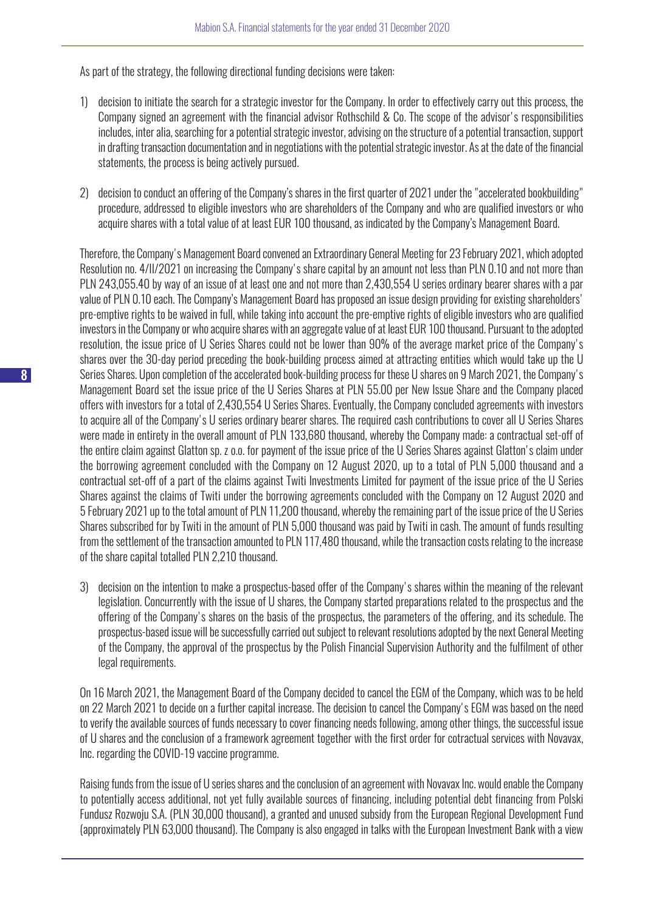As part of the strategy, the following directional funding decisions were taken:

1) decision to initiate the search for a strategic investor for the Company. In order to effectively carry out this process, the Company signed an agreement with the financial advisor Rothschild & Co. The scope of the advisor's responsibilities includes, inter alia, searching for a potential strategic investor, advising on the structure of a potential transaction, support in drafting transaction documentation and in negotiations with the potential strategic investor. As at the date of the financial statements, the process is being actively pursued.

2) decision to conduct an offering of the Company's shares in the first quarter of 2021 under the "accelerated bookbuilding" procedure, addressed to eligible investors who are shareholders of the Company and who are qualified investors or who acquire shares with a total value of at least EUR 100 thousand, as indicated by the Company's Management Board.

Therefore, the Company's Management Board convened an Extraordinary General Meeting for 23 February 2021, which adopted Resolution no. 4/II/2021 on increasing the Company's share capital by an amount not less than PLN 0.10 and not more than PLN 243,055.40 by way of an issue of at least one and not more than 2,430,554 U series ordinary bearer shares with a par value of PLN 0.10 each. The Company's Management Board has proposed an issue design providing for existing shareholders' pre-emptive rights to be waived in full, while taking into account the pre-emptive rights of eligible investors who are qualified investors in the Company or who acquire shares with an aggregate value of at least EUR 100 thousand. Pursuant to the adopted resolution, the issue price of U Series Shares could not be lower than 90% of the average market price of the Company's shares over the 30-day period preceding the book-building process aimed at attracting entities which would take up the U Series Shares. Upon completion of the accelerated book-building process for these U shares on 9 March 2021, the Company's Management Board set the issue price of the U Series Shares at PLN 55.00 per New Issue Share and the Company placed offers with investors for a total of 2,430,554 U Series Shares. Eventually, the Company concluded agreements with investors to acquire all of the Company's U series ordinary bearer shares. The required cash contributions to cover all U Series Shares were made in entirety in the overall amount of PLN 133,680 thousand, whereby the Company made: a contractual set-off of the entire claim against Glatton sp. z o.o. for payment of the issue price of the U Series Shares against Glatton's claim under the borrowing agreement concluded with the Company on 12 August 2020, up to a total of PLN 5,000 thousand and a contractual set-off of a part of the claims against Twiti Investments Limited for payment of the issue price of the U Series Shares against the claims of Twiti under the borrowing agreements concluded with the Company on 12 August 2020 and 5 February 2021 up to the total amount of PLN 11,200 thousand, whereby the remaining part of the issue price of the U Series Shares subscribed for by Twiti in the amount of PLN 5,000 thousand was paid by Twiti in cash. The amount of funds resulting from the settlement of the transaction amounted to PLN 117,480 thousand, while the transaction costs relating to the increase of the share capital totalled PLN 2,210 thousand.

3) decision on the intention to make a prospectus-based offer of the Company's shares within the meaning of the relevant legislation. Concurrently with the issue of U shares, the Company started preparations related to the prospectus and the offering of the Company's shares on the basis of the prospectus, the parameters of the offering, and its schedule. The prospectus-based issue will be successfully carried out subject to relevant resolutions adopted by the next General Meeting of the Company, the approval of the prospectus by the Polish Financial Supervision Authority and the fulfilment of other legal requirements.

On 16 March 2021, the Management Board of the Company decided to cancel the EGM of the Company, which was to be held on 22 March 2021 to decide on a further capital increase. The decision to cancel the Company's EGM was based on the need to verify the available sources of funds necessary to cover financing needs following, among other things, the successful issue of U shares and the conclusion of a framework agreement together with the first order for cotractual services with Novavax, Inc. regarding the COVID-19 vaccine programme.

Raising funds from the issue of U series shares and the conclusion of an agreement with Novavax Inc. would enable the Company to potentially access additional, not yet fully available sources of financing, including potential debt financing from Polski Fundusz Rozwoju S.A. (PLN 30,000 thousand), a granted and unused subsidy from the European Regional Development Fund (approximately PLN 63,000 thousand). The Company is also engaged in talks with the European Investment Bank with a view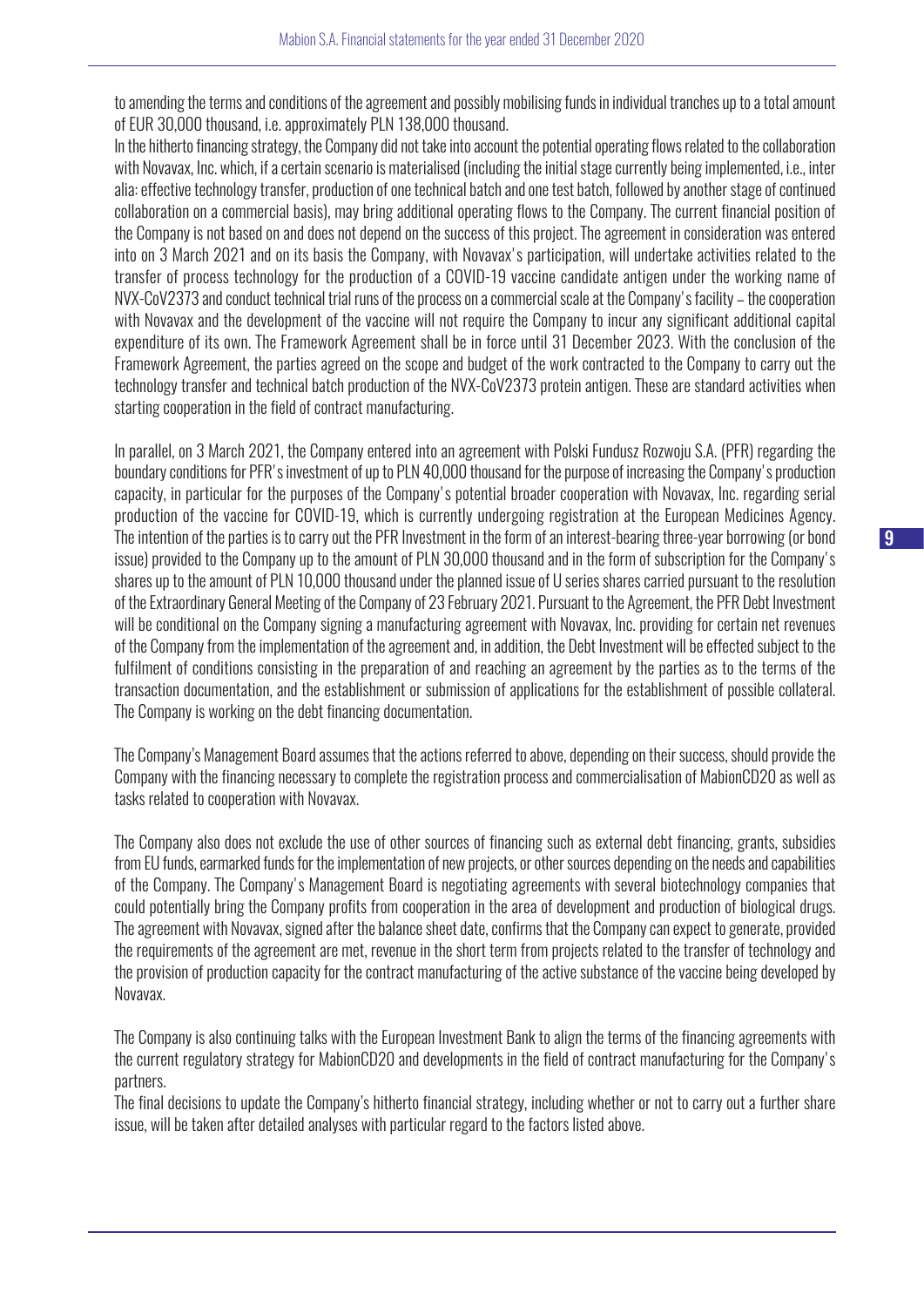to amending the terms and conditions of the agreement and possibly mobilising funds in individual tranches up to a total amount of EUR 30,000 thousand, i.e. approximately PLN 138,000 thousand.

In the hitherto financing strategy, the Company did not take into account the potential operating flows related to the collaboration with Novavax, Inc. which, if a certain scenario is materialised (including the initial stage currently being implemented, i.e., inter alia: effective technology transfer, production of one technical batch and one test batch, followed by another stage of continued collaboration on a commercial basis), may bring additional operating flows to the Company. The current financial position of the Company is not based on and does not depend on the success of this project. The agreement in consideration was entered into on 3 March 2021 and on its basis the Company, with Novavax's participation, will undertake activities related to the transfer of process technology for the production of a COVID-19 vaccine candidate antigen under the working name of NVX-CoV2373 and conduct technical trial runs of the process on a commercial scale at the Company's facility – the cooperation with Novavax and the development of the vaccine will not require the Company to incur any significant additional capital expenditure of its own. The Framework Agreement shall be in force until 31 December 2023. With the conclusion of the Framework Agreement, the parties agreed on the scope and budget of the work contracted to the Company to carry out the technology transfer and technical batch production of the NVX-CoV2373 protein antigen. These are standard activities when starting cooperation in the field of contract manufacturing.

In parallel, on 3 March 2021, the Company entered into an agreement with Polski Fundusz Rozwoju S.A. (PFR) regarding the boundary conditions for PFR's investment of up to PLN 40,000 thousand for the purpose of increasing the Company's production capacity, in particular for the purposes of the Company's potential broader cooperation with Novavax, Inc. regarding serial production of the vaccine for COVID-19, which is currently undergoing registration at the European Medicines Agency. The intention of the parties is to carry out the PFR Investment in the form of an interest-bearing three-year borrowing (or bond issue) provided to the Company up to the amount of PLN 30,000 thousand and in the form of subscription for the Company's shares up to the amount of PLN 10,000 thousand under the planned issue of U series shares carried pursuant to the resolution of the Extraordinary General Meeting of the Company of 23 February 2021. Pursuant to the Agreement, the PFR Debt Investment will be conditional on the Company signing a manufacturing agreement with Novavax, Inc. providing for certain net revenues of the Company from the implementation of the agreement and, in addition, the Debt Investment will be effected subject to the fulfilment of conditions consisting in the preparation of and reaching an agreement by the parties as to the terms of the transaction documentation, and the establishment or submission of applications for the establishment of possible collateral. The Company is working on the debt financing documentation.

The Company's Management Board assumes that the actions referred to above, depending on their success, should provide the Company with the financing necessary to complete the registration process and commercialisation of MabionCD20 as well as tasks related to cooperation with Novavax.

The Company also does not exclude the use of other sources of financing such as external debt financing, grants, subsidies from EU funds, earmarked funds for the implementation of new projects, or other sources depending on the needs and capabilities of the Company. The Company's Management Board is negotiating agreements with several biotechnology companies that could potentially bring the Company profits from cooperation in the area of development and production of biological drugs. The agreement with Novavax, signed after the balance sheet date, confirms that the Company can expect to generate, provided the requirements of the agreement are met, revenue in the short term from projects related to the transfer of technology and the provision of production capacity for the contract manufacturing of the active substance of the vaccine being developed by Novavax.

The Company is also continuing talks with the European Investment Bank to align the terms of the financing agreements with the current regulatory strategy for MabionCD20 and developments in the field of contract manufacturing for the Company's partners.

The final decisions to update the Company's hitherto financial strategy, including whether or not to carry out a further share issue, will be taken after detailed analyses with particular regard to the factors listed above.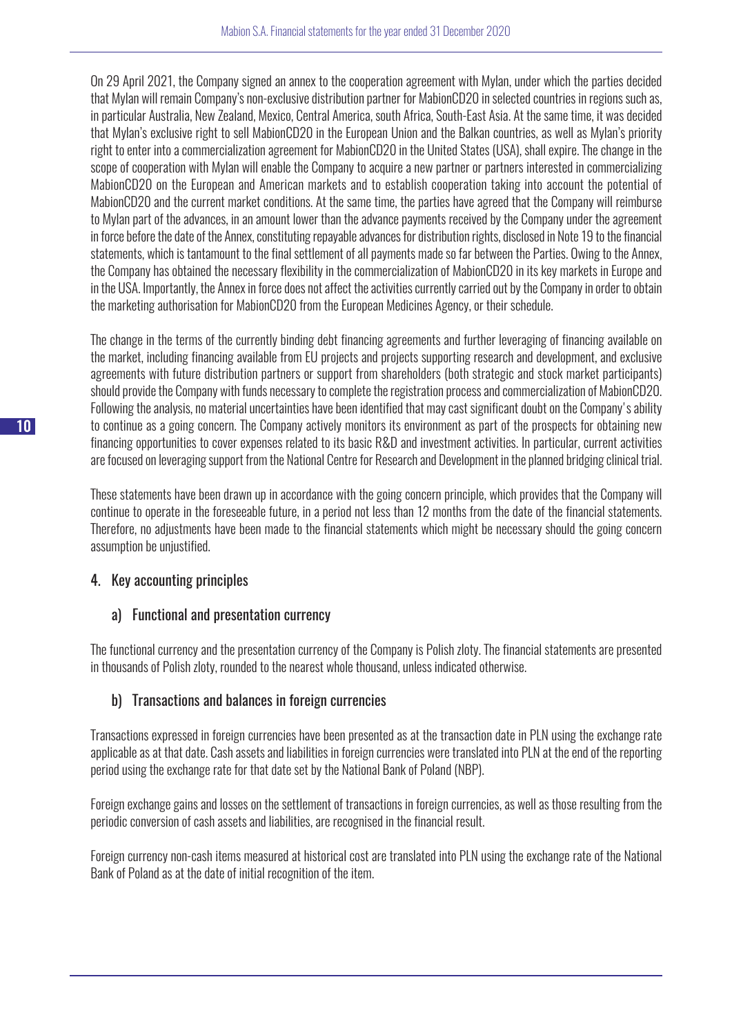On 29 April 2021, the Company signed an annex to the cooperation agreement with Mylan, under which the parties decided that Mylan will remain Company's non-exclusive distribution partner for MabionCD20 in selected countries in regions such as, in particular Australia, New Zealand, Mexico, Central America, south Africa, South-East Asia. At the same time, it was decided that Mylan's exclusive right to sell MabionCD20 in the European Union and the Balkan countries, as well as Mylan's priority right to enter into a commercialization agreement for MabionCD20 in the United States (USA), shall expire. The change in the scope of cooperation with Mylan will enable the Company to acquire a new partner or partners interested in commercializing MabionCD20 on the European and American markets and to establish cooperation taking into account the potential of MabionCD20 and the current market conditions. At the same time, the parties have agreed that the Company will reimburse to Mylan part of the advances, in an amount lower than the advance payments received by the Company under the agreement in force before the date of the Annex, constituting repayable advances for distribution rights, disclosed in Note 19 to the financial statements, which is tantamount to the final settlement of all payments made so far between the Parties. Owing to the Annex, the Company has obtained the necessary flexibility in the commercialization of MabionCD20 in its key markets in Europe and in the USA. Importantly, the Annex in force does not affect the activities currently carried out by the Company in order to obtain the marketing authorisation for MabionCD20 from the European Medicines Agency, or their schedule.

The change in the terms of the currently binding debt financing agreements and further leveraging of financing available on the market, including financing available from EU projects and projects supporting research and development, and exclusive agreements with future distribution partners or support from shareholders (both strategic and stock market participants) should provide the Company with funds necessary to complete the registration process and commercialization of MabionCD20. Following the analysis, no material uncertainties have been identified that may cast significant doubt on the Company's ability to continue as a going concern. The Company actively monitors its environment as part of the prospects for obtaining new financing opportunities to cover expenses related to its basic R&D and investment activities. In particular, current activities are focused on leveraging support from the National Centre for Research and Development in the planned bridging clinical trial.

These statements have been drawn up in accordance with the going concern principle, which provides that the Company will continue to operate in the foreseeable future, in a period not less than 12 months from the date of the financial statements. Therefore, no adjustments have been made to the financial statements which might be necessary should the going concern assumption be unjustified.

## 4. Key accounting principles

### a) Functional and presentation currency

The functional currency and the presentation currency of the Company is Polish zloty. The financial statements are presented in thousands of Polish zloty, rounded to the nearest whole thousand, unless indicated otherwise.

### b) Transactions and balances in foreign currencies

Transactions expressed in foreign currencies have been presented as at the transaction date in PLN using the exchange rate applicable as at that date. Cash assets and liabilities in foreign currencies were translated into PLN at the end of the reporting period using the exchange rate for that date set by the National Bank of Poland (NBP).

Foreign exchange gains and losses on the settlement of transactions in foreign currencies, as well as those resulting from the periodic conversion of cash assets and liabilities, are recognised in the financial result.

Foreign currency non-cash items measured at historical cost are translated into PLN using the exchange rate of the National Bank of Poland as at the date of initial recognition of the item.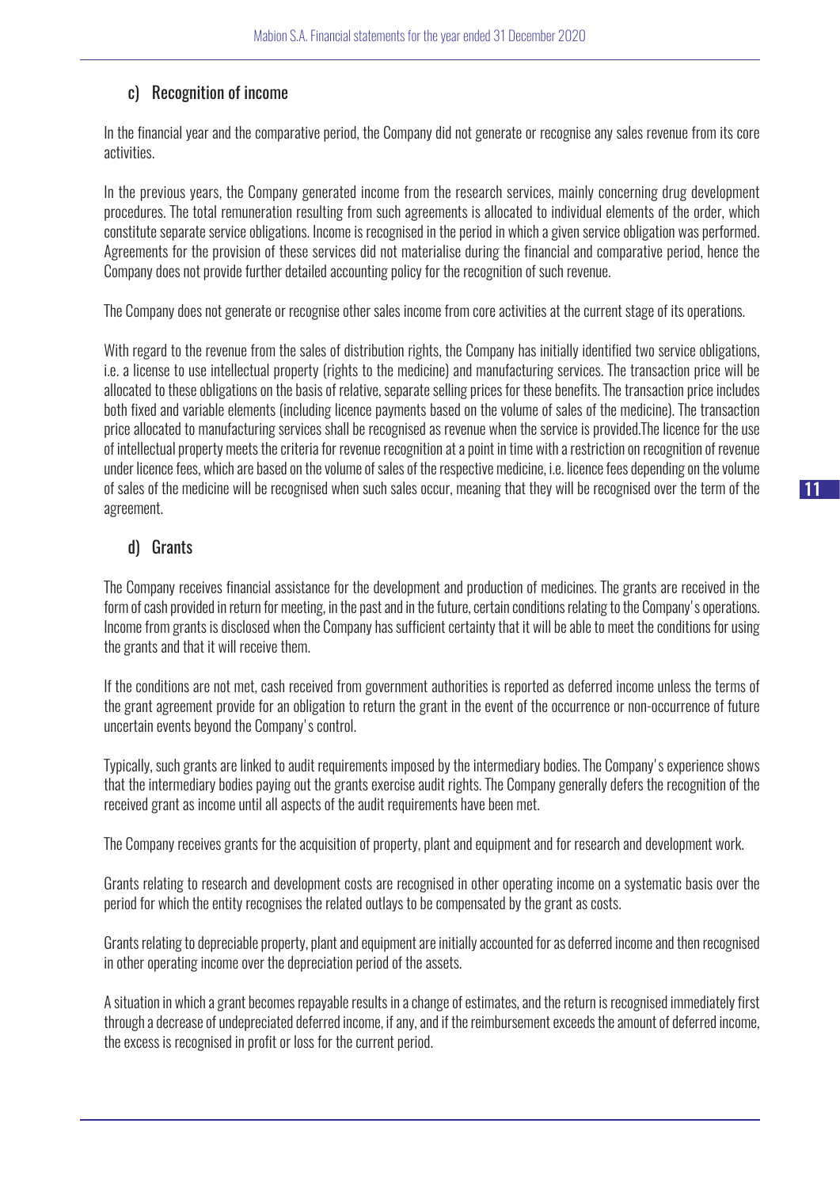### c) Recognition of income

In the financial year and the comparative period, the Company did not generate or recognise any sales revenue from its core activities.

In the previous years, the Company generated income from the research services, mainly concerning drug development procedures. The total remuneration resulting from such agreements is allocated to individual elements of the order, which constitute separate service obligations. Income is recognised in the period in which a given service obligation was performed. Agreements for the provision of these services did not materialise during the financial and comparative period, hence the Company does not provide further detailed accounting policy for the recognition of such revenue.

The Company does not generate or recognise other sales income from core activities at the current stage of its operations.

With regard to the revenue from the sales of distribution rights, the Company has initially identified two service obligations, i.e. a license to use intellectual property (rights to the medicine) and manufacturing services. The transaction price will be allocated to these obligations on the basis of relative, separate selling prices for these benefits. The transaction price includes both fixed and variable elements (including licence payments based on the volume of sales of the medicine). The transaction price allocated to manufacturing services shall be recognised as revenue when the service is provided.The licence for the use of intellectual property meets the criteria for revenue recognition at a point in time with a restriction on recognition of revenue under licence fees, which are based on the volume of sales of the respective medicine, i.e. licence fees depending on the volume of sales of the medicine will be recognised when such sales occur, meaning that they will be recognised over the term of the agreement.

### d) Grants

The Company receives financial assistance for the development and production of medicines. The grants are received in the form of cash provided in return for meeting, in the past and in the future, certain conditions relating to the Company's operations. Income from grants is disclosed when the Company has sufficient certainty that it will be able to meet the conditions for using the grants and that it will receive them.

If the conditions are not met, cash received from government authorities is reported as deferred income unless the terms of the grant agreement provide for an obligation to return the grant in the event of the occurrence or non-occurrence of future uncertain events beyond the Company's control.

Typically, such grants are linked to audit requirements imposed by the intermediary bodies. The Company's experience shows that the intermediary bodies paying out the grants exercise audit rights. The Company generally defers the recognition of the received grant as income until all aspects of the audit requirements have been met.

The Company receives grants for the acquisition of property, plant and equipment and for research and development work.

Grants relating to research and development costs are recognised in other operating income on a systematic basis over the period for which the entity recognises the related outlays to be compensated by the grant as costs.

Grants relating to depreciable property, plant and equipment are initially accounted for as deferred income and then recognised in other operating income over the depreciation period of the assets.

A situation in which a grant becomes repayable results in a change of estimates, and the return is recognised immediately first through a decrease of undepreciated deferred income, if any, and if the reimbursement exceeds the amount of deferred income, the excess is recognised in profit or loss for the current period.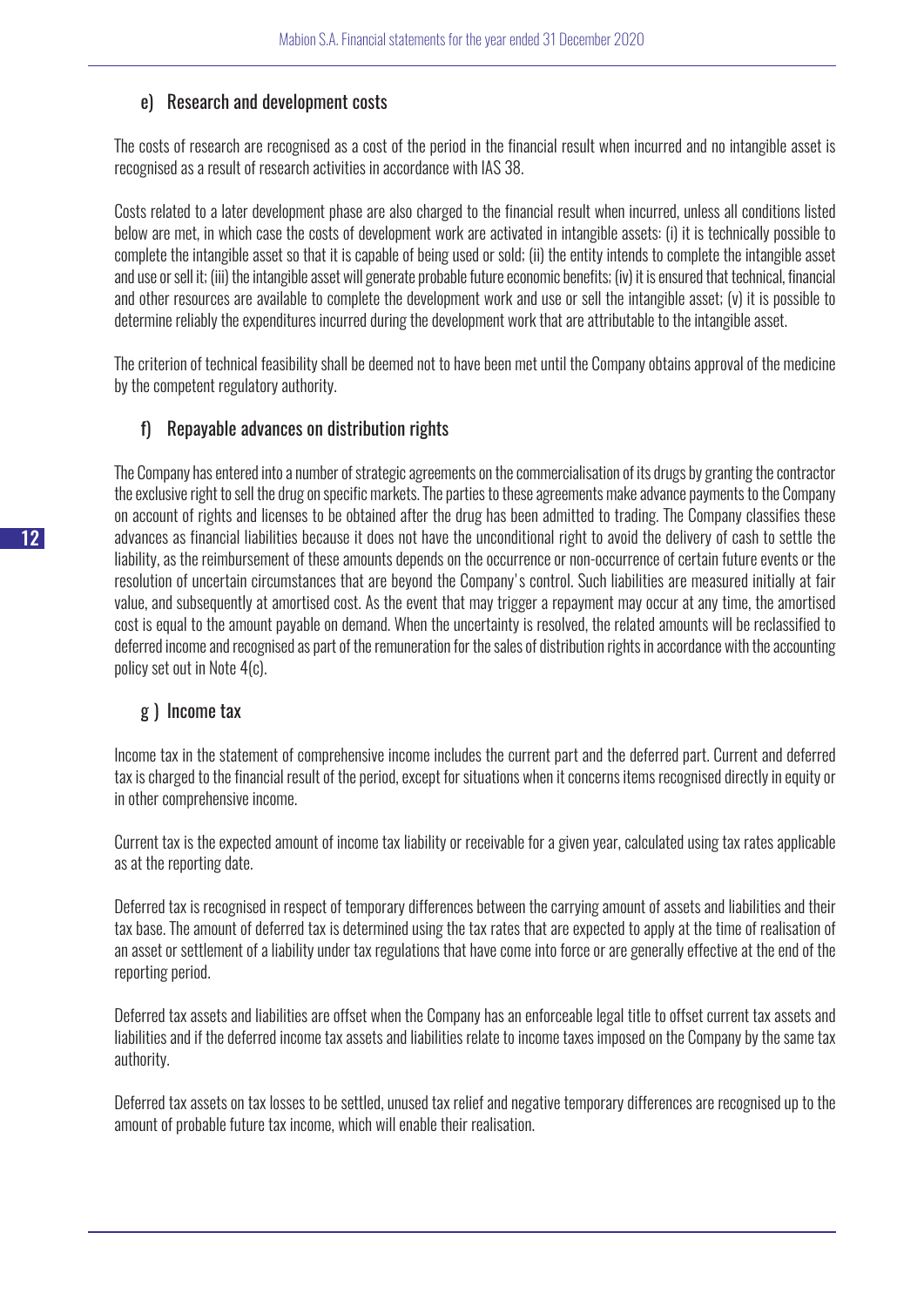### e) Research and development costs

The costs of research are recognised as a cost of the period in the financial result when incurred and no intangible asset is recognised as a result of research activities in accordance with IAS 38.

Costs related to a later development phase are also charged to the financial result when incurred, unless all conditions listed below are met, in which case the costs of development work are activated in intangible assets: (i) it is technically possible to complete the intangible asset so that it is capable of being used or sold; (ii) the entity intends to complete the intangible asset and use or sell it; (iii) the intangible asset will generate probable future economic benefits; (iv) it is ensured that technical, financial and other resources are available to complete the development work and use or sell the intangible asset; (v) it is possible to determine reliably the expenditures incurred during the development work that are attributable to the intangible asset.

The criterion of technical feasibility shall be deemed not to have been met until the Company obtains approval of the medicine by the competent regulatory authority.

### f) Repayable advances on distribution rights

The Company has entered into a number of strategic agreements on the commercialisation of its drugs by granting the contractor the exclusive right to sell the drug on specific markets. The parties to these agreements make advance payments to the Company on account of rights and licenses to be obtained after the drug has been admitted to trading. The Company classifies these advances as financial liabilities because it does not have the unconditional right to avoid the delivery of cash to settle the liability, as the reimbursement of these amounts depends on the occurrence or non-occurrence of certain future events or the resolution of uncertain circumstances that are beyond the Company's control. Such liabilities are measured initially at fair value, and subsequently at amortised cost. As the event that may trigger a repayment may occur at any time, the amortised cost is equal to the amount payable on demand. When the uncertainty is resolved, the related amounts will be reclassified to deferred income and recognised as part of the remuneration for the sales of distribution rights in accordance with the accounting policy set out in Note 4(c).

### g ) Income tax

Income tax in the statement of comprehensive income includes the current part and the deferred part. Current and deferred tax is charged to the financial result of the period, except for situations when it concerns items recognised directly in equity or in other comprehensive income.

Current tax is the expected amount of income tax liability or receivable for a given year, calculated using tax rates applicable as at the reporting date.

Deferred tax is recognised in respect of temporary differences between the carrying amount of assets and liabilities and their tax base. The amount of deferred tax is determined using the tax rates that are expected to apply at the time of realisation of an asset or settlement of a liability under tax regulations that have come into force or are generally effective at the end of the reporting period.

Deferred tax assets and liabilities are offset when the Company has an enforceable legal title to offset current tax assets and liabilities and if the deferred income tax assets and liabilities relate to income taxes imposed on the Company by the same tax authority.

Deferred tax assets on tax losses to be settled, unused tax relief and negative temporary differences are recognised up to the amount of probable future tax income, which will enable their realisation.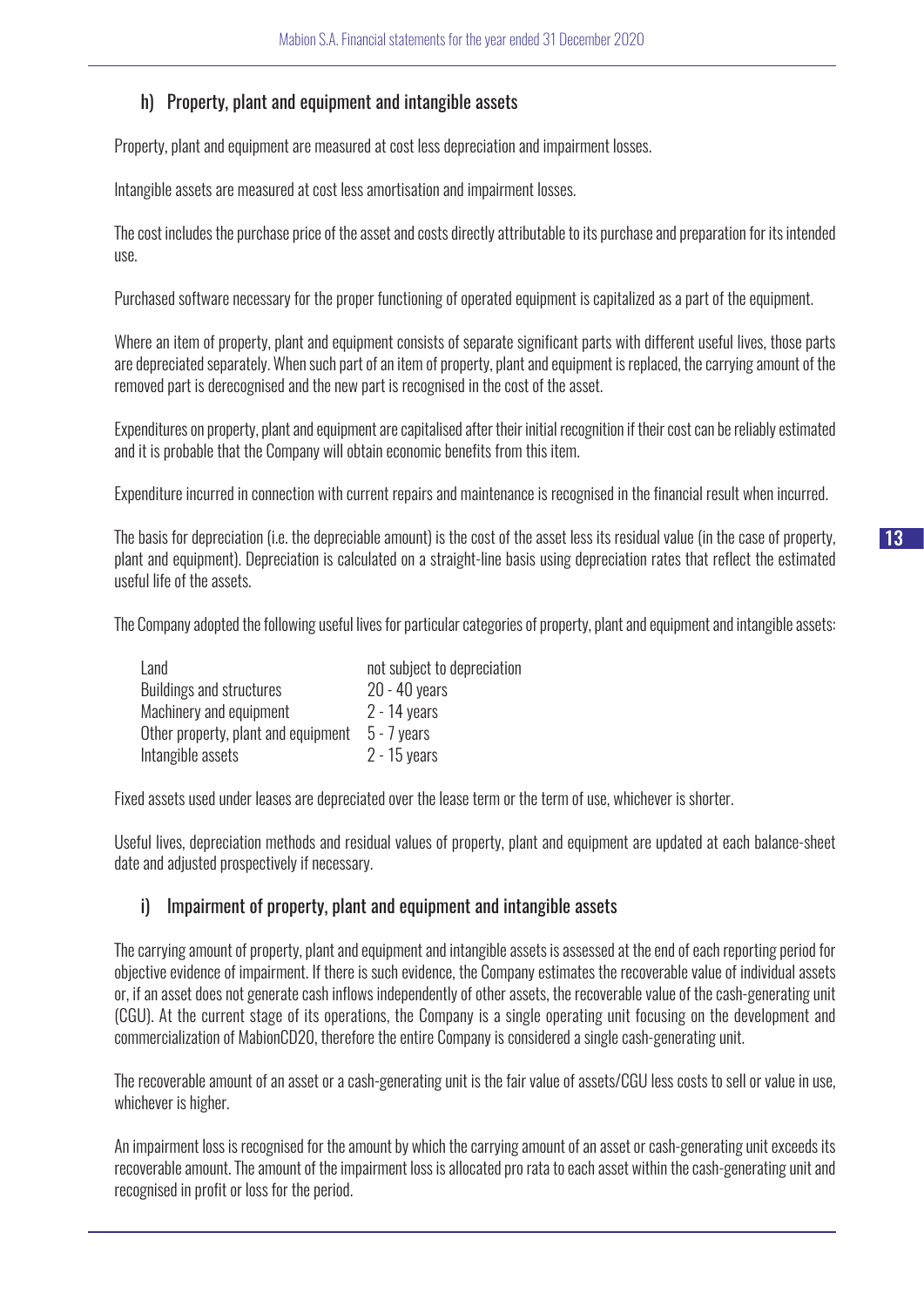## h) Property, plant and equipment and intangible assets

Property, plant and equipment are measured at cost less depreciation and impairment losses.

Intangible assets are measured at cost less amortisation and impairment losses.

The cost includes the purchase price of the asset and costs directly attributable to its purchase and preparation for its intended use.

Purchased software necessary for the proper functioning of operated equipment is capitalized as a part of the equipment.

Where an item of property, plant and equipment consists of separate significant parts with different useful lives, those parts are depreciated separately. When such part of an item of property, plant and equipment is replaced, the carrying amount of the removed part is derecognised and the new part is recognised in the cost of the asset.

Expenditures on property, plant and equipment are capitalised after their initial recognition if their cost can be reliably estimated and it is probable that the Company will obtain economic benefits from this item.

Expenditure incurred in connection with current repairs and maintenance is recognised in the financial result when incurred.

The basis for depreciation (i.e. the depreciable amount) is the cost of the asset less its residual value (in the case of property, plant and equipment). Depreciation is calculated on a straight-line basis using depreciation rates that reflect the estimated useful life of the assets.

The Company adopted the following useful lives for particular categories of property, plant and equipment and intangible assets:

| | |
|---|---|
| Land | not subject to depreciation |
| Buildings and structures | 20 - 40 years |
| Machinery and equipment | 2 - 14 years |
| Other property, plant and equipment | 5 - 7 years |
| Intangible assets | 2 - 15 years |

Fixed assets used under leases are depreciated over the lease term or the term of use, whichever is shorter.

Useful lives, depreciation methods and residual values of property, plant and equipment are updated at each balance-sheet date and adjusted prospectively if necessary.

## i) Impairment of property, plant and equipment and intangible assets

The carrying amount of property, plant and equipment and intangible assets is assessed at the end of each reporting period for objective evidence of impairment. If there is such evidence, the Company estimates the recoverable value of individual assets or, if an asset does not generate cash inflows independently of other assets, the recoverable value of the cash-generating unit (CGU). At the current stage of its operations, the Company is a single operating unit focusing on the development and commercialization of MabionCD20, therefore the entire Company is considered a single cash-generating unit.

The recoverable amount of an asset or a cash-generating unit is the fair value of assets/CGU less costs to sell or value in use, whichever is higher.

An impairment loss is recognised for the amount by which the carrying amount of an asset or cash-generating unit exceeds its recoverable amount. The amount of the impairment loss is allocated pro rata to each asset within the cash-generating unit and recognised in profit or loss for the period.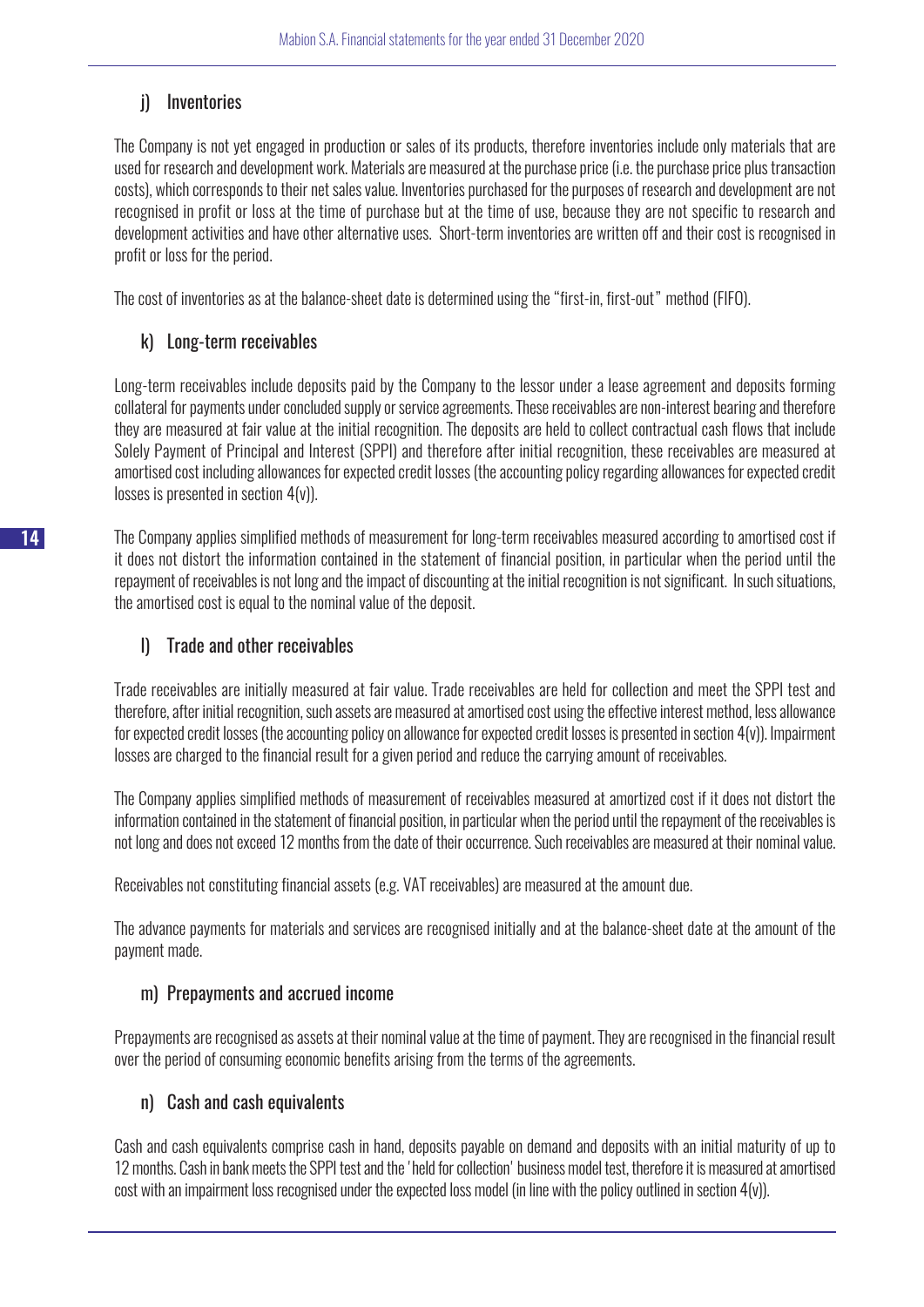## j) Inventories

The Company is not yet engaged in production or sales of its products, therefore inventories include only materials that are used for research and development work. Materials are measured at the purchase price (i.e. the purchase price plus transaction costs), which corresponds to their net sales value. Inventories purchased for the purposes of research and development are not recognised in profit or loss at the time of purchase but at the time of use, because they are not specific to research and development activities and have other alternative uses. Short-term inventories are written off and their cost is recognised in profit or loss for the period.

The cost of inventories as at the balance-sheet date is determined using the "first-in, first-out" method (FIFO).

## k) Long-term receivables

Long-term receivables include deposits paid by the Company to the lessor under a lease agreement and deposits forming collateral for payments under concluded supply or service agreements. These receivables are non-interest bearing and therefore they are measured at fair value at the initial recognition. The deposits are held to collect contractual cash flows that include Solely Payment of Principal and Interest (SPPI) and therefore after initial recognition, these receivables are measured at amortised cost including allowances for expected credit losses (the accounting policy regarding allowances for expected credit losses is presented in section 4(v)).

The Company applies simplified methods of measurement for long-term receivables measured according to amortised cost if it does not distort the information contained in the statement of financial position, in particular when the period until the repayment of receivables is not long and the impact of discounting at the initial recognition is not significant. In such situations, the amortised cost is equal to the nominal value of the deposit.

## l) Trade and other receivables

Trade receivables are initially measured at fair value. Trade receivables are held for collection and meet the SPPI test and therefore, after initial recognition, such assets are measured at amortised cost using the effective interest method, less allowance for expected credit losses (the accounting policy on allowance for expected credit losses is presented in section 4(v)). Impairment losses are charged to the financial result for a given period and reduce the carrying amount of receivables.

The Company applies simplified methods of measurement of receivables measured at amortized cost if it does not distort the information contained in the statement of financial position, in particular when the period until the repayment of the receivables is not long and does not exceed 12 months from the date of their occurrence. Such receivables are measured at their nominal value.

Receivables not constituting financial assets (e.g. VAT receivables) are measured at the amount due.

The advance payments for materials and services are recognised initially and at the balance-sheet date at the amount of the payment made.

## m) Prepayments and accrued income

Prepayments are recognised as assets at their nominal value at the time of payment. They are recognised in the financial result over the period of consuming economic benefits arising from the terms of the agreements.

## n) Cash and cash equivalents

Cash and cash equivalents comprise cash in hand, deposits payable on demand and deposits with an initial maturity of up to 12 months. Cash in bank meets the SPPI test and the 'held for collection' business model test, therefore it is measured at amortised cost with an impairment loss recognised under the expected loss model (in line with the policy outlined in section 4(v)).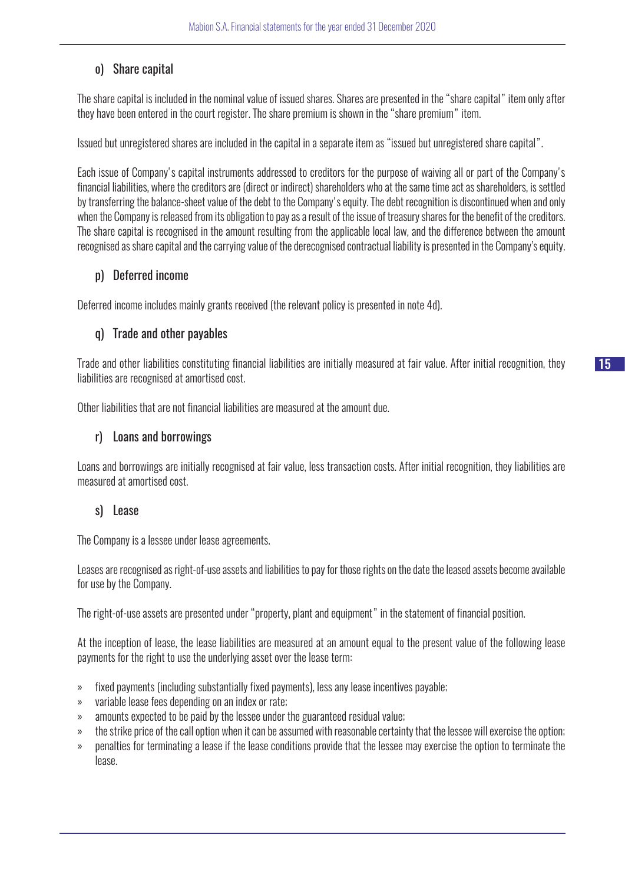## o) Share capital

The share capital is included in the nominal value of issued shares. Shares are presented in the "share capital" item only after they have been entered in the court register. The share premium is shown in the "share premium" item.

Issued but unregistered shares are included in the capital in a separate item as "issued but unregistered share capital".

Each issue of Company's capital instruments addressed to creditors for the purpose of waiving all or part of the Company's financial liabilities, where the creditors are (direct or indirect) shareholders who at the same time act as shareholders, is settled by transferring the balance-sheet value of the debt to the Company's equity. The debt recognition is discontinued when and only when the Company is released from its obligation to pay as a result of the issue of treasury shares for the benefit of the creditors. The share capital is recognised in the amount resulting from the applicable local law, and the difference between the amount recognised as share capital and the carrying value of the derecognised contractual liability is presented in the Company's equity.

## p) Deferred income

Deferred income includes mainly grants received (the relevant policy is presented in note 4d).

## q) Trade and other payables

Trade and other liabilities constituting financial liabilities are initially measured at fair value. After initial recognition, they liabilities are recognised at amortised cost.

Other liabilities that are not financial liabilities are measured at the amount due.

## r) Loans and borrowings

Loans and borrowings are initially recognised at fair value, less transaction costs. After initial recognition, they liabilities are measured at amortised cost.

## s) Lease

The Company is a lessee under lease agreements.

Leases are recognised as right-of-use assets and liabilities to pay for those rights on the date the leased assets become available for use by the Company.

The right-of-use assets are presented under "property, plant and equipment" in the statement of financial position.

At the inception of lease, the lease liabilities are measured at an amount equal to the present value of the following lease payments for the right to use the underlying asset over the lease term:

- fixed payments (including substantially fixed payments), less any lease incentives payable;
- variable lease fees depending on an index or rate;
- amounts expected to be paid by the lessee under the guaranteed residual value;
- the strike price of the call option when it can be assumed with reasonable certainty that the lessee will exercise the option;
- penalties for terminating a lease if the lease conditions provide that the lessee may exercise the option to terminate the lease.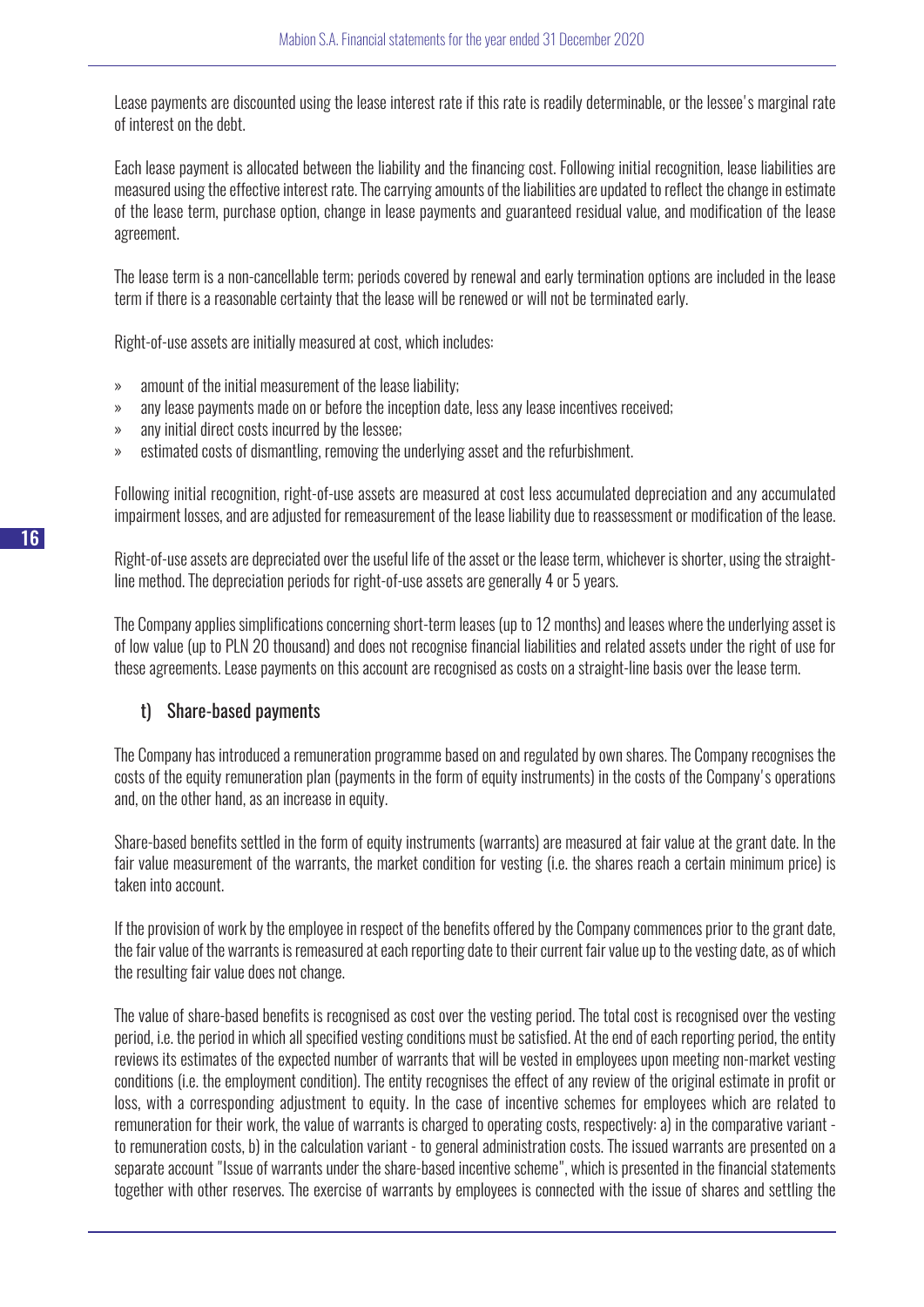Lease payments are discounted using the lease interest rate if this rate is readily determinable, or the lessee's marginal rate of interest on the debt.

Each lease payment is allocated between the liability and the financing cost. Following initial recognition, lease liabilities are measured using the effective interest rate. The carrying amounts of the liabilities are updated to reflect the change in estimate of the lease term, purchase option, change in lease payments and guaranteed residual value, and modification of the lease agreement.

The lease term is a non-cancellable term; periods covered by renewal and early termination options are included in the lease term if there is a reasonable certainty that the lease will be renewed or will not be terminated early.

Right-of-use assets are initially measured at cost, which includes:

- amount of the initial measurement of the lease liability;
- any lease payments made on or before the inception date, less any lease incentives received;
- any initial direct costs incurred by the lessee;
- estimated costs of dismantling, removing the underlying asset and the refurbishment.

Following initial recognition, right-of-use assets are measured at cost less accumulated depreciation and any accumulated impairment losses, and are adjusted for remeasurement of the lease liability due to reassessment or modification of the lease.

Right-of-use assets are depreciated over the useful life of the asset or the lease term, whichever is shorter, using the straight-line method. The depreciation periods for right-of-use assets are generally 4 or 5 years.

The Company applies simplifications concerning short-term leases (up to 12 months) and leases where the underlying asset is of low value (up to PLN 20 thousand) and does not recognise financial liabilities and related assets under the right of use for these agreements. Lease payments on this account are recognised as costs on a straight-line basis over the lease term.

### t) Share-based payments

The Company has introduced a remuneration programme based on and regulated by own shares. The Company recognises the costs of the equity remuneration plan (payments in the form of equity instruments) in the costs of the Company's operations and, on the other hand, as an increase in equity.

Share-based benefits settled in the form of equity instruments (warrants) are measured at fair value at the grant date. In the fair value measurement of the warrants, the market condition for vesting (i.e. the shares reach a certain minimum price) is taken into account.

If the provision of work by the employee in respect of the benefits offered by the Company commences prior to the grant date, the fair value of the warrants is remeasured at each reporting date to their current fair value up to the vesting date, as of which the resulting fair value does not change.

The value of share-based benefits is recognised as cost over the vesting period. The total cost is recognised over the vesting period, i.e. the period in which all specified vesting conditions must be satisfied. At the end of each reporting period, the entity reviews its estimates of the expected number of warrants that will be vested in employees upon meeting non-market vesting conditions (i.e. the employment condition). The entity recognises the effect of any review of the original estimate in profit or loss, with a corresponding adjustment to equity. In the case of incentive schemes for employees which are related to remuneration for their work, the value of warrants is charged to operating costs, respectively: a) in the comparative variant - to remuneration costs, b) in the calculation variant - to general administration costs. The issued warrants are presented on a separate account "Issue of warrants under the share-based incentive scheme", which is presented in the financial statements together with other reserves. The exercise of warrants by employees is connected with the issue of shares and settling the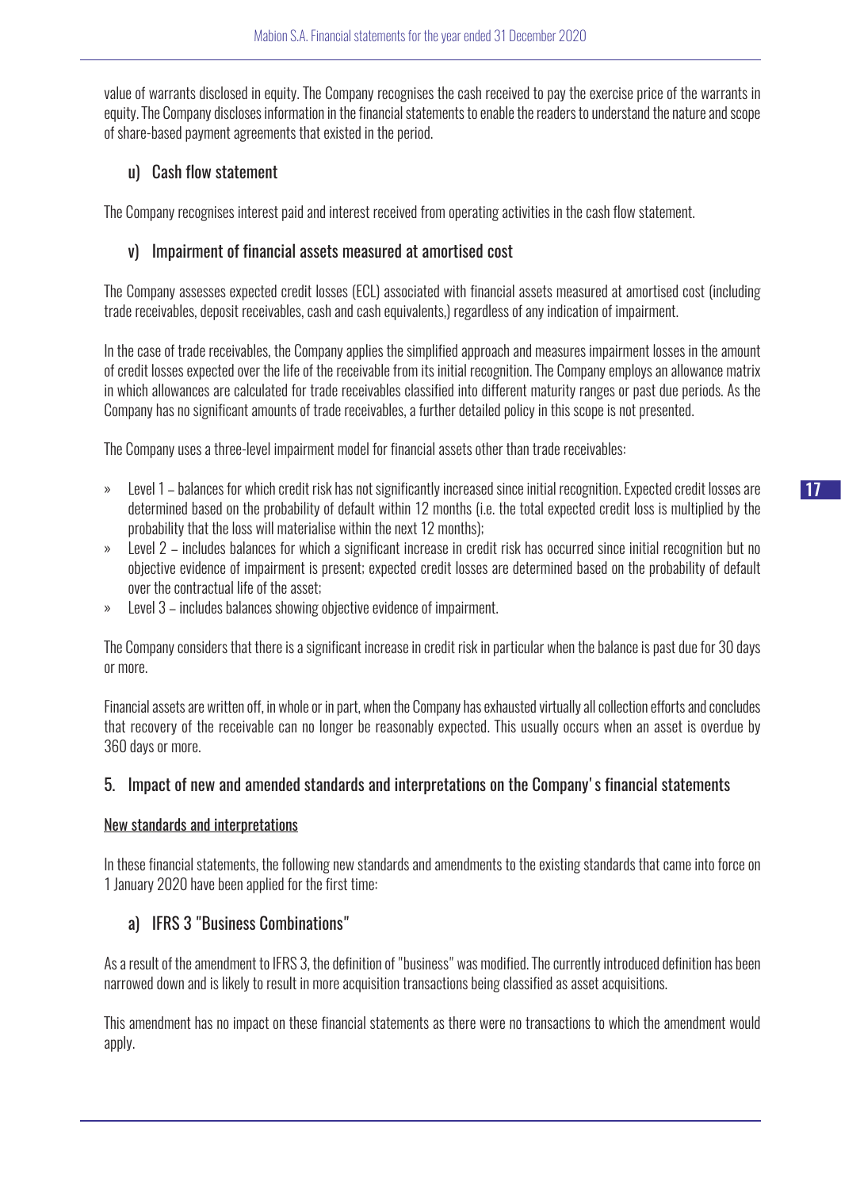value of warrants disclosed in equity. The Company recognises the cash received to pay the exercise price of the warrants in equity. The Company discloses information in the financial statements to enable the readers to understand the nature and scope of share-based payment agreements that existed in the period.

### u) Cash flow statement

The Company recognises interest paid and interest received from operating activities in the cash flow statement.

### v) Impairment of financial assets measured at amortised cost

The Company assesses expected credit losses (ECL) associated with financial assets measured at amortised cost (including trade receivables, deposit receivables, cash and cash equivalents,) regardless of any indication of impairment.

In the case of trade receivables, the Company applies the simplified approach and measures impairment losses in the amount of credit losses expected over the life of the receivable from its initial recognition. The Company employs an allowance matrix in which allowances are calculated for trade receivables classified into different maturity ranges or past due periods. As the Company has no significant amounts of trade receivables, a further detailed policy in this scope is not presented.

The Company uses a three-level impairment model for financial assets other than trade receivables:

- Level 1 – balances for which credit risk has not significantly increased since initial recognition. Expected credit losses are determined based on the probability of default within 12 months (i.e. the total expected credit loss is multiplied by the probability that the loss will materialise within the next 12 months);
- Level 2 – includes balances for which a significant increase in credit risk has occurred since initial recognition but no objective evidence of impairment is present; expected credit losses are determined based on the probability of default over the contractual life of the asset;
- Level 3 – includes balances showing objective evidence of impairment.

The Company considers that there is a significant increase in credit risk in particular when the balance is past due for 30 days or more.

Financial assets are written off, in whole or in part, when the Company has exhausted virtually all collection efforts and concludes that recovery of the receivable can no longer be reasonably expected. This usually occurs when an asset is overdue by 360 days or more.

## 5. Impact of new and amended standards and interpretations on the Company' s financial statements

New standards and interpretations

In these financial statements, the following new standards and amendments to the existing standards that came into force on 1 January 2020 have been applied for the first time:

### a) IFRS 3 "Business Combinations"

As a result of the amendment to IFRS 3, the definition of "business" was modified. The currently introduced definition has been narrowed down and is likely to result in more acquisition transactions being classified as asset acquisitions.

This amendment has no impact on these financial statements as there were no transactions to which the amendment would apply.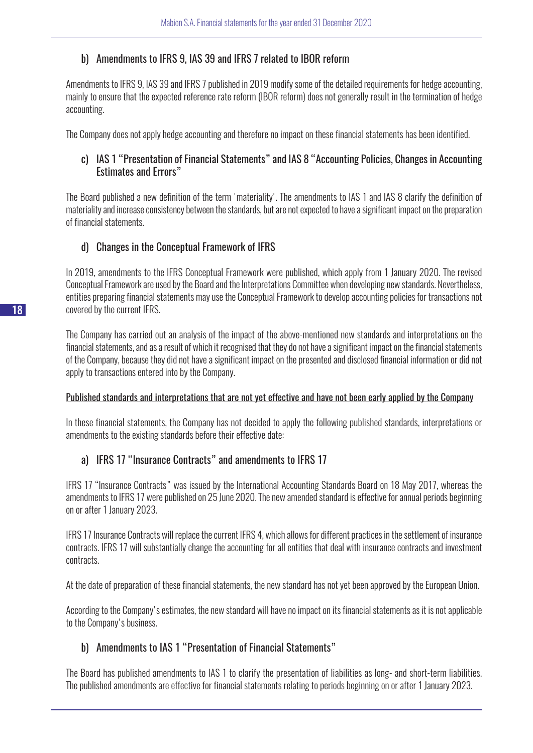### b) Amendments to IFRS 9, IAS 39 and IFRS 7 related to IBOR reform

Amendments to IFRS 9, IAS 39 and IFRS 7 published in 2019 modify some of the detailed requirements for hedge accounting, mainly to ensure that the expected reference rate reform (IBOR reform) does not generally result in the termination of hedge accounting.

The Company does not apply hedge accounting and therefore no impact on these financial statements has been identified.

### c) IAS 1 "Presentation of Financial Statements" and IAS 8 "Accounting Policies, Changes in Accounting Estimates and Errors"

The Board published a new definition of the term 'materiality'. The amendments to IAS 1 and IAS 8 clarify the definition of materiality and increase consistency between the standards, but are not expected to have a significant impact on the preparation of financial statements.

### d) Changes in the Conceptual Framework of IFRS

In 2019, amendments to the IFRS Conceptual Framework were published, which apply from 1 January 2020. The revised Conceptual Framework are used by the Board and the Interpretations Committee when developing new standards. Nevertheless, entities preparing financial statements may use the Conceptual Framework to develop accounting policies for transactions not covered by the current IFRS.

The Company has carried out an analysis of the impact of the above-mentioned new standards and interpretations on the financial statements, and as a result of which it recognised that they do not have a significant impact on the financial statements of the Company, because they did not have a significant impact on the presented and disclosed financial information or did not apply to transactions entered into by the Company.

<u>Published standards and interpretations that are not yet effective and have not been early applied by the Company</u>

In these financial statements, the Company has not decided to apply the following published standards, interpretations or amendments to the existing standards before their effective date:

### a) IFRS 17 "Insurance Contracts" and amendments to IFRS 17

IFRS 17 "Insurance Contracts" was issued by the International Accounting Standards Board on 18 May 2017, whereas the amendments to IFRS 17 were published on 25 June 2020. The new amended standard is effective for annual periods beginning on or after 1 January 2023.

IFRS 17 Insurance Contracts will replace the current IFRS 4, which allows for different practices in the settlement of insurance contracts. IFRS 17 will substantially change the accounting for all entities that deal with insurance contracts and investment contracts.

At the date of preparation of these financial statements, the new standard has not yet been approved by the European Union.

According to the Company's estimates, the new standard will have no impact on its financial statements as it is not applicable to the Company's business.

### b) Amendments to IAS 1 "Presentation of Financial Statements"

The Board has published amendments to IAS 1 to clarify the presentation of liabilities as long- and short-term liabilities. The published amendments are effective for financial statements relating to periods beginning on or after 1 January 2023.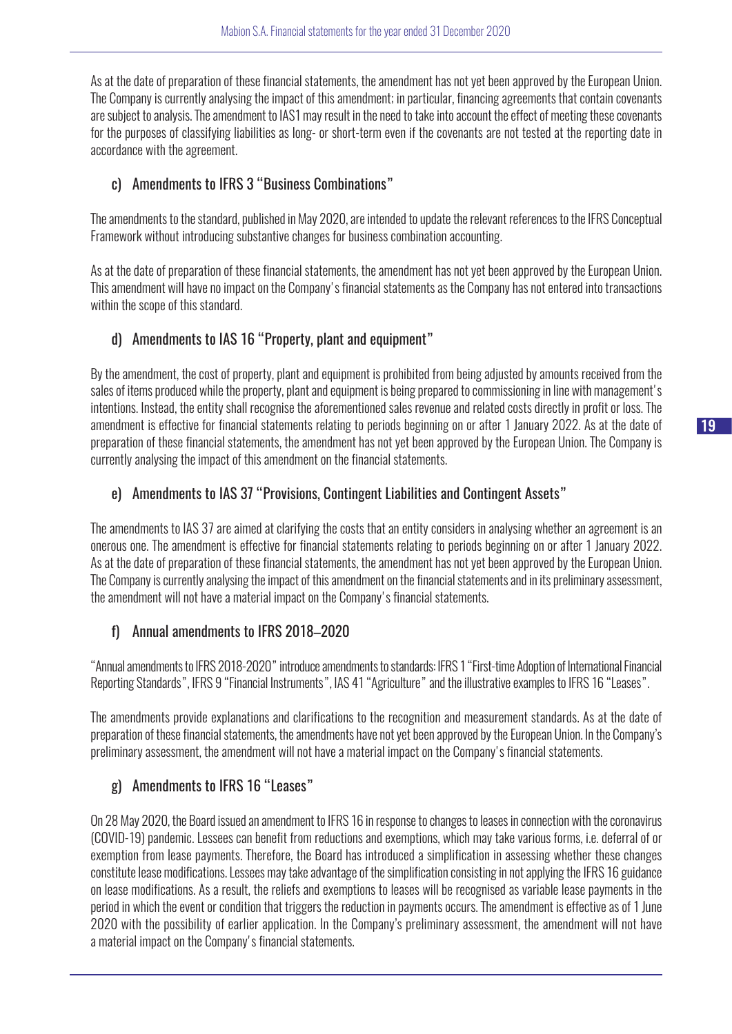As at the date of preparation of these financial statements, the amendment has not yet been approved by the European Union. The Company is currently analysing the impact of this amendment; in particular, financing agreements that contain covenants are subject to analysis. The amendment to IAS1 may result in the need to take into account the effect of meeting these covenants for the purposes of classifying liabilities as long- or short-term even if the covenants are not tested at the reporting date in accordance with the agreement.

### c) Amendments to IFRS 3 "Business Combinations"

The amendments to the standard, published in May 2020, are intended to update the relevant references to the IFRS Conceptual Framework without introducing substantive changes for business combination accounting.

As at the date of preparation of these financial statements, the amendment has not yet been approved by the European Union. This amendment will have no impact on the Company's financial statements as the Company has not entered into transactions within the scope of this standard.

### d) Amendments to IAS 16 "Property, plant and equipment"

By the amendment, the cost of property, plant and equipment is prohibited from being adjusted by amounts received from the sales of items produced while the property, plant and equipment is being prepared to commissioning in line with management's intentions. Instead, the entity shall recognise the aforementioned sales revenue and related costs directly in profit or loss. The amendment is effective for financial statements relating to periods beginning on or after 1 January 2022. As at the date of preparation of these financial statements, the amendment has not yet been approved by the European Union. The Company is currently analysing the impact of this amendment on the financial statements.

### e) Amendments to IAS 37 "Provisions, Contingent Liabilities and Contingent Assets"

The amendments to IAS 37 are aimed at clarifying the costs that an entity considers in analysing whether an agreement is an onerous one. The amendment is effective for financial statements relating to periods beginning on or after 1 January 2022. As at the date of preparation of these financial statements, the amendment has not yet been approved by the European Union. The Company is currently analysing the impact of this amendment on the financial statements and in its preliminary assessment, the amendment will not have a material impact on the Company's financial statements.

### f) Annual amendments to IFRS 2018–2020

"Annual amendments to IFRS 2018-2020" introduce amendments to standards: IFRS 1 "First-time Adoption of International Financial Reporting Standards", IFRS 9 "Financial Instruments", IAS 41 "Agriculture" and the illustrative examples to IFRS 16 "Leases".

The amendments provide explanations and clarifications to the recognition and measurement standards. As at the date of preparation of these financial statements, the amendments have not yet been approved by the European Union. In the Company's preliminary assessment, the amendment will not have a material impact on the Company's financial statements.

### g) Amendments to IFRS 16 "Leases"

On 28 May 2020, the Board issued an amendment to IFRS 16 in response to changes to leases in connection with the coronavirus (COVID-19) pandemic. Lessees can benefit from reductions and exemptions, which may take various forms, i.e. deferral of or exemption from lease payments. Therefore, the Board has introduced a simplification in assessing whether these changes constitute lease modifications. Lessees may take advantage of the simplification consisting in not applying the IFRS 16 guidance on lease modifications. As a result, the reliefs and exemptions to leases will be recognised as variable lease payments in the period in which the event or condition that triggers the reduction in payments occurs. The amendment is effective as of 1 June 2020 with the possibility of earlier application. In the Company's preliminary assessment, the amendment will not have a material impact on the Company's financial statements.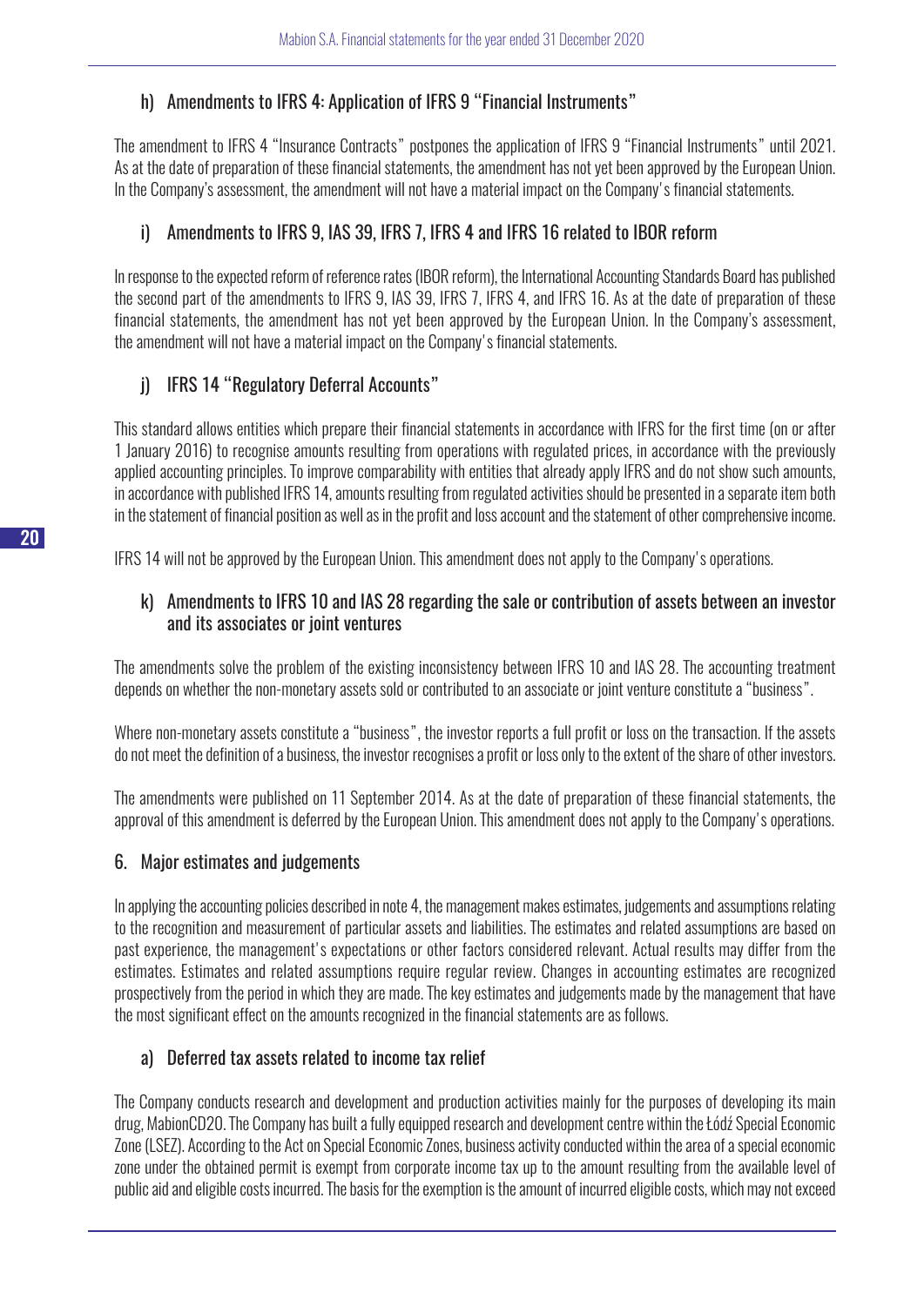### h) Amendments to IFRS 4: Application of IFRS 9 "Financial Instruments"

The amendment to IFRS 4 "Insurance Contracts" postpones the application of IFRS 9 "Financial Instruments" until 2021. As at the date of preparation of these financial statements, the amendment has not yet been approved by the European Union. In the Company's assessment, the amendment will not have a material impact on the Company's financial statements.

### i) Amendments to IFRS 9, IAS 39, IFRS 7, IFRS 4 and IFRS 16 related to IBOR reform

In response to the expected reform of reference rates (IBOR reform), the International Accounting Standards Board has published the second part of the amendments to IFRS 9, IAS 39, IFRS 7, IFRS 4, and IFRS 16. As at the date of preparation of these financial statements, the amendment has not yet been approved by the European Union. In the Company's assessment, the amendment will not have a material impact on the Company's financial statements.

### j) IFRS 14 "Regulatory Deferral Accounts"

This standard allows entities which prepare their financial statements in accordance with IFRS for the first time (on or after 1 January 2016) to recognise amounts resulting from operations with regulated prices, in accordance with the previously applied accounting principles. To improve comparability with entities that already apply IFRS and do not show such amounts, in accordance with published IFRS 14, amounts resulting from regulated activities should be presented in a separate item both in the statement of financial position as well as in the profit and loss account and the statement of other comprehensive income.

IFRS 14 will not be approved by the European Union. This amendment does not apply to the Company's operations.

### k) Amendments to IFRS 10 and IAS 28 regarding the sale or contribution of assets between an investor and its associates or joint ventures

The amendments solve the problem of the existing inconsistency between IFRS 10 and IAS 28. The accounting treatment depends on whether the non-monetary assets sold or contributed to an associate or joint venture constitute a "business".

Where non-monetary assets constitute a "business", the investor reports a full profit or loss on the transaction. If the assets do not meet the definition of a business, the investor recognises a profit or loss only to the extent of the share of other investors.

The amendments were published on 11 September 2014. As at the date of preparation of these financial statements, the approval of this amendment is deferred by the European Union. This amendment does not apply to the Company's operations.

## 6. Major estimates and judgements

In applying the accounting policies described in note 4, the management makes estimates, judgements and assumptions relating to the recognition and measurement of particular assets and liabilities. The estimates and related assumptions are based on past experience, the management's expectations or other factors considered relevant. Actual results may differ from the estimates. Estimates and related assumptions require regular review. Changes in accounting estimates are recognized prospectively from the period in which they are made. The key estimates and judgements made by the management that have the most significant effect on the amounts recognized in the financial statements are as follows.

### a) Deferred tax assets related to income tax relief

The Company conducts research and development and production activities mainly for the purposes of developing its main drug, MabionCD20. The Company has built a fully equipped research and development centre within the Łódź Special Economic Zone (LSEZ). According to the Act on Special Economic Zones, business activity conducted within the area of a special economic zone under the obtained permit is exempt from corporate income tax up to the amount resulting from the available level of public aid and eligible costs incurred. The basis for the exemption is the amount of incurred eligible costs, which may not exceed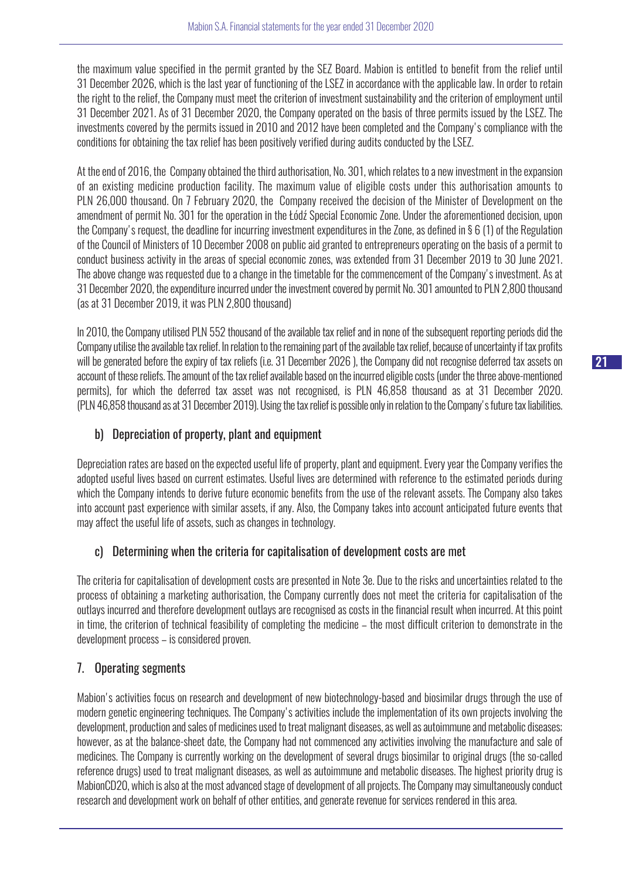the maximum value specified in the permit granted by the SEZ Board. Mabion is entitled to benefit from the relief until 31 December 2026, which is the last year of functioning of the LSEZ in accordance with the applicable law. In order to retain the right to the relief, the Company must meet the criterion of investment sustainability and the criterion of employment until 31 December 2021. As of 31 December 2020, the Company operated on the basis of three permits issued by the LSEZ. The investments covered by the permits issued in 2010 and 2012 have been completed and the Company's compliance with the conditions for obtaining the tax relief has been positively verified during audits conducted by the LSEZ.

At the end of 2016, the Company obtained the third authorisation, No. 301, which relates to a new investment in the expansion of an existing medicine production facility. The maximum value of eligible costs under this authorisation amounts to PLN 26,000 thousand. On 7 February 2020, the Company received the decision of the Minister of Development on the amendment of permit No. 301 for the operation in the Łódź Special Economic Zone. Under the aforementioned decision, upon the Company's request, the deadline for incurring investment expenditures in the Zone, as defined in § 6 (1) of the Regulation of the Council of Ministers of 10 December 2008 on public aid granted to entrepreneurs operating on the basis of a permit to conduct business activity in the areas of special economic zones, was extended from 31 December 2019 to 30 June 2021. The above change was requested due to a change in the timetable for the commencement of the Company's investment. As at 31 December 2020, the expenditure incurred under the investment covered by permit No. 301 amounted to PLN 2,800 thousand (as at 31 December 2019, it was PLN 2,800 thousand)

In 2010, the Company utilised PLN 552 thousand of the available tax relief and in none of the subsequent reporting periods did the Company utilise the available tax relief. In relation to the remaining part of the available tax relief, because of uncertainty if tax profits will be generated before the expiry of tax reliefs (i.e. 31 December 2026 ), the Company did not recognise deferred tax assets on account of these reliefs. The amount of the tax relief available based on the incurred eligible costs (under the three above-mentioned permits), for which the deferred tax asset was not recognised, is PLN 46,858 thousand as at 31 December 2020. (PLN 46,858 thousand as at 31 December 2019). Using the tax relief is possible only in relation to the Company's future tax liabilities.

### b) Depreciation of property, plant and equipment

Depreciation rates are based on the expected useful life of property, plant and equipment. Every year the Company verifies the adopted useful lives based on current estimates. Useful lives are determined with reference to the estimated periods during which the Company intends to derive future economic benefits from the use of the relevant assets. The Company also takes into account past experience with similar assets, if any. Also, the Company takes into account anticipated future events that may affect the useful life of assets, such as changes in technology.

### c) Determining when the criteria for capitalisation of development costs are met

The criteria for capitalisation of development costs are presented in Note 3e. Due to the risks and uncertainties related to the process of obtaining a marketing authorisation, the Company currently does not meet the criteria for capitalisation of the outlays incurred and therefore development outlays are recognised as costs in the financial result when incurred. At this point in time, the criterion of technical feasibility of completing the medicine – the most difficult criterion to demonstrate in the development process – is considered proven.

## 7. Operating segments

Mabion's activities focus on research and development of new biotechnology-based and biosimilar drugs through the use of modern genetic engineering techniques. The Company's activities include the implementation of its own projects involving the development, production and sales of medicines used to treat malignant diseases, as well as autoimmune and metabolic diseases; however, as at the balance-sheet date, the Company had not commenced any activities involving the manufacture and sale of medicines. The Company is currently working on the development of several drugs biosimilar to original drugs (the so-called reference drugs) used to treat malignant diseases, as well as autoimmune and metabolic diseases. The highest priority drug is MabionCD20, which is also at the most advanced stage of development of all projects. The Company may simultaneously conduct research and development work on behalf of other entities, and generate revenue for services rendered in this area.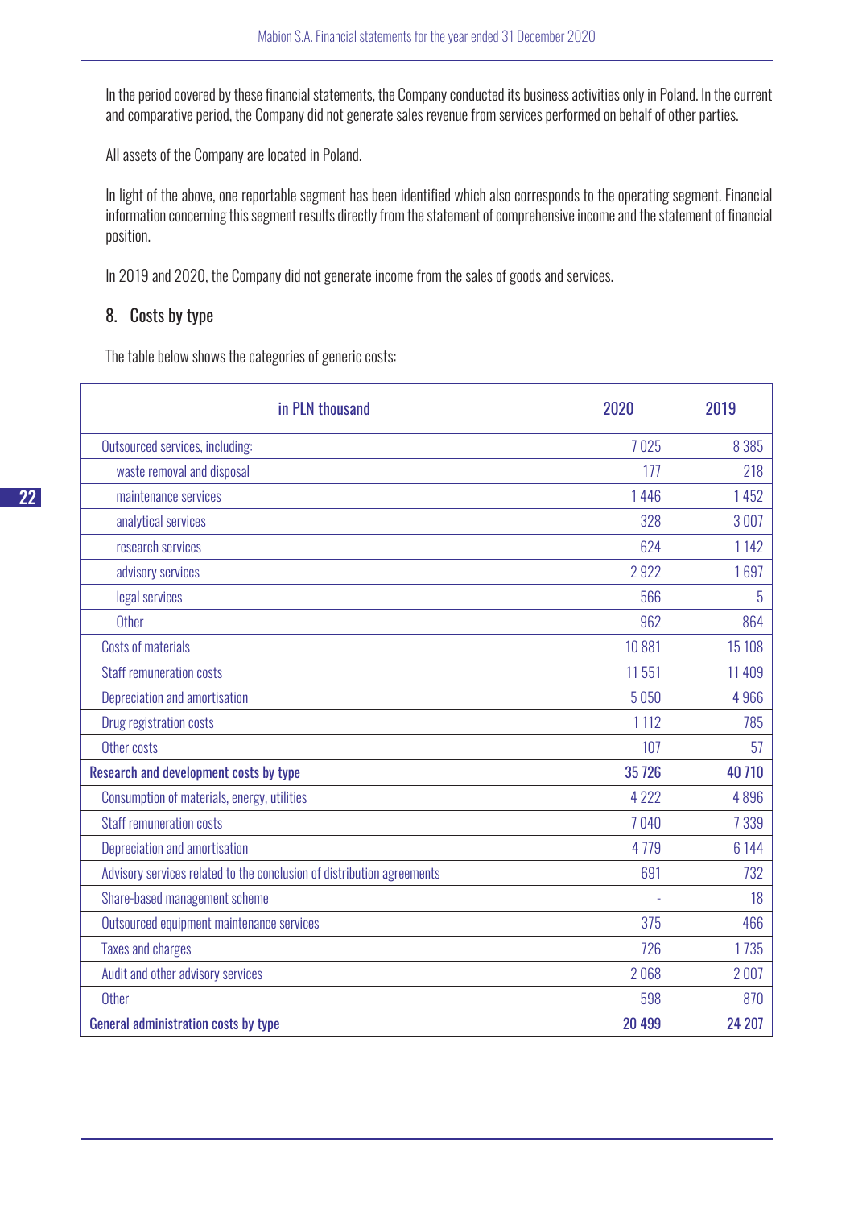In the period covered by these financial statements, the Company conducted its business activities only in Poland. In the current and comparative period, the Company did not generate sales revenue from services performed on behalf of other parties.

All assets of the Company are located in Poland.

In light of the above, one reportable segment has been identified which also corresponds to the operating segment. Financial information concerning this segment results directly from the statement of comprehensive income and the statement of financial position.

In 2019 and 2020, the Company did not generate income from the sales of goods and services.

## 8. Costs by type

The table below shows the categories of generic costs:

| in PLN thousand | 2020 | 2019 |
|---|---|---|
| Outsourced services, including: | 7 025 | 8 385 |
| waste removal and disposal | 177 | 218 |
| maintenance services | 1 446 | 1 452 |
| analytical services | 328 | 3 007 |
| research services | 624 | 1 142 |
| advisory services | 2 922 | 1 697 |
| legal services | 566 | 5 |
| Other | 962 | 864 |
| Costs of materials | 10 881 | 15 108 |
| Staff remuneration costs | 11 551 | 11 409 |
| Depreciation and amortisation | 5 050 | 4 966 |
| Drug registration costs | 1 112 | 785 |
| Other costs | 107 | 57 |
| **Research and development costs by type** | **35 726** | **40 710** |
| Consumption of materials, energy, utilities | 4 222 | 4 896 |
| Staff remuneration costs | 7 040 | 7 339 |
| Depreciation and amortisation | 4 779 | 6 144 |
| Advisory services related to the conclusion of distribution agreements | 691 | 732 |
| Share-based management scheme | - | 18 |
| Outsourced equipment maintenance services | 375 | 466 |
| Taxes and charges | 726 | 1 735 |
| Audit and other advisory services | 2 068 | 2 007 |
| Other | 598 | 870 |
| **General administration costs by type** | **20 499** | **24 207** |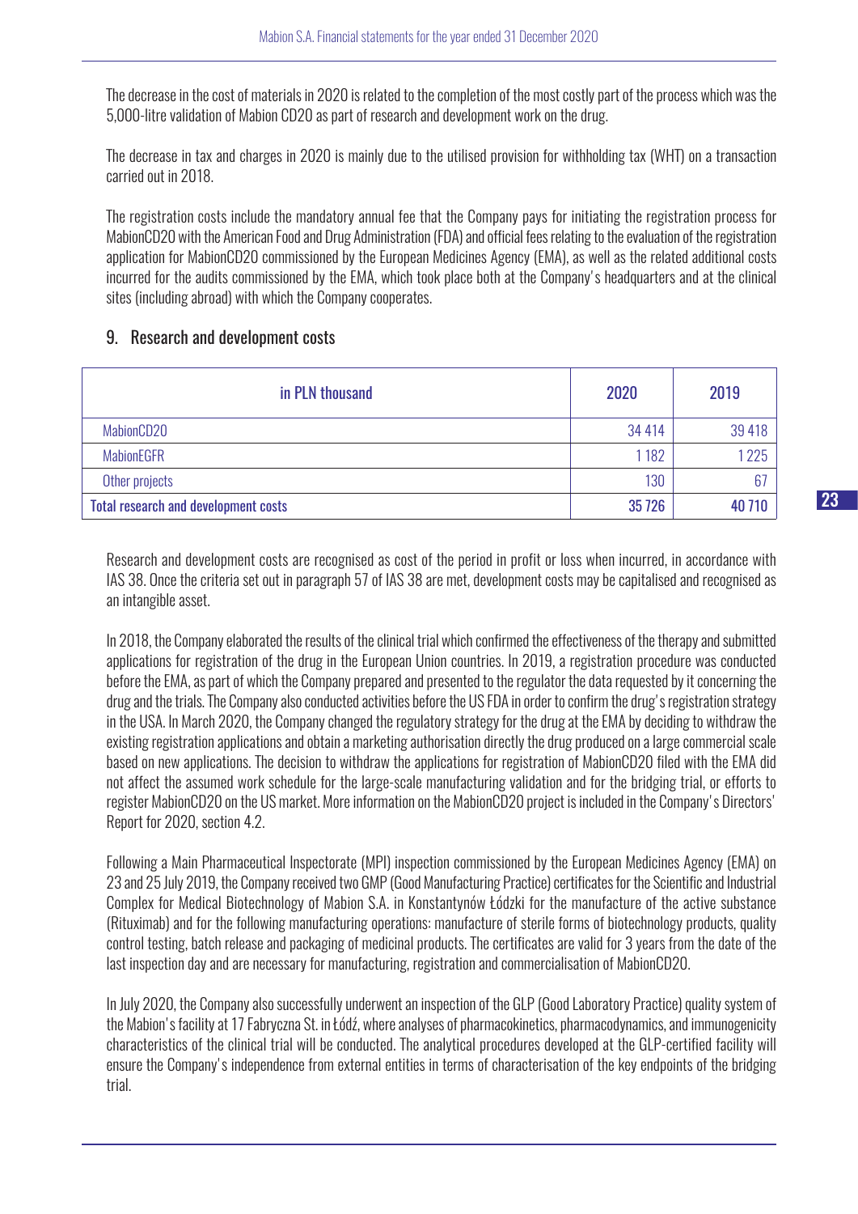The decrease in the cost of materials in 2020 is related to the completion of the most costly part of the process which was the 5,000-litre validation of Mabion CD20 as part of research and development work on the drug.

The decrease in tax and charges in 2020 is mainly due to the utilised provision for withholding tax (WHT) on a transaction carried out in 2018.

The registration costs include the mandatory annual fee that the Company pays for initiating the registration process for MabionCD20 with the American Food and Drug Administration (FDA) and official fees relating to the evaluation of the registration application for MabionCD20 commissioned by the European Medicines Agency (EMA), as well as the related additional costs incurred for the audits commissioned by the EMA, which took place both at the Company's headquarters and at the clinical sites (including abroad) with which the Company cooperates.

## 9. Research and development costs

| in PLN thousand | 2020 | 2019 |
|---|---|---|
| MabionCD20 | 34 414 | 39 418 |
| MabionEGFR | 1 182 | 1 225 |
| Other projects | 130 | 67 |
| **Total research and development costs** | **35 726** | **40 710** |

Research and development costs are recognised as cost of the period in profit or loss when incurred, in accordance with IAS 38. Once the criteria set out in paragraph 57 of IAS 38 are met, development costs may be capitalised and recognised as an intangible asset.

In 2018, the Company elaborated the results of the clinical trial which confirmed the effectiveness of the therapy and submitted applications for registration of the drug in the European Union countries. In 2019, a registration procedure was conducted before the EMA, as part of which the Company prepared and presented to the regulator the data requested by it concerning the drug and the trials. The Company also conducted activities before the US FDA in order to confirm the drug's registration strategy in the USA. In March 2020, the Company changed the regulatory strategy for the drug at the EMA by deciding to withdraw the existing registration applications and obtain a marketing authorisation directly the drug produced on a large commercial scale based on new applications. The decision to withdraw the applications for registration of MabionCD20 filed with the EMA did not affect the assumed work schedule for the large-scale manufacturing validation and for the bridging trial, or efforts to register MabionCD20 on the US market. More information on the MabionCD20 project is included in the Company's Directors' Report for 2020, section 4.2.

Following a Main Pharmaceutical Inspectorate (MPI) inspection commissioned by the European Medicines Agency (EMA) on 23 and 25 July 2019, the Company received two GMP (Good Manufacturing Practice) certificates for the Scientific and Industrial Complex for Medical Biotechnology of Mabion S.A. in Konstantynów Łódzki for the manufacture of the active substance (Rituximab) and for the following manufacturing operations: manufacture of sterile forms of biotechnology products, quality control testing, batch release and packaging of medicinal products. The certificates are valid for 3 years from the date of the last inspection day and are necessary for manufacturing, registration and commercialisation of MabionCD20.

In July 2020, the Company also successfully underwent an inspection of the GLP (Good Laboratory Practice) quality system of the Mabion's facility at 17 Fabryczna St. in Łódź, where analyses of pharmacokinetics, pharmacodynamics, and immunogenicity characteristics of the clinical trial will be conducted. The analytical procedures developed at the GLP-certified facility will ensure the Company's independence from external entities in terms of characterisation of the key endpoints of the bridging trial.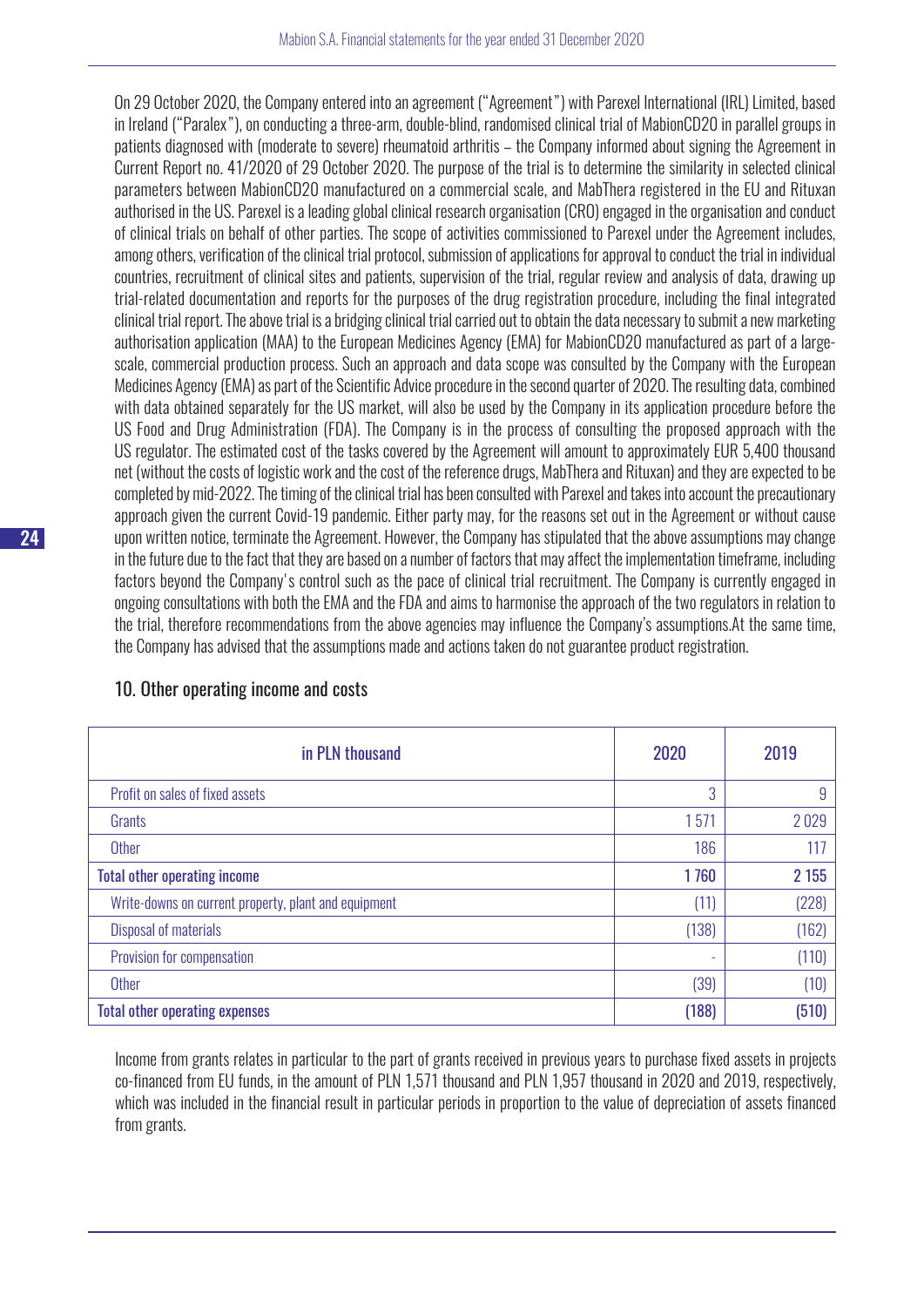On 29 October 2020, the Company entered into an agreement ("Agreement") with Parexel International (IRL) Limited, based in Ireland ("Paralex"), on conducting a three-arm, double-blind, randomised clinical trial of MabionCD20 in parallel groups in patients diagnosed with (moderate to severe) rheumatoid arthritis – the Company informed about signing the Agreement in Current Report no. 41/2020 of 29 October 2020. The purpose of the trial is to determine the similarity in selected clinical parameters between MabionCD20 manufactured on a commercial scale, and MabThera registered in the EU and Rituxan authorised in the US. Parexel is a leading global clinical research organisation (CRO) engaged in the organisation and conduct of clinical trials on behalf of other parties. The scope of activities commissioned to Parexel under the Agreement includes, among others, verification of the clinical trial protocol, submission of applications for approval to conduct the trial in individual countries, recruitment of clinical sites and patients, supervision of the trial, regular review and analysis of data, drawing up trial-related documentation and reports for the purposes of the drug registration procedure, including the final integrated clinical trial report. The above trial is a bridging clinical trial carried out to obtain the data necessary to submit a new marketing authorisation application (MAA) to the European Medicines Agency (EMA) for MabionCD20 manufactured as part of a large-scale, commercial production process. Such an approach and data scope was consulted by the Company with the European Medicines Agency (EMA) as part of the Scientific Advice procedure in the second quarter of 2020. The resulting data, combined with data obtained separately for the US market, will also be used by the Company in its application procedure before the US Food and Drug Administration (FDA). The Company is in the process of consulting the proposed approach with the US regulator. The estimated cost of the tasks covered by the Agreement will amount to approximately EUR 5,400 thousand net (without the costs of logistic work and the cost of the reference drugs, MabThera and Rituxan) and they are expected to be completed by mid-2022. The timing of the clinical trial has been consulted with Parexel and takes into account the precautionary approach given the current Covid-19 pandemic. Either party may, for the reasons set out in the Agreement or without cause upon written notice, terminate the Agreement. However, the Company has stipulated that the above assumptions may change in the future due to the fact that they are based on a number of factors that may affect the implementation timeframe, including factors beyond the Company's control such as the pace of clinical trial recruitment. The Company is currently engaged in ongoing consultations with both the EMA and the FDA and aims to harmonise the approach of the two regulators in relation to the trial, therefore recommendations from the above agencies may influence the Company's assumptions.At the same time, the Company has advised that the assumptions made and actions taken do not guarantee product registration.

## 10. Other operating income and costs

| in PLN thousand | 2020 | 2019 |
|---|---|---|
| Profit on sales of fixed assets | 3 | 9 |
| Grants | 1 571 | 2 029 |
| Other | 186 | 117 |
| **Total other operating income** | **1 760** | **2 155** |
| Write-downs on current property, plant and equipment | (11) | (228) |
| Disposal of materials | (138) | (162) |
| Provision for compensation | - | (110) |
| Other | (39) | (10) |
| **Total other operating expenses** | **(188)** | **(510)** |

Income from grants relates in particular to the part of grants received in previous years to purchase fixed assets in projects co-financed from EU funds, in the amount of PLN 1,571 thousand and PLN 1,957 thousand in 2020 and 2019, respectively, which was included in the financial result in particular periods in proportion to the value of depreciation of assets financed from grants.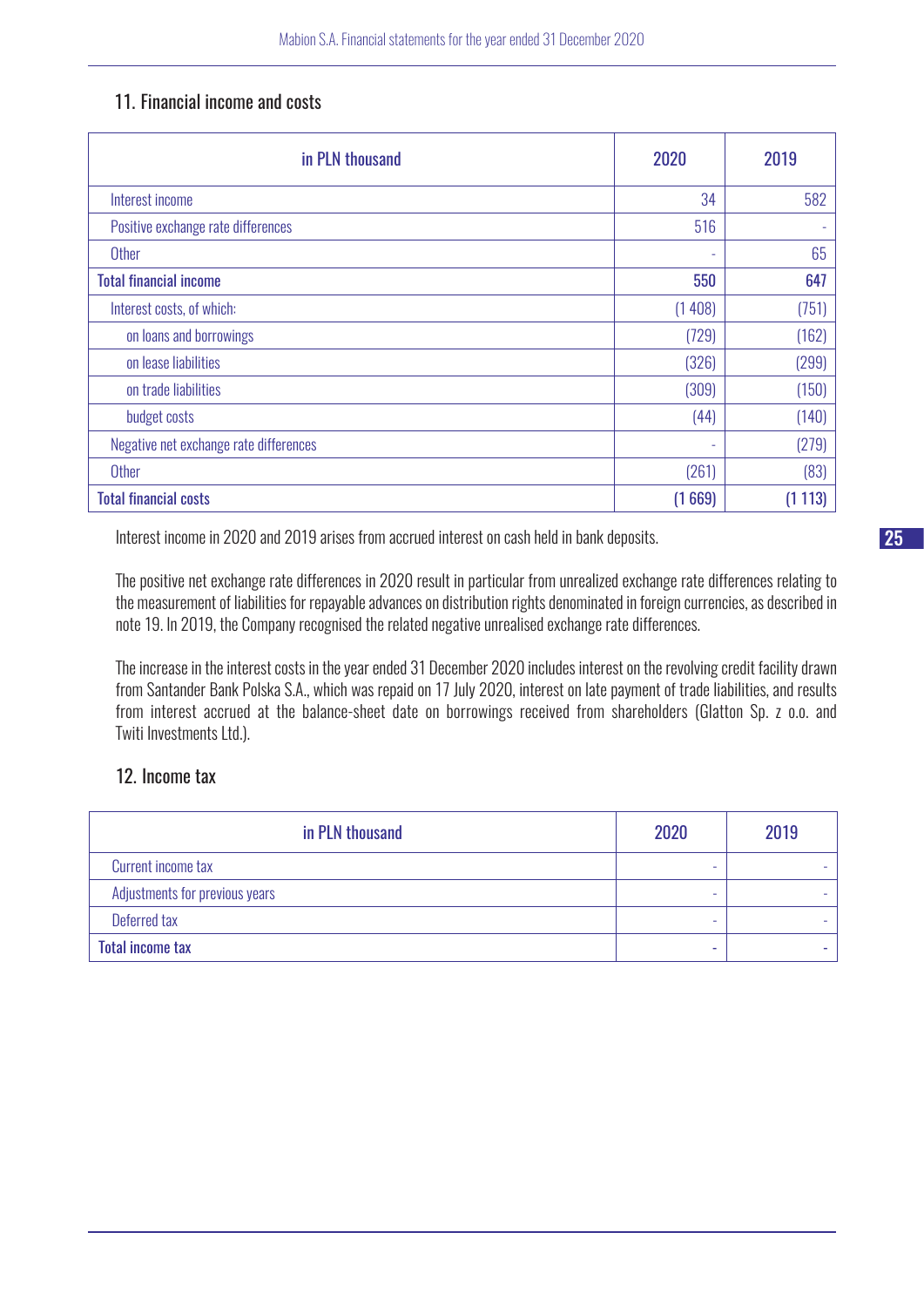## 11. Financial income and costs

| in PLN thousand | 2020 | 2019 |
|---|---|---|
| Interest income | 34 | 582 |
| Positive exchange rate differences | 516 | - |
| Other | - | 65 |
| **Total financial income** | **550** | **647** |
| Interest costs, of which: | (1 408) | (751) |
| on loans and borrowings | (729) | (162) |
| on lease liabilities | (326) | (299) |
| on trade liabilities | (309) | (150) |
| budget costs | (44) | (140) |
| Negative net exchange rate differences | - | (279) |
| Other | (261) | (83) |
| **Total financial costs** | **(1 669)** | **(1 113)** |

Interest income in 2020 and 2019 arises from accrued interest on cash held in bank deposits.

The positive net exchange rate differences in 2020 result in particular from unrealized exchange rate differences relating to the measurement of liabilities for repayable advances on distribution rights denominated in foreign currencies, as described in note 19. In 2019, the Company recognised the related negative unrealised exchange rate differences.

The increase in the interest costs in the year ended 31 December 2020 includes interest on the revolving credit facility drawn from Santander Bank Polska S.A., which was repaid on 17 July 2020, interest on late payment of trade liabilities, and results from interest accrued at the balance-sheet date on borrowings received from shareholders (Glatton Sp. z o.o. and Twiti Investments Ltd.).

## 12. Income tax

| in PLN thousand | 2020 | 2019 |
|---|---|---|
| Current income tax | - | - |
| Adjustments for previous years | - | - |
| Deferred tax | - | - |
| **Total income tax** | **-** | **-** |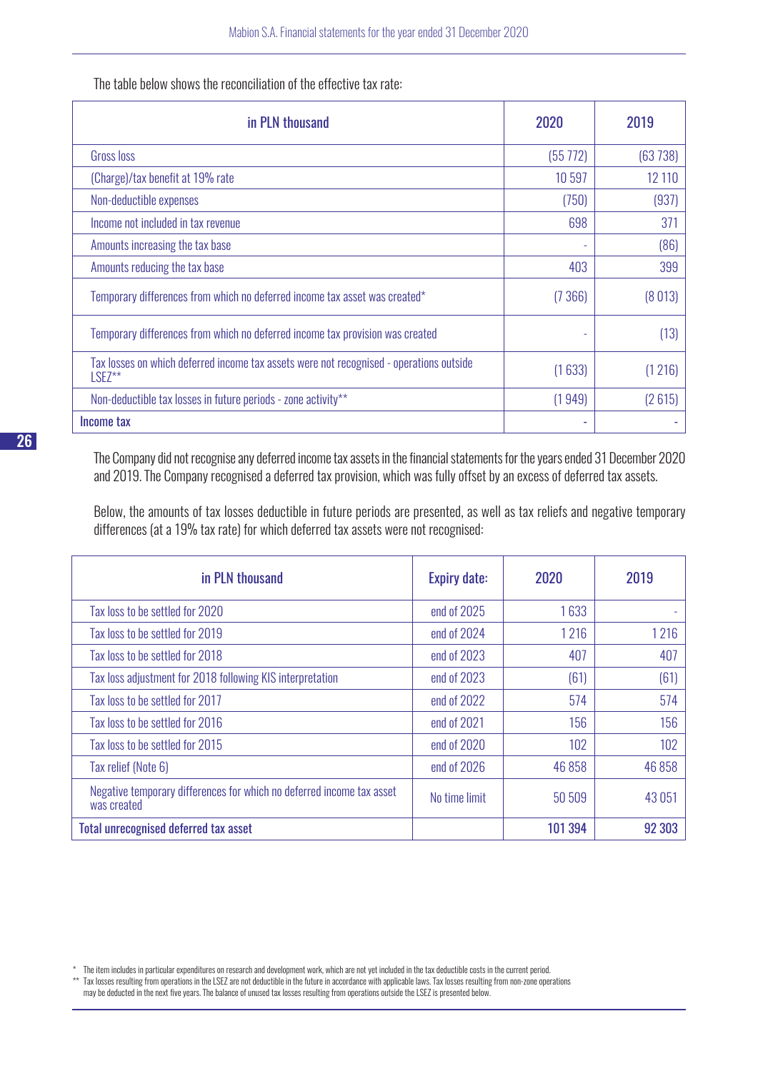The table below shows the reconciliation of the effective tax rate:

| in PLN thousand | 2020 | 2019 |
|---|---|---|
| Gross loss | (55 772) | (63 738) |
| (Charge)/tax benefit at 19% rate | 10 597 | 12 110 |
| Non-deductible expenses | (750) | (937) |
| Income not included in tax revenue | 698 | 371 |
| Amounts increasing the tax base | - | (86) |
| Amounts reducing the tax base | 403 | 399 |
| Temporary differences from which no deferred income tax asset was created* | (7 366) | (8 013) |
| Temporary differences from which no deferred income tax provision was created | - | (13) |
| Tax losses on which deferred income tax assets were not recognised - operations outside LSEZ** | (1 633) | (1 216) |
| Non-deductible tax losses in future periods - zone activity** | (1 949) | (2 615) |
| **Income tax** | - | - |

The Company did not recognise any deferred income tax assets in the financial statements for the years ended 31 December 2020 and 2019. The Company recognised a deferred tax provision, which was fully offset by an excess of deferred tax assets.

Below, the amounts of tax losses deductible in future periods are presented, as well as tax reliefs and negative temporary differences (at a 19% tax rate) for which deferred tax assets were not recognised:

| in PLN thousand | Expiry date: | 2020 | 2019 |
|---|---|---|---|
| Tax loss to be settled for 2020 | end of 2025 | 1 633 | - |
| Tax loss to be settled for 2019 | end of 2024 | 1 216 | 1 216 |
| Tax loss to be settled for 2018 | end of 2023 | 407 | 407 |
| Tax loss adjustment for 2018 following KIS interpretation | end of 2023 | (61) | (61) |
| Tax loss to be settled for 2017 | end of 2022 | 574 | 574 |
| Tax loss to be settled for 2016 | end of 2021 | 156 | 156 |
| Tax loss to be settled for 2015 | end of 2020 | 102 | 102 |
| Tax relief (Note 6) | end of 2026 | 46 858 | 46 858 |
| Negative temporary differences for which no deferred income tax asset was created | No time limit | 50 509 | 43 051 |
| **Total unrecognised deferred tax asset** | | **101 394** | **92 303** |

\* The item includes in particular expenditures on research and development work, which are not yet included in the tax deductible costs in the current period.

\*\* Tax losses resulting from operations in the LSEZ are not deductible in the future in accordance with applicable laws. Tax losses resulting from non-zone operations may be deducted in the next five years. The balance of unused tax losses resulting from operations outside the LSEZ is presented below.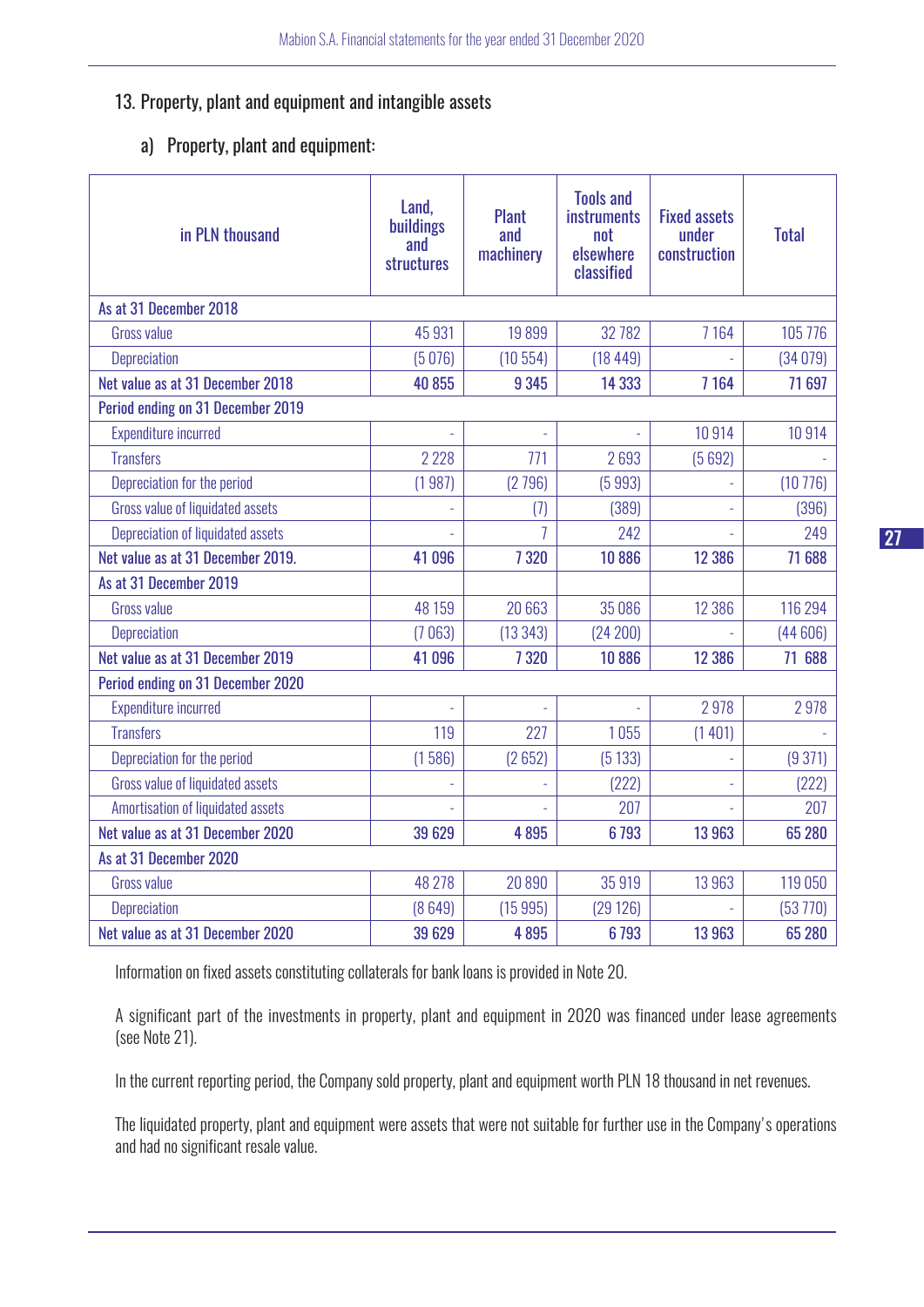## 13. Property, plant and equipment and intangible assets

### a) Property, plant and equipment:

| in PLN thousand | Land, buildings and structures | Plant and machinery | Tools and instruments not elsewhere classified | Fixed assets under construction | Total |
|---|---|---|---|---|---|
| **As at 31 December 2018** | | | | | |
| Gross value | 45 931 | 19 899 | 32 782 | 7 164 | 105 776 |
| Depreciation | (5 076) | (10 554) | (18 449) | - | (34 079) |
| **Net value as at 31 December 2018** | **40 855** | **9 345** | **14 333** | **7 164** | **71 697** |
| **Period ending on 31 December 2019** | | | | | |
| Expenditure incurred | - | - | - | 10 914 | 10 914 |
| Transfers | 2 228 | 771 | 2 693 | (5 692) | - |
| Depreciation for the period | (1 987) | (2 796) | (5 993) | - | (10 776) |
| Gross value of liquidated assets | - | (7) | (389) | - | (396) |
| Depreciation of liquidated assets | - | 7 | 242 | - | 249 |
| **Net value as at 31 December 2019.** | **41 096** | **7 320** | **10 886** | **12 386** | **71 688** |
| **As at 31 December 2019** | | | | | |
| Gross value | 48 159 | 20 663 | 35 086 | 12 386 | 116 294 |
| Depreciation | (7 063) | (13 343) | (24 200) | - | (44 606) |
| **Net value as at 31 December 2019** | **41 096** | **7 320** | **10 886** | **12 386** | **71 688** |
| **Period ending on 31 December 2020** | | | | | |
| Expenditure incurred | - | - | - | 2 978 | 2 978 |
| Transfers | 119 | 227 | 1 055 | (1 401) | - |
| Depreciation for the period | (1 586) | (2 652) | (5 133) | - | (9 371) |
| Gross value of liquidated assets | - | - | (222) | - | (222) |
| Amortisation of liquidated assets | - | - | 207 | - | 207 |
| **Net value as at 31 December 2020** | **39 629** | **4 895** | **6 793** | **13 963** | **65 280** |
| **As at 31 December 2020** | | | | | |
| Gross value | 48 278 | 20 890 | 35 919 | 13 963 | 119 050 |
| Depreciation | (8 649) | (15 995) | (29 126) | - | (53 770) |
| **Net value as at 31 December 2020** | **39 629** | **4 895** | **6 793** | **13 963** | **65 280** |

Information on fixed assets constituting collaterals for bank loans is provided in Note 20.

A significant part of the investments in property, plant and equipment in 2020 was financed under lease agreements (see Note 21).

In the current reporting period, the Company sold property, plant and equipment worth PLN 18 thousand in net revenues.

The liquidated property, plant and equipment were assets that were not suitable for further use in the Company's operations and had no significant resale value.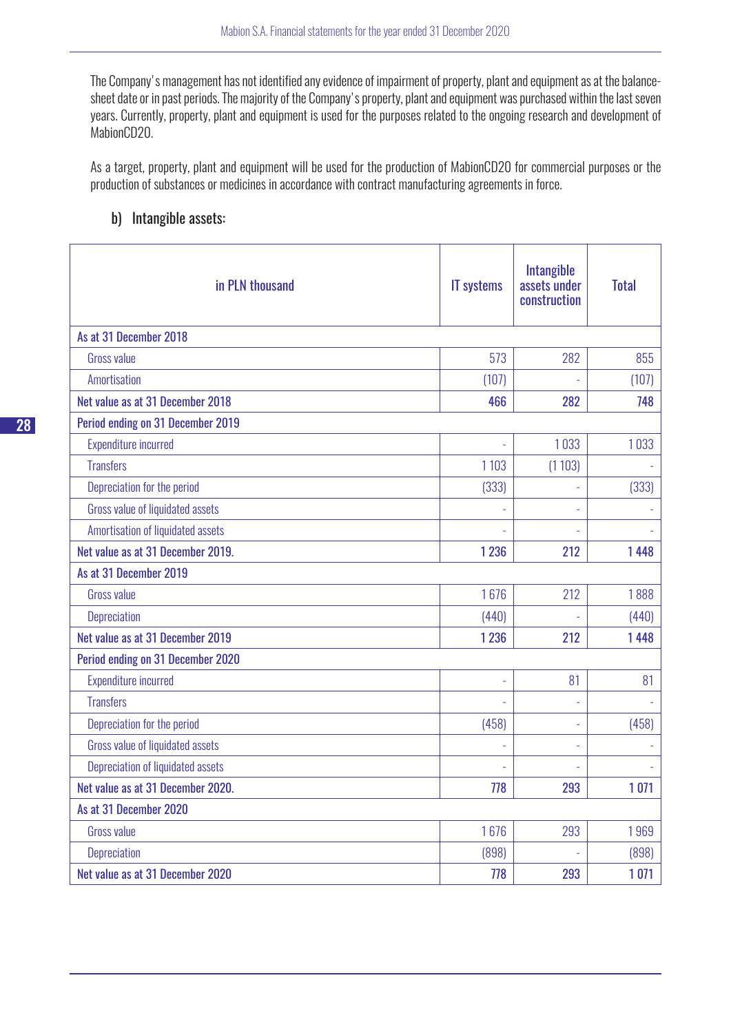The Company's management has not identified any evidence of impairment of property, plant and equipment as at the balance-sheet date or in past periods. The majority of the Company's property, plant and equipment was purchased within the last seven years. Currently, property, plant and equipment is used for the purposes related to the ongoing research and development of MabionCD20.

As a target, property, plant and equipment will be used for the production of MabionCD20 for commercial purposes or the production of substances or medicines in accordance with contract manufacturing agreements in force.

## b) Intangible assets:

| in PLN thousand | IT systems | Intangible assets under construction | Total |
|---|---|---|---|
| **As at 31 December 2018** | | | |
| Gross value | 573 | 282 | 855 |
| Amortisation | (107) | - | (107) |
| **Net value as at 31 December 2018** | **466** | **282** | **748** |
| **Period ending on 31 December 2019** | | | |
| Expenditure incurred | - | 1 033 | 1 033 |
| Transfers | 1 103 | (1 103) | - |
| Depreciation for the period | (333) | - | (333) |
| Gross value of liquidated assets | - | - | - |
| Amortisation of liquidated assets | - | - | - |
| **Net value as at 31 December 2019.** | **1 236** | **212** | **1 448** |
| **As at 31 December 2019** | | | |
| Gross value | 1 676 | 212 | 1 888 |
| Depreciation | (440) | - | (440) |
| **Net value as at 31 December 2019** | **1 236** | **212** | **1 448** |
| **Period ending on 31 December 2020** | | | |
| Expenditure incurred | - | 81 | 81 |
| Transfers | - | - | - |
| Depreciation for the period | (458) | - | (458) |
| Gross value of liquidated assets | - | - | - |
| Depreciation of liquidated assets | - | - | - |
| **Net value as at 31 December 2020.** | **778** | **293** | **1 071** |
| **As at 31 December 2020** | | | |
| Gross value | 1 676 | 293 | 1 969 |
| Depreciation | (898) | - | (898) |
| **Net value as at 31 December 2020** | **778** | **293** | **1 071** |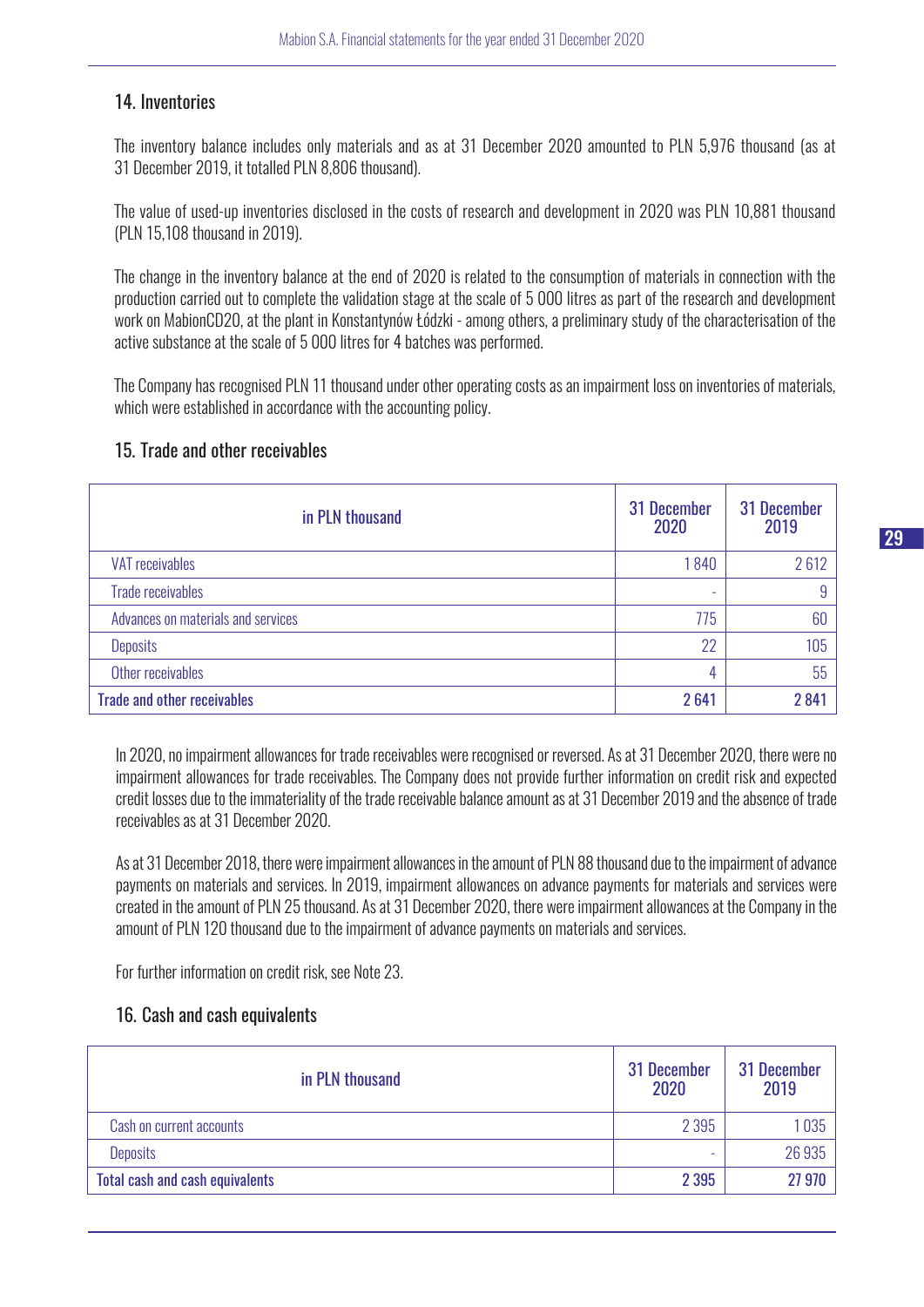## 14. Inventories

The inventory balance includes only materials and as at 31 December 2020 amounted to PLN 5,976 thousand (as at 31 December 2019, it totalled PLN 8,806 thousand).

The value of used-up inventories disclosed in the costs of research and development in 2020 was PLN 10,881 thousand (PLN 15,108 thousand in 2019).

The change in the inventory balance at the end of 2020 is related to the consumption of materials in connection with the production carried out to complete the validation stage at the scale of 5 000 litres as part of the research and development work on MabionCD20, at the plant in Konstantynów Łódzki - among others, a preliminary study of the characterisation of the active substance at the scale of 5 000 litres for 4 batches was performed.

The Company has recognised PLN 11 thousand under other operating costs as an impairment loss on inventories of materials, which were established in accordance with the accounting policy.

## 15. Trade and other receivables

| in PLN thousand | 31 December 2020 | 31 December 2019 |
|---|---|---|
| VAT receivables | 1 840 | 2 612 |
| Trade receivables | - | 9 |
| Advances on materials and services | 775 | 60 |
| Deposits | 22 | 105 |
| Other receivables | 4 | 55 |
| **Trade and other receivables** | **2 641** | **2 841** |

In 2020, no impairment allowances for trade receivables were recognised or reversed. As at 31 December 2020, there were no impairment allowances for trade receivables. The Company does not provide further information on credit risk and expected credit losses due to the immateriality of the trade receivable balance amount as at 31 December 2019 and the absence of trade receivables as at 31 December 2020.

As at 31 December 2018, there were impairment allowances in the amount of PLN 88 thousand due to the impairment of advance payments on materials and services. In 2019, impairment allowances on advance payments for materials and services were created in the amount of PLN 25 thousand. As at 31 December 2020, there were impairment allowances at the Company in the amount of PLN 120 thousand due to the impairment of advance payments on materials and services.

For further information on credit risk, see Note 23.

## 16. Cash and cash equivalents

| in PLN thousand | 31 December 2020 | 31 December 2019 |
|---|---|---|
| Cash on current accounts | 2 395 | 1 035 |
| Deposits | - | 26 935 |
| **Total cash and cash equivalents** | **2 395** | **27 970** |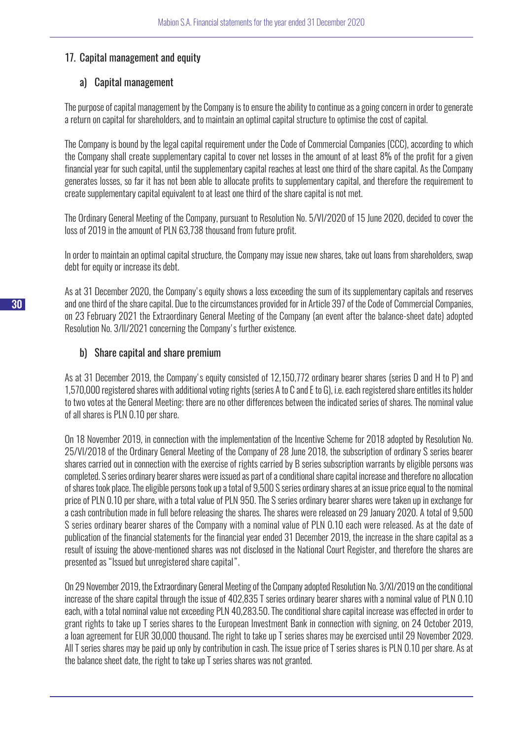## 17. Capital management and equity

### a) Capital management

The purpose of capital management by the Company is to ensure the ability to continue as a going concern in order to generate a return on capital for shareholders, and to maintain an optimal capital structure to optimise the cost of capital.

The Company is bound by the legal capital requirement under the Code of Commercial Companies (CCC), according to which the Company shall create supplementary capital to cover net losses in the amount of at least 8% of the profit for a given financial year for such capital, until the supplementary capital reaches at least one third of the share capital. As the Company generates losses, so far it has not been able to allocate profits to supplementary capital, and therefore the requirement to create supplementary capital equivalent to at least one third of the share capital is not met.

The Ordinary General Meeting of the Company, pursuant to Resolution No. 5/VI/2020 of 15 June 2020, decided to cover the loss of 2019 in the amount of PLN 63,738 thousand from future profit.

In order to maintain an optimal capital structure, the Company may issue new shares, take out loans from shareholders, swap debt for equity or increase its debt.

As at 31 December 2020, the Company's equity shows a loss exceeding the sum of its supplementary capitals and reserves and one third of the share capital. Due to the circumstances provided for in Article 397 of the Code of Commercial Companies, on 23 February 2021 the Extraordinary General Meeting of the Company (an event after the balance-sheet date) adopted Resolution No. 3/II/2021 concerning the Company's further existence.

### b) Share capital and share premium

As at 31 December 2019, the Company's equity consisted of 12,150,772 ordinary bearer shares (series D and H to P) and 1,570,000 registered shares with additional voting rights (series A to C and E to G), i.e. each registered share entitles its holder to two votes at the General Meeting; there are no other differences between the indicated series of shares. The nominal value of all shares is PLN 0.10 per share.

On 18 November 2019, in connection with the implementation of the Incentive Scheme for 2018 adopted by Resolution No. 25/VI/2018 of the Ordinary General Meeting of the Company of 28 June 2018, the subscription of ordinary S series bearer shares carried out in connection with the exercise of rights carried by B series subscription warrants by eligible persons was completed. S series ordinary bearer shares were issued as part of a conditional share capital increase and therefore no allocation of shares took place. The eligible persons took up a total of 9,500 S series ordinary shares at an issue price equal to the nominal price of PLN 0.10 per share, with a total value of PLN 950. The S series ordinary bearer shares were taken up in exchange for a cash contribution made in full before releasing the shares. The shares were released on 29 January 2020. A total of 9,500 S series ordinary bearer shares of the Company with a nominal value of PLN 0.10 each were released. As at the date of publication of the financial statements for the financial year ended 31 December 2019, the increase in the share capital as a result of issuing the above-mentioned shares was not disclosed in the National Court Register, and therefore the shares are presented as "Issued but unregistered share capital".

On 29 November 2019, the Extraordinary General Meeting of the Company adopted Resolution No. 3/XI/2019 on the conditional increase of the share capital through the issue of 402,835 T series ordinary bearer shares with a nominal value of PLN 0.10 each, with a total nominal value not exceeding PLN 40,283.50. The conditional share capital increase was effected in order to grant rights to take up T series shares to the European Investment Bank in connection with signing, on 24 October 2019, a loan agreement for EUR 30,000 thousand. The right to take up T series shares may be exercised until 29 November 2029. All T series shares may be paid up only by contribution in cash. The issue price of T series shares is PLN 0.10 per share. As at the balance sheet date, the right to take up T series shares was not granted.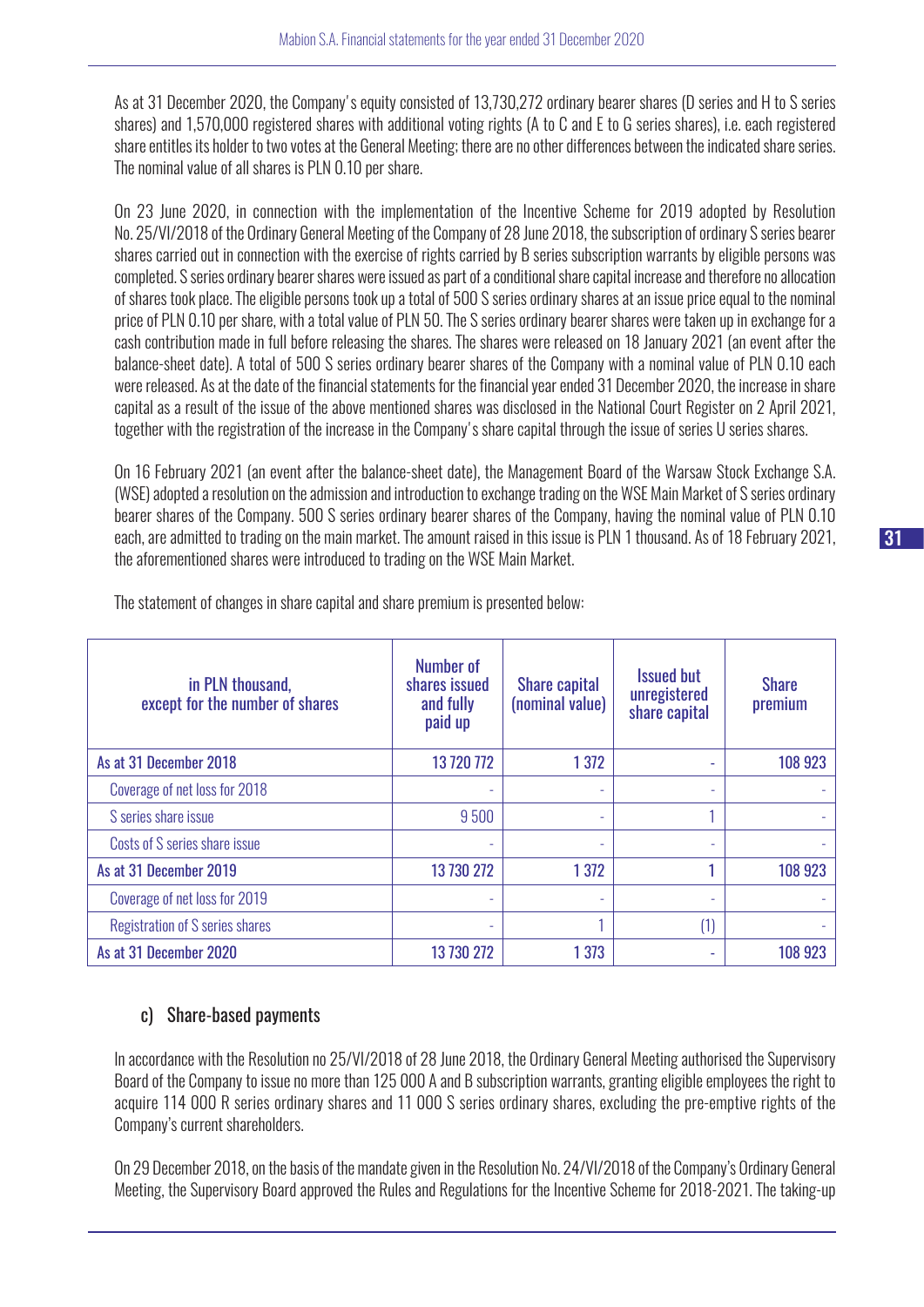As at 31 December 2020, the Company's equity consisted of 13,730,272 ordinary bearer shares (D series and H to S series shares) and 1,570,000 registered shares with additional voting rights (A to C and E to G series shares), i.e. each registered share entitles its holder to two votes at the General Meeting; there are no other differences between the indicated share series. The nominal value of all shares is PLN 0.10 per share.

On 23 June 2020, in connection with the implementation of the Incentive Scheme for 2019 adopted by Resolution No. 25/VI/2018 of the Ordinary General Meeting of the Company of 28 June 2018, the subscription of ordinary S series bearer shares carried out in connection with the exercise of rights carried by B series subscription warrants by eligible persons was completed. S series ordinary bearer shares were issued as part of a conditional share capital increase and therefore no allocation of shares took place. The eligible persons took up a total of 500 S series ordinary shares at an issue price equal to the nominal price of PLN 0.10 per share, with a total value of PLN 50. The S series ordinary bearer shares were taken up in exchange for a cash contribution made in full before releasing the shares. The shares were released on 18 January 2021 (an event after the balance-sheet date). A total of 500 S series ordinary bearer shares of the Company with a nominal value of PLN 0.10 each were released. As at the date of the financial statements for the financial year ended 31 December 2020, the increase in share capital as a result of the issue of the above mentioned shares was disclosed in the National Court Register on 2 April 2021, together with the registration of the increase in the Company's share capital through the issue of series U series shares.

On 16 February 2021 (an event after the balance-sheet date), the Management Board of the Warsaw Stock Exchange S.A. (WSE) adopted a resolution on the admission and introduction to exchange trading on the WSE Main Market of S series ordinary bearer shares of the Company. 500 S series ordinary bearer shares of the Company, having the nominal value of PLN 0.10 each, are admitted to trading on the main market. The amount raised in this issue is PLN 1 thousand. As of 18 February 2021, the aforementioned shares were introduced to trading on the WSE Main Market.

The statement of changes in share capital and share premium is presented below:

| in PLN thousand, except for the number of shares | Number of shares issued and fully paid up | Share capital (nominal value) | Issued but unregistered share capital | Share premium |
|---|---|---|---|---|
| As at 31 December 2018 | 13 720 772 | 1 372 | - | 108 923 |
| Coverage of net loss for 2018 | - | - | - | - |
| S series share issue | 9 500 | - | 1 | - |
| Costs of S series share issue | - | - | - | - |
| As at 31 December 2019 | 13 730 272 | 1 372 | 1 | 108 923 |
| Coverage of net loss for 2019 | - | - | - | - |
| Registration of S series shares | - | 1 | (1) | - |
| As at 31 December 2020 | 13 730 272 | 1 373 | - | 108 923 |

### c) Share-based payments

In accordance with the Resolution no 25/VI/2018 of 28 June 2018, the Ordinary General Meeting authorised the Supervisory Board of the Company to issue no more than 125 000 A and B subscription warrants, granting eligible employees the right to acquire 114 000 R series ordinary shares and 11 000 S series ordinary shares, excluding the pre-emptive rights of the Company's current shareholders.

On 29 December 2018, on the basis of the mandate given in the Resolution No. 24/VI/2018 of the Company's Ordinary General Meeting, the Supervisory Board approved the Rules and Regulations for the Incentive Scheme for 2018-2021. The taking-up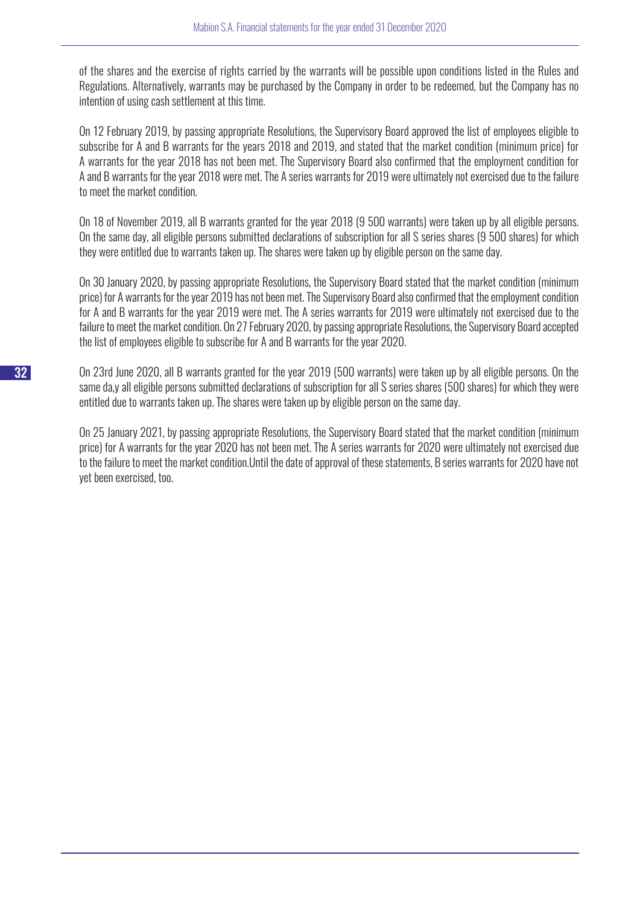of the shares and the exercise of rights carried by the warrants will be possible upon conditions listed in the Rules and Regulations. Alternatively, warrants may be purchased by the Company in order to be redeemed, but the Company has no intention of using cash settlement at this time.

On 12 February 2019, by passing appropriate Resolutions, the Supervisory Board approved the list of employees eligible to subscribe for A and B warrants for the years 2018 and 2019, and stated that the market condition (minimum price) for A warrants for the year 2018 has not been met. The Supervisory Board also confirmed that the employment condition for A and B warrants for the year 2018 were met. The A series warrants for 2019 were ultimately not exercised due to the failure to meet the market condition.

On 18 of November 2019, all B warrants granted for the year 2018 (9 500 warrants) were taken up by all eligible persons. On the same day, all eligible persons submitted declarations of subscription for all S series shares (9 500 shares) for which they were entitled due to warrants taken up. The shares were taken up by eligible person on the same day.

On 30 January 2020, by passing appropriate Resolutions, the Supervisory Board stated that the market condition (minimum price) for A warrants for the year 2019 has not been met. The Supervisory Board also confirmed that the employment condition for A and B warrants for the year 2019 were met. The A series warrants for 2019 were ultimately not exercised due to the failure to meet the market condition. On 27 February 2020, by passing appropriate Resolutions, the Supervisory Board accepted the list of employees eligible to subscribe for A and B warrants for the year 2020.

On 23rd June 2020, all B warrants granted for the year 2019 (500 warrants) were taken up by all eligible persons. On the same da,y all eligible persons submitted declarations of subscription for all S series shares (500 shares) for which they were entitled due to warrants taken up. The shares were taken up by eligible person on the same day.

On 25 January 2021, by passing appropriate Resolutions, the Supervisory Board stated that the market condition (minimum price) for A warrants for the year 2020 has not been met. The A series warrants for 2020 were ultimately not exercised due to the failure to meet the market condition.Until the date of approval of these statements, B series warrants for 2020 have not yet been exercised, too.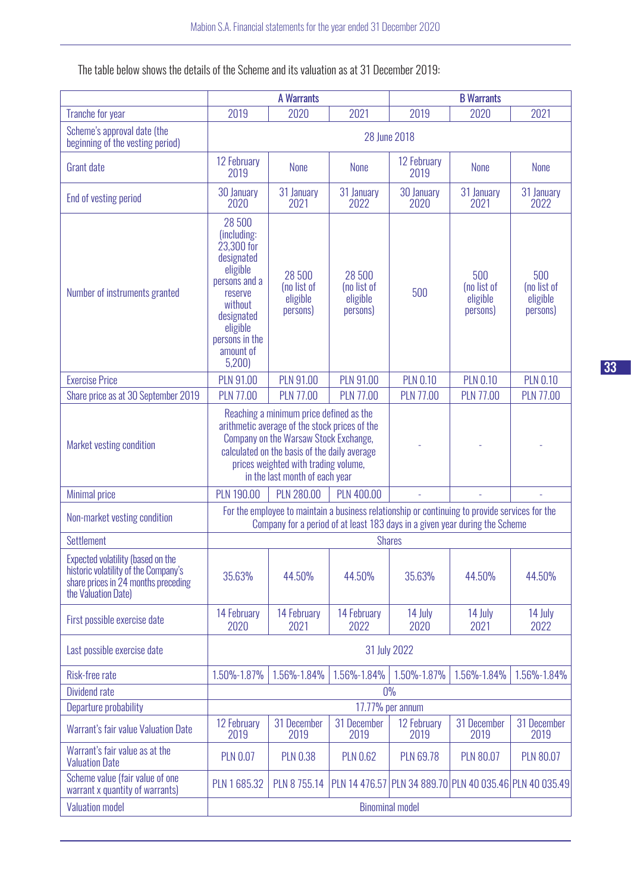The table below shows the details of the Scheme and its valuation as at 31 December 2019:

| | A Warrants | | | B Warrants | | |
|---|---|---|---|---|---|---|
| Tranche for year | 2019 | 2020 | 2021 | 2019 | 2020 | 2021 |
| Scheme's approval date (the beginning of the vesting period) | 28 June 2018 | | | | | |
| Grant date | 12 February 2019 | None | None | 12 February 2019 | None | None |
| End of vesting period | 30 January 2020 | 31 January 2021 | 31 January 2022 | 30 January 2020 | 31 January 2021 | 31 January 2022 |
| Number of instruments granted | 28 500 (including: 23,300 for designated eligible persons and a reserve without designated eligible persons in the amount of 5,200) | 28 500 (no list of eligible persons) | 28 500 (no list of eligible persons) | 500 | 500 (no list of eligible persons) | 500 (no list of eligible persons) |
| Exercise Price | PLN 91.00 | PLN 91.00 | PLN 91.00 | PLN 0.10 | PLN 0.10 | PLN 0.10 |
| Share price as at 30 September 2019 | PLN 77.00 | PLN 77.00 | PLN 77.00 | PLN 77.00 | PLN 77.00 | PLN 77.00 |
| Market vesting condition | Reaching a minimum price defined as the arithmetic average of the stock prices of the Company on the Warsaw Stock Exchange, calculated on the basis of the daily average prices weighted with trading volume, in the last month of each year | | | - | - | - |
| Minimal price | PLN 190.00 | PLN 280.00 | PLN 400.00 | - | - | - |
| Non-market vesting condition | For the employee to maintain a business relationship or continuing to provide services for the Company for a period of at least 183 days in a given year during the Scheme | | | | | |
| Settlement | Shares | | | | | |
| Expected volatility (based on the historic volatility of the Company's share prices in 24 months preceding the Valuation Date) | 35.63% | 44.50% | 44.50% | 35.63% | 44.50% | 44.50% |
| First possible exercise date | 14 February 2020 | 14 February 2021 | 14 February 2022 | 14 July 2020 | 14 July 2021 | 14 July 2022 |
| Last possible exercise date | 31 July 2022 | | | | | |
| Risk-free rate | 1.50%-1.87% | 1.56%-1.84% | 1.56%-1.84% | 1.50%-1.87% | 1.56%-1.84% | 1.56%-1.84% |
| Dividend rate | 0% | | | | | |
| Departure probability | 17.77% per annum | | | | | |
| Warrant's fair value Valuation Date | 12 February 2019 | 31 December 2019 | 31 December 2019 | 12 February 2019 | 31 December 2019 | 31 December 2019 |
| Warrant's fair value as at the Valuation Date | PLN 0.07 | PLN 0.38 | PLN 0.62 | PLN 69.78 | PLN 80.07 | PLN 80.07 |
| Scheme value (fair value of one warrant x quantity of warrants) | PLN 1 685.32 | PLN 8 755.14 | PLN 14 476.57 | PLN 34 889.70 | PLN 40 035.46 | PLN 40 035.49 |
| Valuation model | Binominal model | | | | | |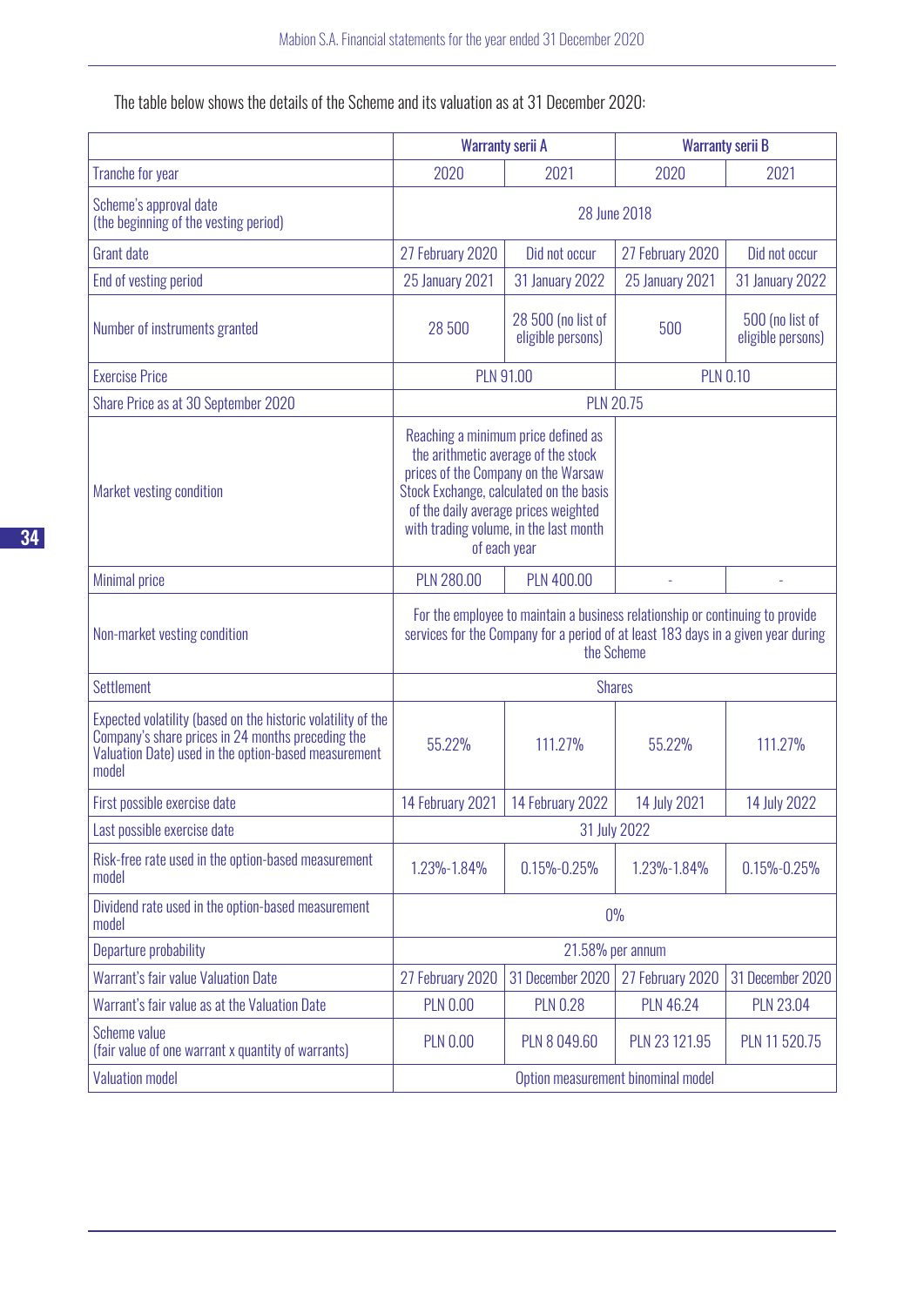The table below shows the details of the Scheme and its valuation as at 31 December 2020:

| | Warranty serii A | | Warranty serii B | |
|---|---|---|---|---|
| Tranche for year | 2020 | 2021 | 2020 | 2021 |
| Scheme's approval date (the beginning of the vesting period) | 28 June 2018 | | | |
| Grant date | 27 February 2020 | Did not occur | 27 February 2020 | Did not occur |
| End of vesting period | 25 January 2021 | 31 January 2022 | 25 January 2021 | 31 January 2022 |
| Number of instruments granted | 28 500 | 28 500 (no list of eligible persons) | 500 | 500 (no list of eligible persons) |
| Exercise Price | PLN 91.00 | | PLN 0.10 | |
| Share Price as at 30 September 2020 | PLN 20.75 | | | |
| Market vesting condition | Reaching a minimum price defined as the arithmetic average of the stock prices of the Company on the Warsaw Stock Exchange, calculated on the basis of the daily average prices weighted with trading volume, in the last month of each year | | | |
| Minimal price | PLN 280.00 | PLN 400.00 | - | - |
| Non-market vesting condition | For the employee to maintain a business relationship or continuing to provide services for the Company for a period of at least 183 days in a given year during the Scheme | | | |
| Settlement | Shares | | | |
| Expected volatility (based on the historic volatility of the Company's share prices in 24 months preceding the Valuation Date) used in the option-based measurement model | 55.22% | 111.27% | 55.22% | 111.27% |
| First possible exercise date | 14 February 2021 | 14 February 2022 | 14 July 2021 | 14 July 2022 |
| Last possible exercise date | 31 July 2022 | | | |
| Risk-free rate used in the option-based measurement model | 1.23%-1.84% | 0.15%-0.25% | 1.23%-1.84% | 0.15%-0.25% |
| Dividend rate used in the option-based measurement model | 0% | | | |
| Departure probability | 21.58% per annum | | | |
| Warrant's fair value Valuation Date | 27 February 2020 | 31 December 2020 | 27 February 2020 | 31 December 2020 |
| Warrant's fair value as at the Valuation Date | PLN 0.00 | PLN 0.28 | PLN 46.24 | PLN 23.04 |
| Scheme value (fair value of one warrant x quantity of warrants) | PLN 0.00 | PLN 8 049.60 | PLN 23 121.95 | PLN 11 520.75 |
| Valuation model | Option measurement binominal model | | | |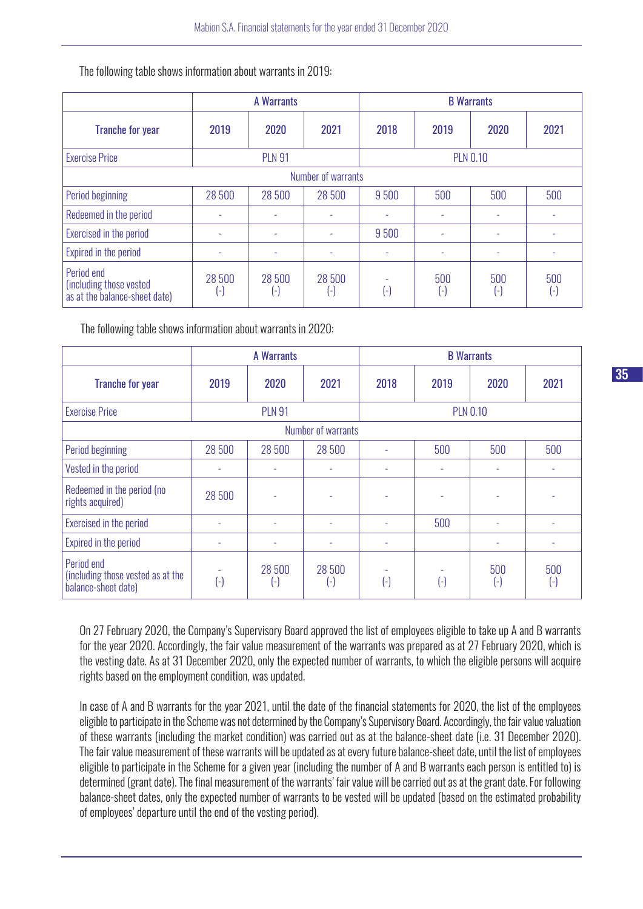The following table shows information about warrants in 2019:

| | A Warrants | | | B Warrants | | | |
|---|---|---|---|---|---|---|---|
| Tranche for year | 2019 | 2020 | 2021 | 2018 | 2019 | 2020 | 2021 |
| Exercise Price | PLN 91 | | | PLN 0.10 | | | |
| Number of warrants | | | | | | | |
| Period beginning | 28 500 | 28 500 | 28 500 | 9 500 | 500 | 500 | 500 |
| Redeemed in the period | - | - | - | - | - | - | - |
| Exercised in the period | - | - | - | 9 500 | - | - | - |
| Expired in the period | - | - | - | - | - | - | - |
| Period end (including those vested as at the balance-sheet date) | 28 500 (-) | 28 500 (-) | 28 500 (-) | - (-) | 500 (-) | 500 (-) | 500 (-) |

The following table shows information about warrants in 2020:

| | A Warrants | | | B Warrants | | | |
|---|---|---|---|---|---|---|---|
| Tranche for year | 2019 | 2020 | 2021 | 2018 | 2019 | 2020 | 2021 |
| Exercise Price | PLN 91 | | | PLN 0.10 | | | |
| Number of warrants | | | | | | | |
| Period beginning | 28 500 | 28 500 | 28 500 | - | 500 | 500 | 500 |
| Vested in the period | - | - | - | - | - | - | - |
| Redeemed in the period (no rights acquired) | 28 500 | - | - | - | - | - | - |
| Exercised in the period | - | - | - | - | 500 | - | - |
| Expired in the period | - | - | - | - | | - | - |
| Period end (including those vested as at the balance-sheet date) | - (-) | 28 500 (-) | 28 500 (-) | - (-) | - (-) | 500 (-) | 500 (-) |

On 27 February 2020, the Company's Supervisory Board approved the list of employees eligible to take up A and B warrants for the year 2020. Accordingly, the fair value measurement of the warrants was prepared as at 27 February 2020, which is the vesting date. As at 31 December 2020, only the expected number of warrants, to which the eligible persons will acquire rights based on the employment condition, was updated.

In case of A and B warrants for the year 2021, until the date of the financial statements for 2020, the list of the employees eligible to participate in the Scheme was not determined by the Company's Supervisory Board. Accordingly, the fair value valuation of these warrants (including the market condition) was carried out as at the balance-sheet date (i.e. 31 December 2020). The fair value measurement of these warrants will be updated as at every future balance-sheet date, until the list of employees eligible to participate in the Scheme for a given year (including the number of A and B warrants each person is entitled to) is determined (grant date). The final measurement of the warrants' fair value will be carried out as at the grant date. For following balance-sheet dates, only the expected number of warrants to be vested will be updated (based on the estimated probability of employees' departure until the end of the vesting period).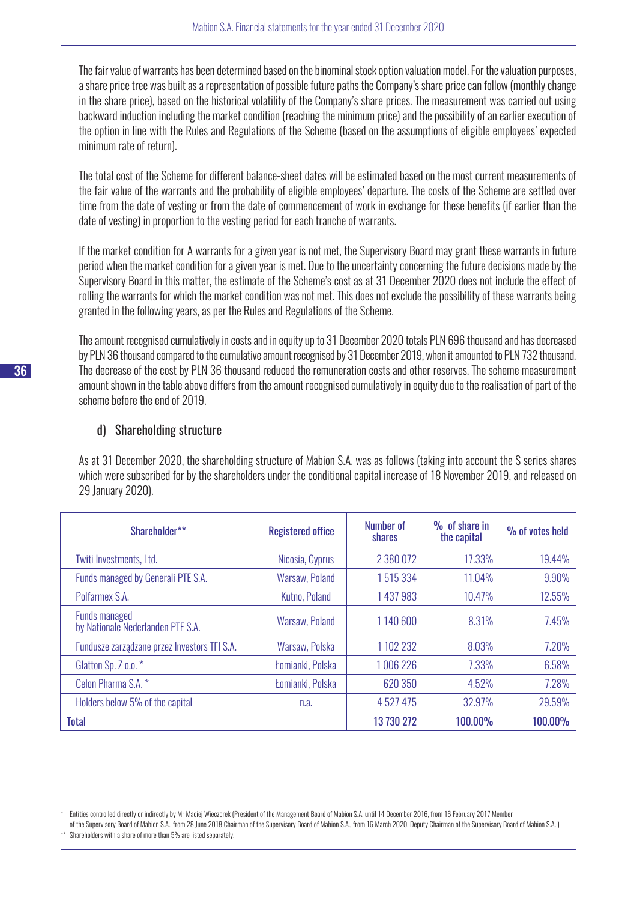The fair value of warrants has been determined based on the binominal stock option valuation model. For the valuation purposes, a share price tree was built as a representation of possible future paths the Company's share price can follow (monthly change in the share price), based on the historical volatility of the Company's share prices. The measurement was carried out using backward induction including the market condition (reaching the minimum price) and the possibility of an earlier execution of the option in line with the Rules and Regulations of the Scheme (based on the assumptions of eligible employees' expected minimum rate of return).

The total cost of the Scheme for different balance-sheet dates will be estimated based on the most current measurements of the fair value of the warrants and the probability of eligible employees' departure. The costs of the Scheme are settled over time from the date of vesting or from the date of commencement of work in exchange for these benefits (if earlier than the date of vesting) in proportion to the vesting period for each tranche of warrants.

If the market condition for A warrants for a given year is not met, the Supervisory Board may grant these warrants in future period when the market condition for a given year is met. Due to the uncertainty concerning the future decisions made by the Supervisory Board in this matter, the estimate of the Scheme's cost as at 31 December 2020 does not include the effect of rolling the warrants for which the market condition was not met. This does not exclude the possibility of these warrants being granted in the following years, as per the Rules and Regulations of the Scheme.

The amount recognised cumulatively in costs and in equity up to 31 December 2020 totals PLN 696 thousand and has decreased by PLN 36 thousand compared to the cumulative amount recognised by 31 December 2019, when it amounted to PLN 732 thousand. The decrease of the cost by PLN 36 thousand reduced the remuneration costs and other reserves. The scheme measurement amount shown in the table above differs from the amount recognised cumulatively in equity due to the realisation of part of the scheme before the end of 2019.

### d) Shareholding structure

As at 31 December 2020, the shareholding structure of Mabion S.A. was as follows (taking into account the S series shares which were subscribed for by the shareholders under the conditional capital increase of 18 November 2019, and released on 29 January 2020).

| Shareholder** | Registered office | Number of shares | % of share in the capital | % of votes held |
|---|---|---|---|---|
| Twiti Investments, Ltd. | Nicosia, Cyprus | 2 380 072 | 17.33% | 19.44% |
| Funds managed by Generali PTE S.A. | Warsaw, Poland | 1 515 334 | 11.04% | 9.90% |
| Polfarmex S.A. | Kutno, Poland | 1 437 983 | 10.47% | 12.55% |
| Funds managed by Nationale Nederlanden PTE S.A. | Warsaw, Poland | 1 140 600 | 8.31% | 7.45% |
| Fundusze zarządzane przez Investors TFI S.A. | Warsaw, Polska | 1 102 232 | 8.03% | 7.20% |
| Glatton Sp. Z o.o. * | Łomianki, Polska | 1 006 226 | 7.33% | 6.58% |
| Celon Pharma S.A. * | Łomianki, Polska | 620 350 | 4.52% | 7.28% |
| Holders below 5% of the capital | n.a. | 4 527 475 | 32.97% | 29.59% |
| **Total** | | **13 730 272** | **100.00%** | **100.00%** |

\* Entities controlled directly or indirectly by Mr Maciej Wieczorek (President of the Management Board of Mabion S.A. until 14 December 2016, from 16 February 2017 Member of the Supervisory Board of Mabion S.A., from 28 June 2018 Chairman of the Supervisory Board of Mabion S.A., from 16 March 2020, Deputy Chairman of the Supervisory Board of Mabion S.A. )

\*\* Shareholders with a share of more than 5% are listed separately.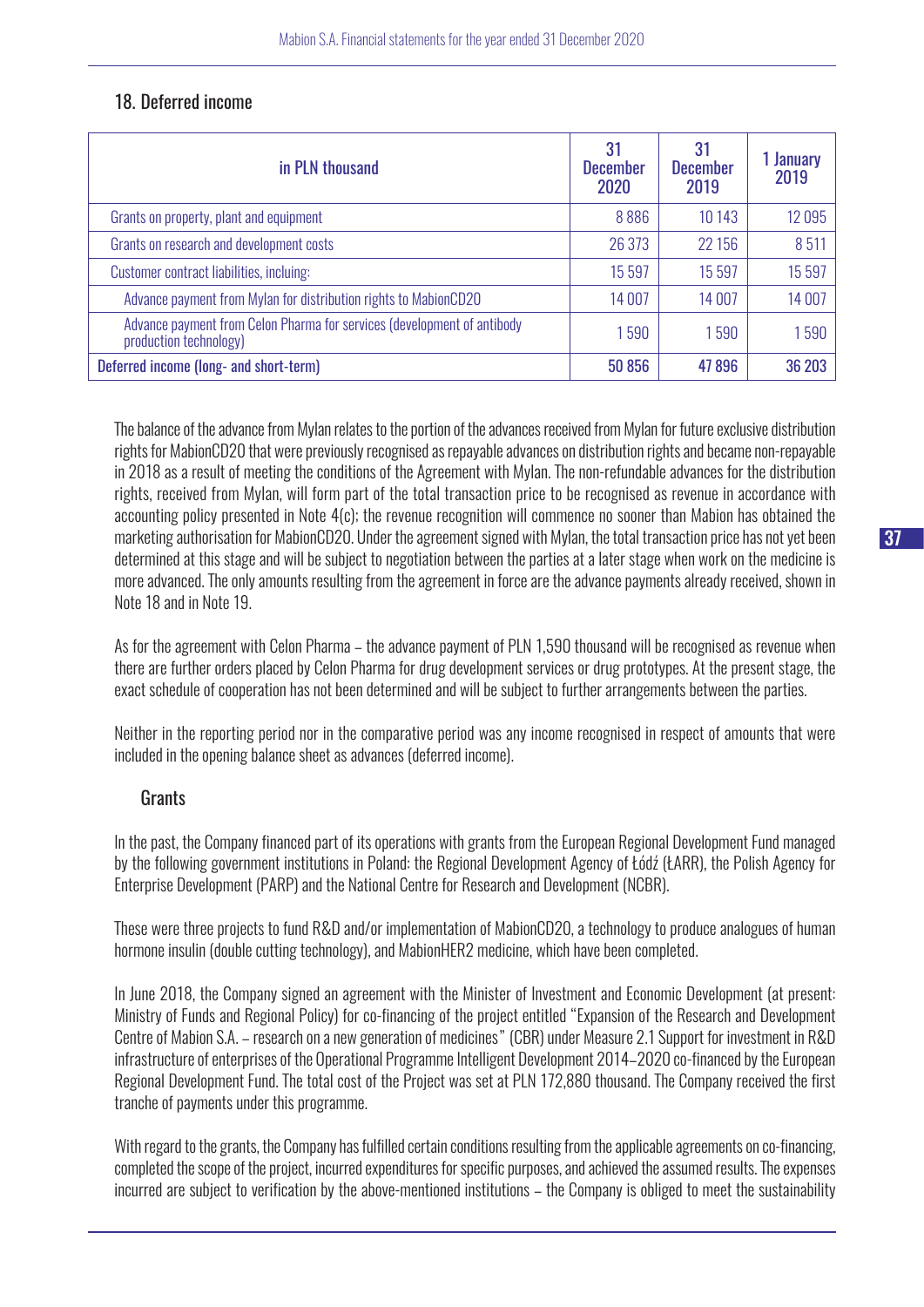## 18. Deferred income

| in PLN thousand | 31 December 2020 | 31 December 2019 | 1 January 2019 |
|---|---|---|---|
| Grants on property, plant and equipment | 8 886 | 10 143 | 12 095 |
| Grants on research and development costs | 26 373 | 22 156 | 8 511 |
| Customer contract liabilities, incluing: | 15 597 | 15 597 | 15 597 |
| Advance payment from Mylan for distribution rights to MabionCD20 | 14 007 | 14 007 | 14 007 |
| Advance payment from Celon Pharma for services (development of antibody production technology) | 1 590 | 1 590 | 1 590 |
| **Deferred income (long- and short-term)** | **50 856** | **47 896** | **36 203** |

The balance of the advance from Mylan relates to the portion of the advances received from Mylan for future exclusive distribution rights for MabionCD20 that were previously recognised as repayable advances on distribution rights and became non-repayable in 2018 as a result of meeting the conditions of the Agreement with Mylan. The non-refundable advances for the distribution rights, received from Mylan, will form part of the total transaction price to be recognised as revenue in accordance with accounting policy presented in Note 4(c); the revenue recognition will commence no sooner than Mabion has obtained the marketing authorisation for MabionCD20. Under the agreement signed with Mylan, the total transaction price has not yet been determined at this stage and will be subject to negotiation between the parties at a later stage when work on the medicine is more advanced. The only amounts resulting from the agreement in force are the advance payments already received, shown in Note 18 and in Note 19.

As for the agreement with Celon Pharma – the advance payment of PLN 1,590 thousand will be recognised as revenue when there are further orders placed by Celon Pharma for drug development services or drug prototypes. At the present stage, the exact schedule of cooperation has not been determined and will be subject to further arrangements between the parties.

Neither in the reporting period nor in the comparative period was any income recognised in respect of amounts that were included in the opening balance sheet as advances (deferred income).

### Grants

In the past, the Company financed part of its operations with grants from the European Regional Development Fund managed by the following government institutions in Poland: the Regional Development Agency of Łódź (ŁARR), the Polish Agency for Enterprise Development (PARP) and the National Centre for Research and Development (NCBR).

These were three projects to fund R&D and/or implementation of MabionCD20, a technology to produce analogues of human hormone insulin (double cutting technology), and MabionHER2 medicine, which have been completed.

In June 2018, the Company signed an agreement with the Minister of Investment and Economic Development (at present: Ministry of Funds and Regional Policy) for co-financing of the project entitled "Expansion of the Research and Development Centre of Mabion S.A. – research on a new generation of medicines" (CBR) under Measure 2.1 Support for investment in R&D infrastructure of enterprises of the Operational Programme Intelligent Development 2014–2020 co-financed by the European Regional Development Fund. The total cost of the Project was set at PLN 172,880 thousand. The Company received the first tranche of payments under this programme.

With regard to the grants, the Company has fulfilled certain conditions resulting from the applicable agreements on co-financing, completed the scope of the project, incurred expenditures for specific purposes, and achieved the assumed results. The expenses incurred are subject to verification by the above-mentioned institutions – the Company is obliged to meet the sustainability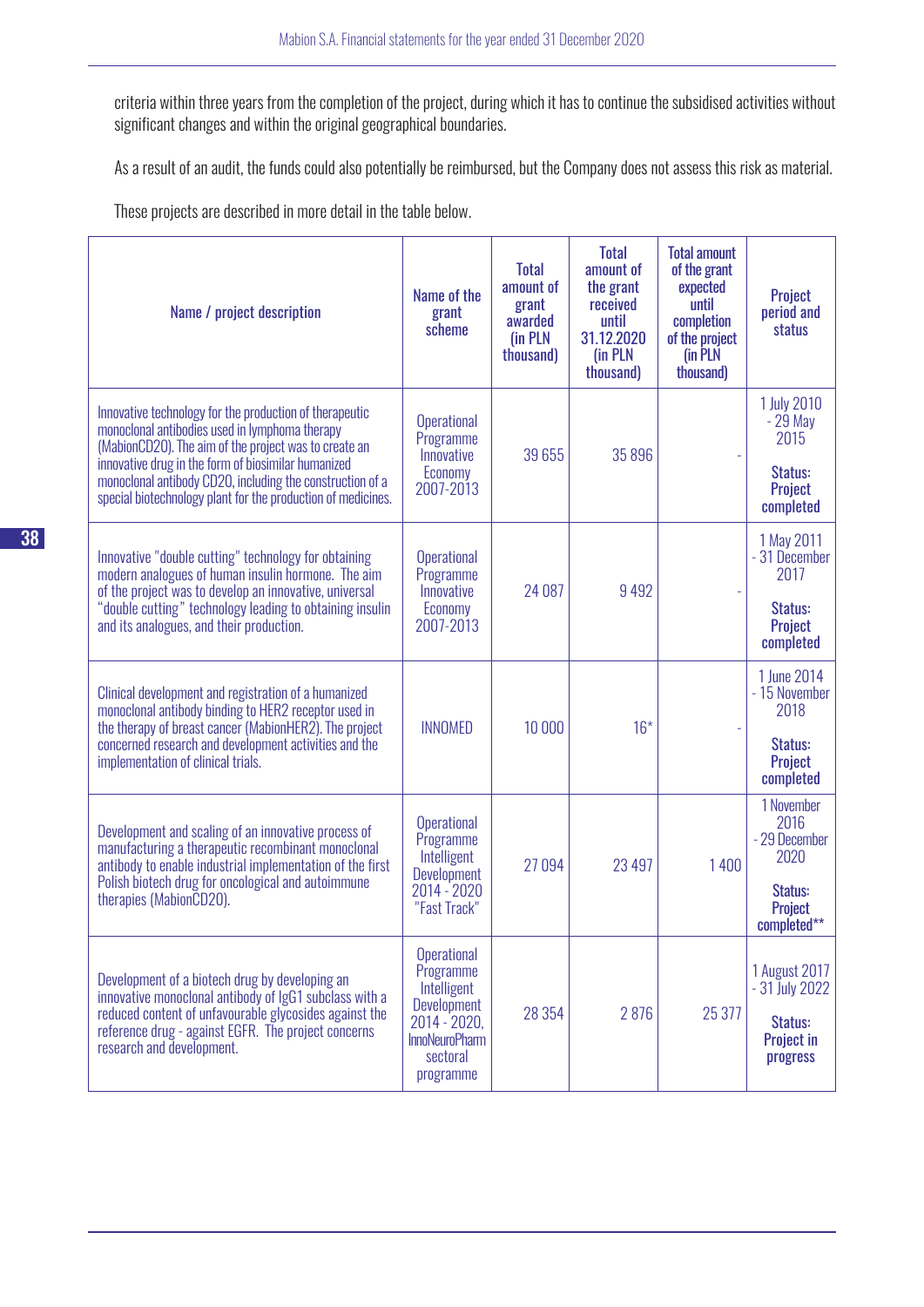criteria within three years from the completion of the project, during which it has to continue the subsidised activities without significant changes and within the original geographical boundaries.

As a result of an audit, the funds could also potentially be reimbursed, but the Company does not assess this risk as material.

These projects are described in more detail in the table below.

| Name / project description | Name of the grant scheme | Total amount of grant awarded (in PLN thousand) | Total amount of the grant received until 31.12.2020 (in PLN thousand) | Total amount of the grant expected until completion of the project (in PLN thousand) | Project period and status |
|---|---|---|---|---|---|
| Innovative technology for the production of therapeutic monoclonal antibodies used in lymphoma therapy (MabionCD20). The aim of the project was to create an innovative drug in the form of biosimilar humanized monoclonal antibody CD20, including the construction of a special biotechnology plant for the production of medicines. | Operational Programme Innovative Economy 2007-2013 | 39 655 | 35 896 | - | 1 July 2010 - 29 May 2015 **Status: Project completed** |
| Innovative "double cutting" technology for obtaining modern analogues of human insulin hormone. The aim of the project was to develop an innovative, universal "double cutting" technology leading to obtaining insulin and its analogues, and their production. | Operational Programme Innovative Economy 2007-2013 | 24 087 | 9 492 | - | 1 May 2011 - 31 December 2017 **Status: Project completed** |
| Clinical development and registration of a humanized monoclonal antibody binding to HER2 receptor used in the therapy of breast cancer (MabionHER2). The project concerned research and development activities and the implementation of clinical trials. | INNOMED | 10 000 | 16* | - | 1 June 2014 - 15 November 2018 **Status: Project completed** |
| Development and scaling of an innovative process of manufacturing a therapeutic recombinant monoclonal antibody to enable industrial implementation of the first Polish biotech drug for oncological and autoimmune therapies (MabionCD20). | Operational Programme Intelligent Development 2014 - 2020 "Fast Track" | 27 094 | 23 497 | 1 400 | 1 November 2016 - 29 December 2020 **Status: Project completed\*\*** |
| Development of a biotech drug by developing an innovative monoclonal antibody of IgG1 subclass with a reduced content of unfavourable glycosides against the reference drug - against EGFR. The project concerns research and development. | Operational Programme Intelligent Development 2014 - 2020, InnoNeuroPharm sectoral programme | 28 354 | 2 876 | 25 377 | 1 August 2017 - 31 July 2022 **Status: Project in progress** |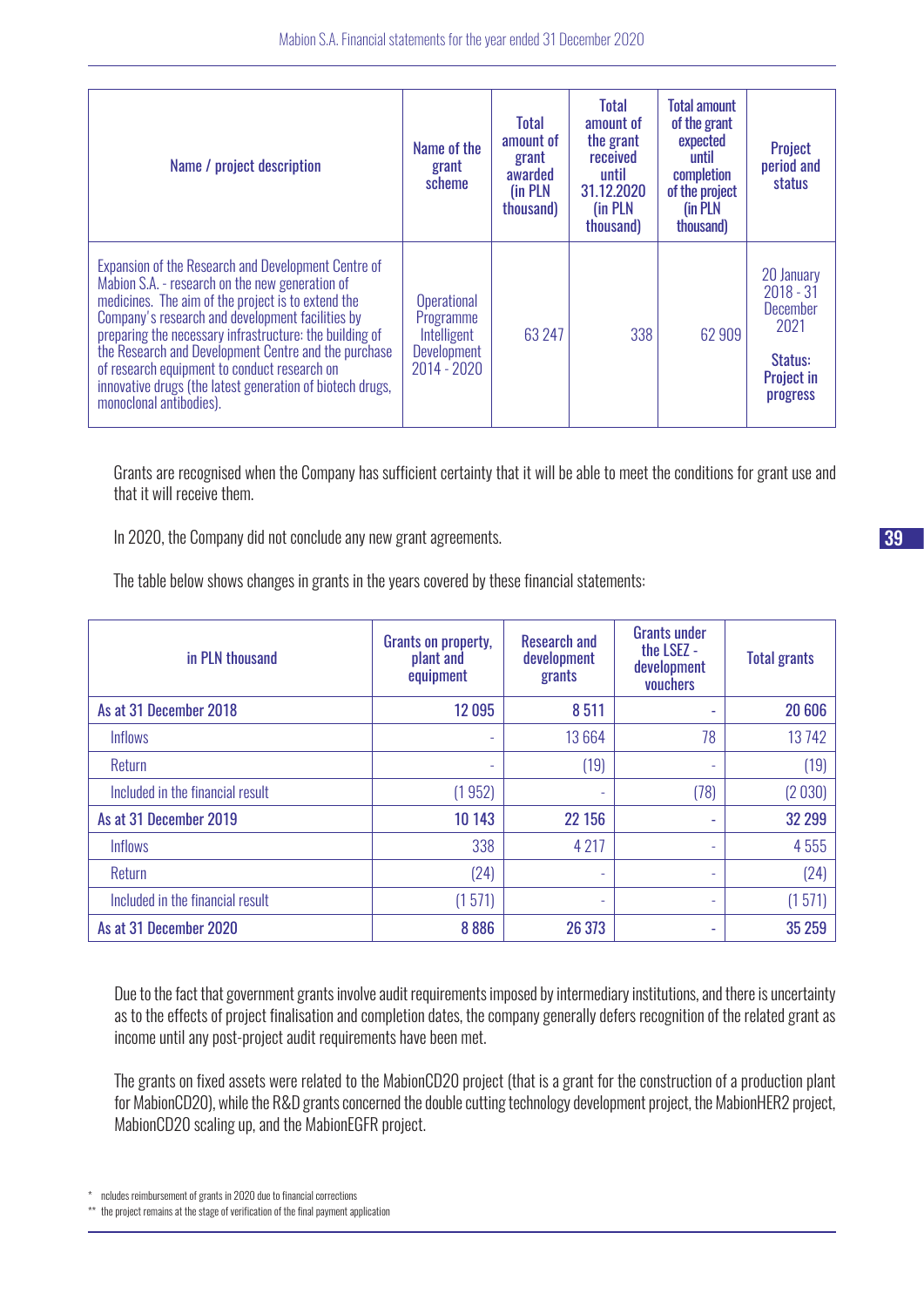| Name / project description | Name of the grant scheme | Total amount of grant awarded (in PLN thousand) | Total amount of the grant received until 31.12.2020 (in PLN thousand) | Total amount of the grant expected until completion of the project (in PLN thousand) | Project period and status |
|---|---|---|---|---|---|
| Expansion of the Research and Development Centre of Mabion S.A. - research on the new generation of medicines. The aim of the project is to extend the Company's research and development facilities by preparing the necessary infrastructure: the building of the Research and Development Centre and the purchase of research equipment to conduct research on innovative drugs (the latest generation of biotech drugs, monoclonal antibodies). | Operational Programme Intelligent Development 2014 - 2020 | 63 247 | 338 | 62 909 | 20 January 2018 - 31 December 2021 Status: **Project in progress** |

Grants are recognised when the Company has sufficient certainty that it will be able to meet the conditions for grant use and that it will receive them.

In 2020, the Company did not conclude any new grant agreements.

The table below shows changes in grants in the years covered by these financial statements:

| in PLN thousand | Grants on property, plant and equipment | Research and development grants | Grants under the LSEZ - development vouchers | Total grants |
|---|---|---|---|---|
| **As at 31 December 2018** | 12 095 | 8 511 | - | 20 606 |
| Inflows | - | 13 664 | 78 | 13 742 |
| Return | - | (19) | - | (19) |
| Included in the financial result | (1 952) | - | (78) | (2 030) |
| **As at 31 December 2019** | 10 143 | 22 156 | - | 32 299 |
| Inflows | 338 | 4 217 | - | 4 555 |
| Return | (24) | - | - | (24) |
| Included in the financial result | (1 571) | - | - | (1 571) |
| **As at 31 December 2020** | 8 886 | 26 373 | - | 35 259 |

Due to the fact that government grants involve audit requirements imposed by intermediary institutions, and there is uncertainty as to the effects of project finalisation and completion dates, the company generally defers recognition of the related grant as income until any post-project audit requirements have been met.

The grants on fixed assets were related to the MabionCD20 project (that is a grant for the construction of a production plant for MabionCD20), while the R&D grants concerned the double cutting technology development project, the MabionHER2 project, MabionCD20 scaling up, and the MabionEGFR project.

\* ncludes reimbursement of grants in 2020 due to financial corrections

\*\* the project remains at the stage of verification of the final payment application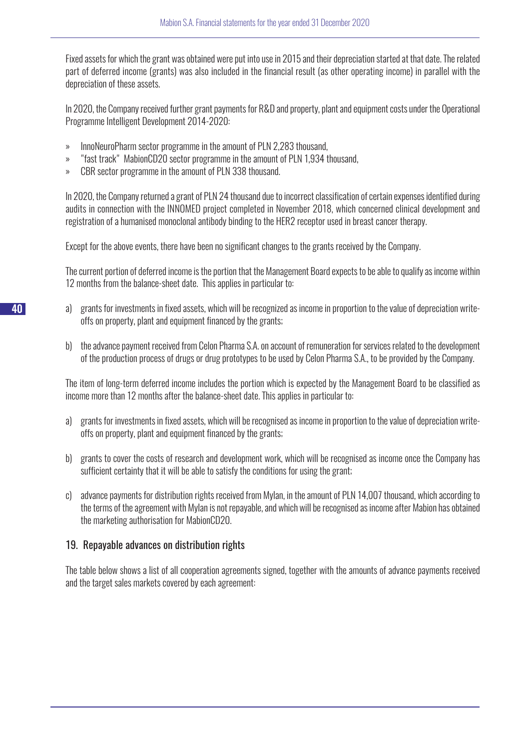Fixed assets for which the grant was obtained were put into use in 2015 and their depreciation started at that date. The related part of deferred income (grants) was also included in the financial result (as other operating income) in parallel with the depreciation of these assets.

In 2020, the Company received further grant payments for R&D and property, plant and equipment costs under the Operational Programme Intelligent Development 2014-2020:

- InnoNeuroPharm sector programme in the amount of PLN 2,283 thousand,
- "fast track" MabionCD20 sector programme in the amount of PLN 1,934 thousand,
- CBR sector programme in the amount of PLN 338 thousand.

In 2020, the Company returned a grant of PLN 24 thousand due to incorrect classification of certain expenses identified during audits in connection with the INNOMED project completed in November 2018, which concerned clinical development and registration of a humanised monoclonal antibody binding to the HER2 receptor used in breast cancer therapy.

Except for the above events, there have been no significant changes to the grants received by the Company.

The current portion of deferred income is the portion that the Management Board expects to be able to qualify as income within 12 months from the balance-sheet date. This applies in particular to:

a) grants for investments in fixed assets, which will be recognized as income in proportion to the value of depreciation write-offs on property, plant and equipment financed by the grants;

b) the advance payment received from Celon Pharma S.A. on account of remuneration for services related to the development of the production process of drugs or drug prototypes to be used by Celon Pharma S.A., to be provided by the Company.

The item of long-term deferred income includes the portion which is expected by the Management Board to be classified as income more than 12 months after the balance-sheet date. This applies in particular to:

a) grants for investments in fixed assets, which will be recognised as income in proportion to the value of depreciation write-offs on property, plant and equipment financed by the grants;

b) grants to cover the costs of research and development work, which will be recognised as income once the Company has sufficient certainty that it will be able to satisfy the conditions for using the grant;

c) advance payments for distribution rights received from Mylan, in the amount of PLN 14,007 thousand, which according to the terms of the agreement with Mylan is not repayable, and which will be recognised as income after Mabion has obtained the marketing authorisation for MabionCD20.

## 19. Repayable advances on distribution rights

The table below shows a list of all cooperation agreements signed, together with the amounts of advance payments received and the target sales markets covered by each agreement: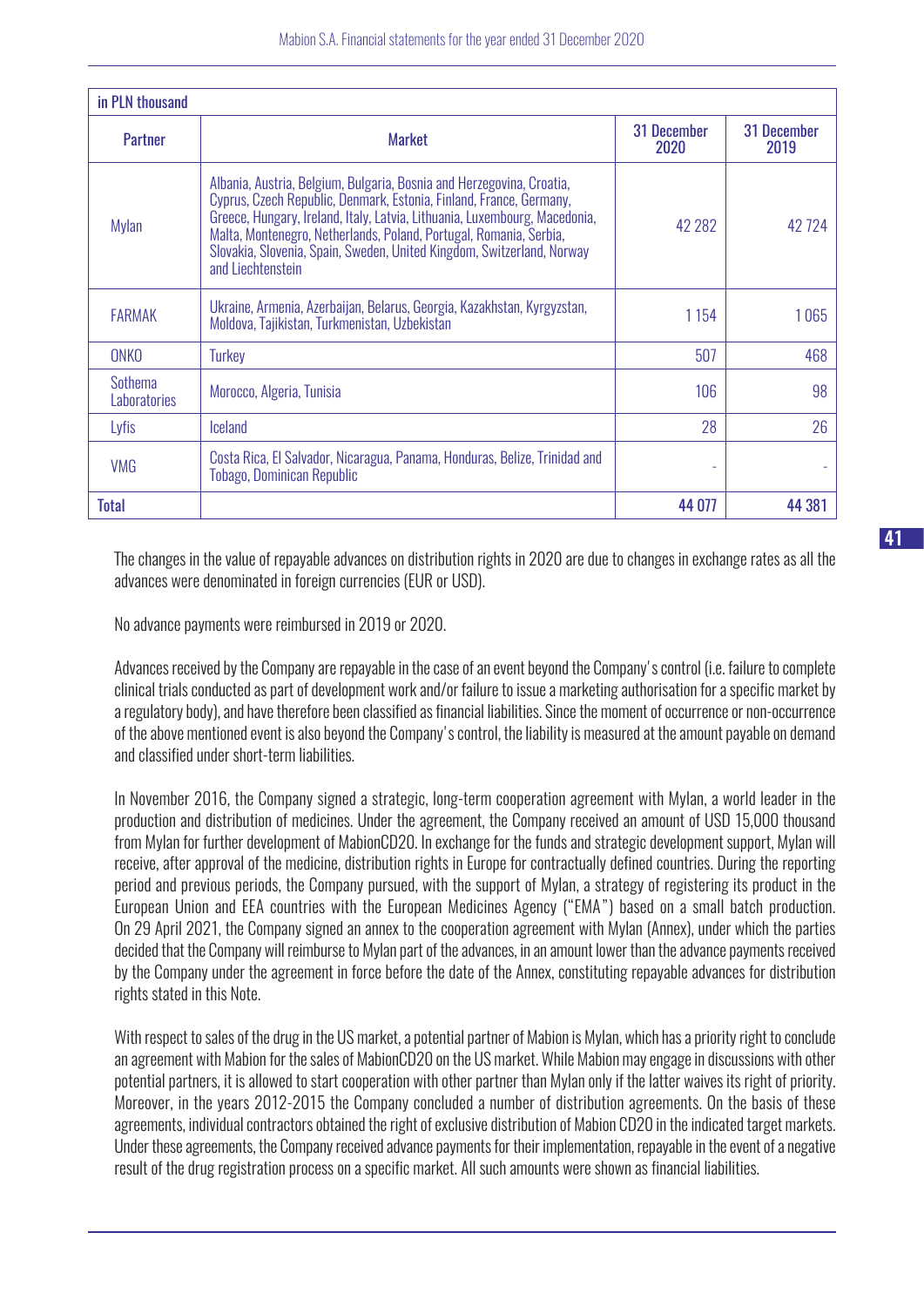| in PLN thousand | | | |
|---|---|---|---|
| Partner | Market | 31 December 2020 | 31 December 2019 |
| Mylan | Albania, Austria, Belgium, Bulgaria, Bosnia and Herzegovina, Croatia, Cyprus, Czech Republic, Denmark, Estonia, Finland, France, Germany, Greece, Hungary, Ireland, Italy, Latvia, Lithuania, Luxembourg, Macedonia, Malta, Montenegro, Netherlands, Poland, Portugal, Romania, Serbia, Slovakia, Slovenia, Spain, Sweden, United Kingdom, Switzerland, Norway and Liechtenstein | 42 282 | 42 724 |
| FARMAK | Ukraine, Armenia, Azerbaijan, Belarus, Georgia, Kazakhstan, Kyrgyzstan, Moldova, Tajikistan, Turkmenistan, Uzbekistan | 1 154 | 1 065 |
| ONKO | Turkey | 507 | 468 |
| Sothema Laboratories | Morocco, Algeria, Tunisia | 106 | 98 |
| Lyfis | Iceland | 28 | 26 |
| VMG | Costa Rica, El Salvador, Nicaragua, Panama, Honduras, Belize, Trinidad and Tobago, Dominican Republic | - | - |
| **Total** | | **44 077** | **44 381** |

The changes in the value of repayable advances on distribution rights in 2020 are due to changes in exchange rates as all the advances were denominated in foreign currencies (EUR or USD).

No advance payments were reimbursed in 2019 or 2020.

Advances received by the Company are repayable in the case of an event beyond the Company's control (i.e. failure to complete clinical trials conducted as part of development work and/or failure to issue a marketing authorisation for a specific market by a regulatory body), and have therefore been classified as financial liabilities. Since the moment of occurrence or non-occurrence of the above mentioned event is also beyond the Company's control, the liability is measured at the amount payable on demand and classified under short-term liabilities.

In November 2016, the Company signed a strategic, long-term cooperation agreement with Mylan, a world leader in the production and distribution of medicines. Under the agreement, the Company received an amount of USD 15,000 thousand from Mylan for further development of MabionCD20. In exchange for the funds and strategic development support, Mylan will receive, after approval of the medicine, distribution rights in Europe for contractually defined countries. During the reporting period and previous periods, the Company pursued, with the support of Mylan, a strategy of registering its product in the European Union and EEA countries with the European Medicines Agency ("EMA") based on a small batch production. On 29 April 2021, the Company signed an annex to the cooperation agreement with Mylan (Annex), under which the parties decided that the Company will reimburse to Mylan part of the advances, in an amount lower than the advance payments received by the Company under the agreement in force before the date of the Annex, constituting repayable advances for distribution rights stated in this Note.

With respect to sales of the drug in the US market, a potential partner of Mabion is Mylan, which has a priority right to conclude an agreement with Mabion for the sales of MabionCD20 on the US market. While Mabion may engage in discussions with other potential partners, it is allowed to start cooperation with other partner than Mylan only if the latter waives its right of priority. Moreover, in the years 2012-2015 the Company concluded a number of distribution agreements. On the basis of these agreements, individual contractors obtained the right of exclusive distribution of Mabion CD20 in the indicated target markets. Under these agreements, the Company received advance payments for their implementation, repayable in the event of a negative result of the drug registration process on a specific market. All such amounts were shown as financial liabilities.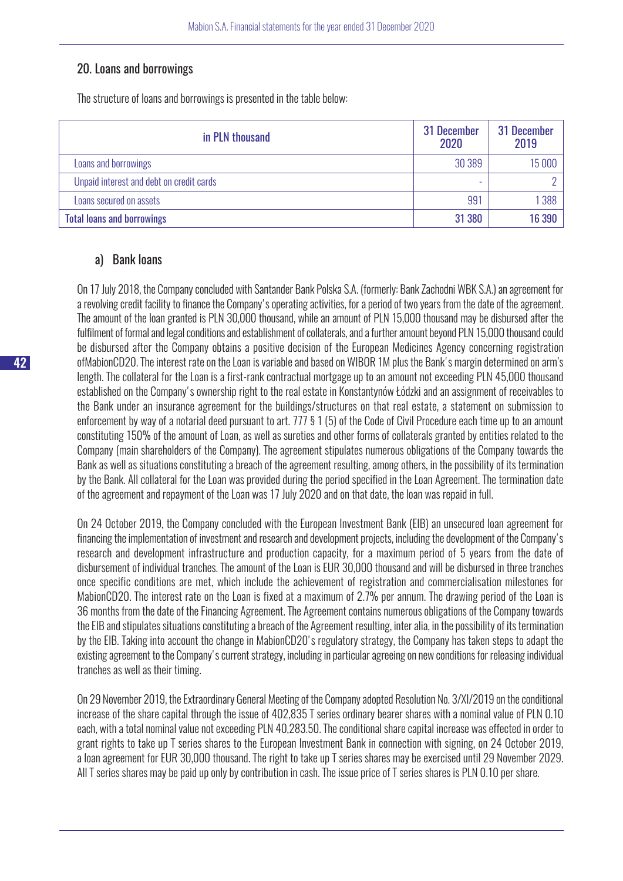## 20. Loans and borrowings

The structure of loans and borrowings is presented in the table below:

| in PLN thousand | 31 December 2020 | 31 December 2019 |
|---|---|---|
| Loans and borrowings | 30 389 | 15 000 |
| Unpaid interest and debt on credit cards | - | 2 |
| Loans secured on assets | 991 | 1 388 |
| **Total loans and borrowings** | **31 380** | **16 390** |

### a) Bank loans

On 17 July 2018, the Company concluded with Santander Bank Polska S.A. (formerly: Bank Zachodni WBK S.A.) an agreement for a revolving credit facility to finance the Company's operating activities, for a period of two years from the date of the agreement. The amount of the loan granted is PLN 30,000 thousand, while an amount of PLN 15,000 thousand may be disbursed after the fulfilment of formal and legal conditions and establishment of collaterals, and a further amount beyond PLN 15,000 thousand could be disbursed after the Company obtains a positive decision of the European Medicines Agency concerning registration ofMabionCD20. The interest rate on the Loan is variable and based on WIBOR 1M plus the Bank's margin determined on arm's length. The collateral for the Loan is a first-rank contractual mortgage up to an amount not exceeding PLN 45,000 thousand established on the Company's ownership right to the real estate in Konstantynów Łódzki and an assignment of receivables to the Bank under an insurance agreement for the buildings/structures on that real estate, a statement on submission to enforcement by way of a notarial deed pursuant to art. 777 § 1 (5) of the Code of Civil Procedure each time up to an amount constituting 150% of the amount of Loan, as well as sureties and other forms of collaterals granted by entities related to the Company (main shareholders of the Company). The agreement stipulates numerous obligations of the Company towards the Bank as well as situations constituting a breach of the agreement resulting, among others, in the possibility of its termination by the Bank. All collateral for the Loan was provided during the period specified in the Loan Agreement. The termination date of the agreement and repayment of the Loan was 17 July 2020 and on that date, the loan was repaid in full.

On 24 October 2019, the Company concluded with the European Investment Bank (EIB) an unsecured loan agreement for financing the implementation of investment and research and development projects, including the development of the Company's research and development infrastructure and production capacity, for a maximum period of 5 years from the date of disbursement of individual tranches. The amount of the Loan is EUR 30,000 thousand and will be disbursed in three tranches once specific conditions are met, which include the achievement of registration and commercialisation milestones for MabionCD20. The interest rate on the Loan is fixed at a maximum of 2.7% per annum. The drawing period of the Loan is 36 months from the date of the Financing Agreement. The Agreement contains numerous obligations of the Company towards the EIB and stipulates situations constituting a breach of the Agreement resulting, inter alia, in the possibility of its termination by the EIB. Taking into account the change in MabionCD20's regulatory strategy, the Company has taken steps to adapt the existing agreement to the Company's current strategy, including in particular agreeing on new conditions for releasing individual tranches as well as their timing.

On 29 November 2019, the Extraordinary General Meeting of the Company adopted Resolution No. 3/XI/2019 on the conditional increase of the share capital through the issue of 402,835 T series ordinary bearer shares with a nominal value of PLN 0.10 each, with a total nominal value not exceeding PLN 40,283.50. The conditional share capital increase was effected in order to grant rights to take up T series shares to the European Investment Bank in connection with signing, on 24 October 2019, a loan agreement for EUR 30,000 thousand. The right to take up T series shares may be exercised until 29 November 2029. All T series shares may be paid up only by contribution in cash. The issue price of T series shares is PLN 0.10 per share.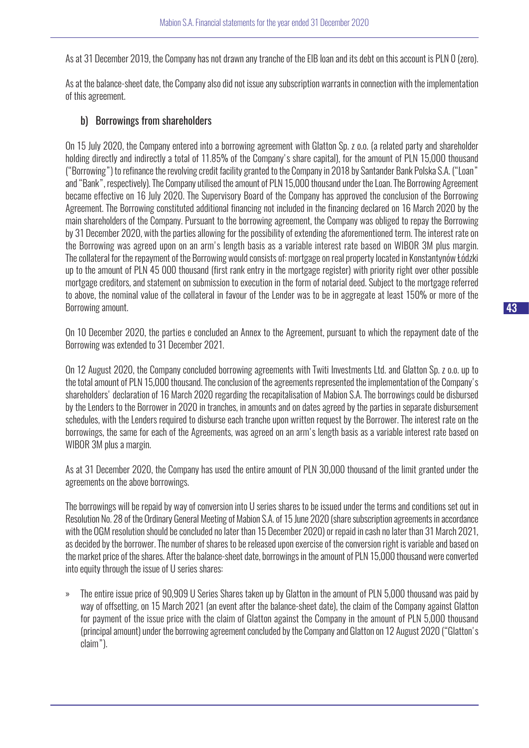As at 31 December 2019, the Company has not drawn any tranche of the EIB loan and its debt on this account is PLN 0 (zero).

As at the balance-sheet date, the Company also did not issue any subscription warrants in connection with the implementation of this agreement.

## b) Borrowings from shareholders

On 15 July 2020, the Company entered into a borrowing agreement with Glatton Sp. z o.o. (a related party and shareholder holding directly and indirectly a total of 11.85% of the Company's share capital), for the amount of PLN 15,000 thousand ("Borrowing") to refinance the revolving credit facility granted to the Company in 2018 by Santander Bank Polska S.A. ("Loan" and "Bank", respectively). The Company utilised the amount of PLN 15,000 thousand under the Loan. The Borrowing Agreement became effective on 16 July 2020. The Supervisory Board of the Company has approved the conclusion of the Borrowing Agreement. The Borrowing constituted additional financing not included in the financing declared on 16 March 2020 by the main shareholders of the Company. Pursuant to the borrowing agreement, the Company was obliged to repay the Borrowing by 31 December 2020, with the parties allowing for the possibility of extending the aforementioned term. The interest rate on the Borrowing was agreed upon on an arm's length basis as a variable interest rate based on WIBOR 3M plus margin. The collateral for the repayment of the Borrowing would consists of: mortgage on real property located in Konstantynów Łódzki up to the amount of PLN 45 000 thousand (first rank entry in the mortgage register) with priority right over other possible mortgage creditors, and statement on submission to execution in the form of notarial deed. Subject to the mortgage referred to above, the nominal value of the collateral in favour of the Lender was to be in aggregate at least 150% or more of the Borrowing amount.

On 10 December 2020, the parties e concluded an Annex to the Agreement, pursuant to which the repayment date of the Borrowing was extended to 31 December 2021.

On 12 August 2020, the Company concluded borrowing agreements with Twiti Investments Ltd. and Glatton Sp. z o.o. up to the total amount of PLN 15,000 thousand. The conclusion of the agreements represented the implementation of the Company's shareholders' declaration of 16 March 2020 regarding the recapitalisation of Mabion S.A. The borrowings could be disbursed by the Lenders to the Borrower in 2020 in tranches, in amounts and on dates agreed by the parties in separate disbursement schedules, with the Lenders required to disburse each tranche upon written request by the Borrower. The interest rate on the borrowings, the same for each of the Agreements, was agreed on an arm's length basis as a variable interest rate based on WIBOR 3M plus a margin.

As at 31 December 2020, the Company has used the entire amount of PLN 30,000 thousand of the limit granted under the agreements on the above borrowings.

The borrowings will be repaid by way of conversion into U series shares to be issued under the terms and conditions set out in Resolution No. 28 of the Ordinary General Meeting of Mabion S.A. of 15 June 2020 (share subscription agreements in accordance with the OGM resolution should be concluded no later than 15 December 2020) or repaid in cash no later than 31 March 2021, as decided by the borrower. The number of shares to be released upon exercise of the conversion right is variable and based on the market price of the shares. After the balance-sheet date, borrowings in the amount of PLN 15,000 thousand were converted into equity through the issue of U series shares:

» The entire issue price of 90,909 U Series Shares taken up by Glatton in the amount of PLN 5,000 thousand was paid by way of offsetting, on 15 March 2021 (an event after the balance-sheet date), the claim of the Company against Glatton for payment of the issue price with the claim of Glatton against the Company in the amount of PLN 5,000 thousand (principal amount) under the borrowing agreement concluded by the Company and Glatton on 12 August 2020 ("Glatton's claim").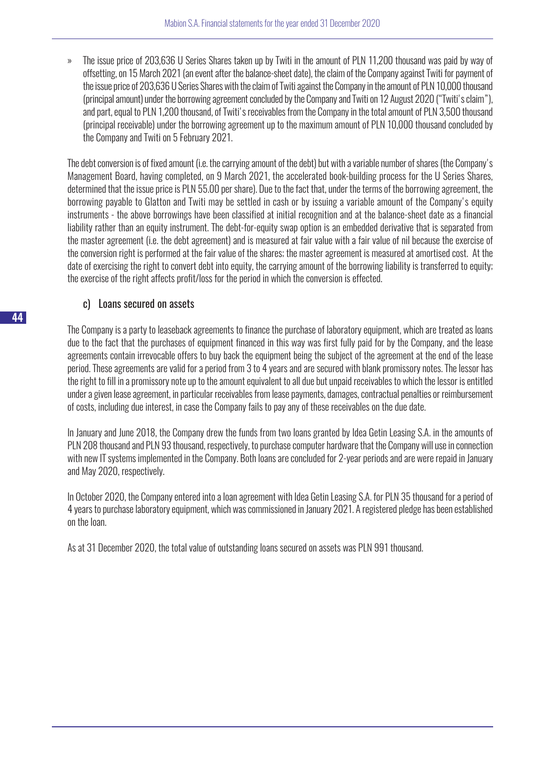- The issue price of 203,636 U Series Shares taken up by Twiti in the amount of PLN 11,200 thousand was paid by way of offsetting, on 15 March 2021 (an event after the balance-sheet date), the claim of the Company against Twiti for payment of the issue price of 203,636 U Series Shares with the claim of Twiti against the Company in the amount of PLN 10,000 thousand (principal amount) under the borrowing agreement concluded by the Company and Twiti on 12 August 2020 ("Twiti's claim"), and part, equal to PLN 1,200 thousand, of Twiti's receivables from the Company in the total amount of PLN 3,500 thousand (principal receivable) under the borrowing agreement up to the maximum amount of PLN 10,000 thousand concluded by the Company and Twiti on 5 February 2021.

The debt conversion is of fixed amount (i.e. the carrying amount of the debt) but with a variable number of shares (the Company's Management Board, having completed, on 9 March 2021, the accelerated book-building process for the U Series Shares, determined that the issue price is PLN 55.00 per share). Due to the fact that, under the terms of the borrowing agreement, the borrowing payable to Glatton and Twiti may be settled in cash or by issuing a variable amount of the Company's equity instruments - the above borrowings have been classified at initial recognition and at the balance-sheet date as a financial liability rather than an equity instrument. The debt-for-equity swap option is an embedded derivative that is separated from the master agreement (i.e. the debt agreement) and is measured at fair value with a fair value of nil because the exercise of the conversion right is performed at the fair value of the shares; the master agreement is measured at amortised cost. At the date of exercising the right to convert debt into equity, the carrying amount of the borrowing liability is transferred to equity; the exercise of the right affects profit/loss for the period in which the conversion is effected.

### c) Loans secured on assets

The Company is a party to leaseback agreements to finance the purchase of laboratory equipment, which are treated as loans due to the fact that the purchases of equipment financed in this way was first fully paid for by the Company, and the lease agreements contain irrevocable offers to buy back the equipment being the subject of the agreement at the end of the lease period. These agreements are valid for a period from 3 to 4 years and are secured with blank promissory notes. The lessor has the right to fill in a promissory note up to the amount equivalent to all due but unpaid receivables to which the lessor is entitled under a given lease agreement, in particular receivables from lease payments, damages, contractual penalties or reimbursement of costs, including due interest, in case the Company fails to pay any of these receivables on the due date.

In January and June 2018, the Company drew the funds from two loans granted by Idea Getin Leasing S.A. in the amounts of PLN 208 thousand and PLN 93 thousand, respectively, to purchase computer hardware that the Company will use in connection with new IT systems implemented in the Company. Both loans are concluded for 2-year periods and are were repaid in January and May 2020, respectively.

In October 2020, the Company entered into a loan agreement with Idea Getin Leasing S.A. for PLN 35 thousand for a period of 4 years to purchase laboratory equipment, which was commissioned in January 2021. A registered pledge has been established on the loan.

As at 31 December 2020, the total value of outstanding loans secured on assets was PLN 991 thousand.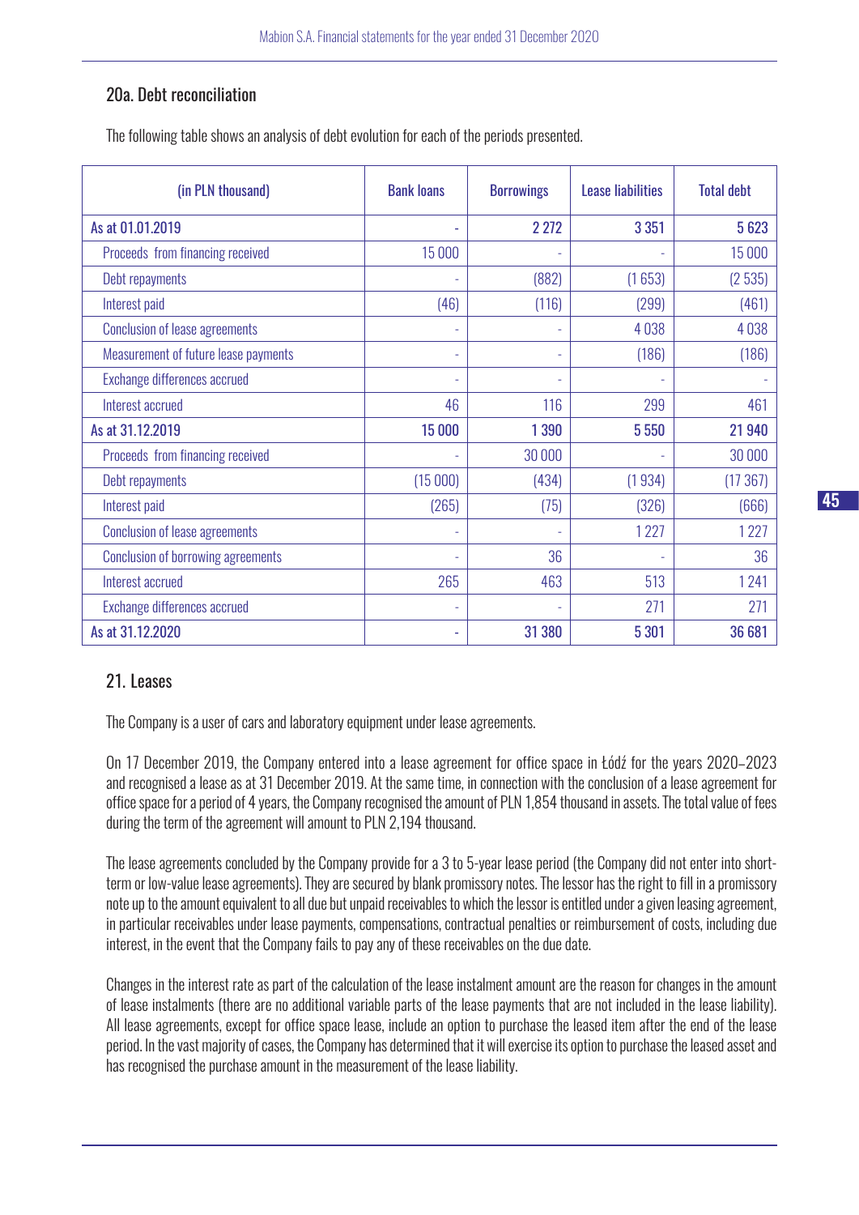## 20a. Debt reconciliation

The following table shows an analysis of debt evolution for each of the periods presented.

| (in PLN thousand) | Bank loans | Borrowings | Lease liabilities | Total debt |
|---|---|---|---|---|
| As at 01.01.2019 | - | 2 272 | 3 351 | 5 623 |
| Proceeds from financing received | 15 000 | - | - | 15 000 |
| Debt repayments | - | (882) | (1 653) | (2 535) |
| Interest paid | (46) | (116) | (299) | (461) |
| Conclusion of lease agreements | - | - | 4 038 | 4 038 |
| Measurement of future lease payments | - | - | (186) | (186) |
| Exchange differences accrued | - | - | - | - |
| Interest accrued | 46 | 116 | 299 | 461 |
| **As at 31.12.2019** | **15 000** | **1 390** | **5 550** | **21 940** |
| Proceeds from financing received | - | 30 000 | - | 30 000 |
| Debt repayments | (15 000) | (434) | (1 934) | (17 367) |
| Interest paid | (265) | (75) | (326) | (666) |
| Conclusion of lease agreements | - | - | 1 227 | 1 227 |
| Conclusion of borrowing agreements | - | 36 | - | 36 |
| Interest accrued | 265 | 463 | 513 | 1 241 |
| Exchange differences accrued | - | - | 271 | 271 |
| **As at 31.12.2020** | **-** | **31 380** | **5 301** | **36 681** |

## 21. Leases

The Company is a user of cars and laboratory equipment under lease agreements.

On 17 December 2019, the Company entered into a lease agreement for office space in Łódź for the years 2020–2023 and recognised a lease as at 31 December 2019. At the same time, in connection with the conclusion of a lease agreement for office space for a period of 4 years, the Company recognised the amount of PLN 1,854 thousand in assets. The total value of fees during the term of the agreement will amount to PLN 2,194 thousand.

The lease agreements concluded by the Company provide for a 3 to 5-year lease period (the Company did not enter into short-term or low-value lease agreements). They are secured by blank promissory notes. The lessor has the right to fill in a promissory note up to the amount equivalent to all due but unpaid receivables to which the lessor is entitled under a given leasing agreement, in particular receivables under lease payments, compensations, contractual penalties or reimbursement of costs, including due interest, in the event that the Company fails to pay any of these receivables on the due date.

Changes in the interest rate as part of the calculation of the lease instalment amount are the reason for changes in the amount of lease instalments (there are no additional variable parts of the lease payments that are not included in the lease liability). All lease agreements, except for office space lease, include an option to purchase the leased item after the end of the lease period. In the vast majority of cases, the Company has determined that it will exercise its option to purchase the leased asset and has recognised the purchase amount in the measurement of the lease liability.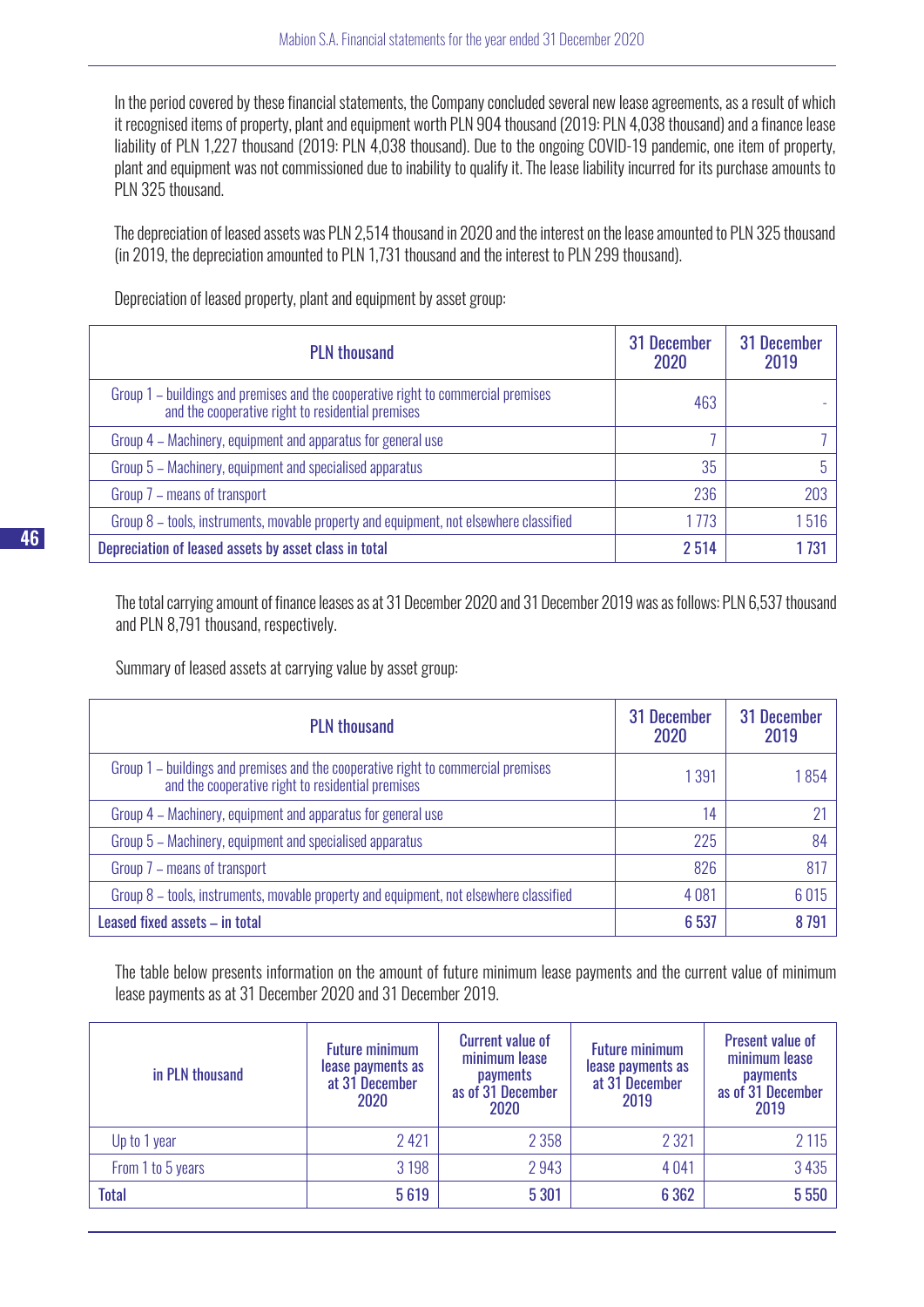In the period covered by these financial statements, the Company concluded several new lease agreements, as a result of which it recognised items of property, plant and equipment worth PLN 904 thousand (2019: PLN 4,038 thousand) and a finance lease liability of PLN 1,227 thousand (2019: PLN 4,038 thousand). Due to the ongoing COVID-19 pandemic, one item of property, plant and equipment was not commissioned due to inability to qualify it. The lease liability incurred for its purchase amounts to PLN 325 thousand.

The depreciation of leased assets was PLN 2,514 thousand in 2020 and the interest on the lease amounted to PLN 325 thousand (in 2019, the depreciation amounted to PLN 1,731 thousand and the interest to PLN 299 thousand).

Depreciation of leased property, plant and equipment by asset group:

| PLN thousand | 31 December 2020 | 31 December 2019 |
|---|---|---|
| Group 1 – buildings and premises and the cooperative right to commercial premises and the cooperative right to residential premises | 463 | - |
| Group 4 – Machinery, equipment and apparatus for general use | 7 | 7 |
| Group 5 – Machinery, equipment and specialised apparatus | 35 | 5 |
| Group 7 – means of transport | 236 | 203 |
| Group 8 – tools, instruments, movable property and equipment, not elsewhere classified | 1 773 | 1 516 |
| **Depreciation of leased assets by asset class in total** | **2 514** | **1 731** |

The total carrying amount of finance leases as at 31 December 2020 and 31 December 2019 was as follows: PLN 6,537 thousand and PLN 8,791 thousand, respectively.

Summary of leased assets at carrying value by asset group:

| PLN thousand | 31 December 2020 | 31 December 2019 |
|---|---|---|
| Group 1 – buildings and premises and the cooperative right to commercial premises and the cooperative right to residential premises | 1 391 | 1 854 |
| Group 4 – Machinery, equipment and apparatus for general use | 14 | 21 |
| Group 5 – Machinery, equipment and specialised apparatus | 225 | 84 |
| Group 7 – means of transport | 826 | 817 |
| Group 8 – tools, instruments, movable property and equipment, not elsewhere classified | 4 081 | 6 015 |
| **Leased fixed assets – in total** | **6 537** | **8 791** |

The table below presents information on the amount of future minimum lease payments and the current value of minimum lease payments as at 31 December 2020 and 31 December 2019.

| in PLN thousand | Future minimum lease payments as at 31 December 2020 | Current value of minimum lease payments as of 31 December 2020 | Future minimum lease payments as at 31 December 2019 | Present value of minimum lease payments as of 31 December 2019 |
|---|---|---|---|---|
| Up to 1 year | 2 421 | 2 358 | 2 321 | 2 115 |
| From 1 to 5 years | 3 198 | 2 943 | 4 041 | 3 435 |
| **Total** | **5 619** | **5 301** | **6 362** | **5 550** |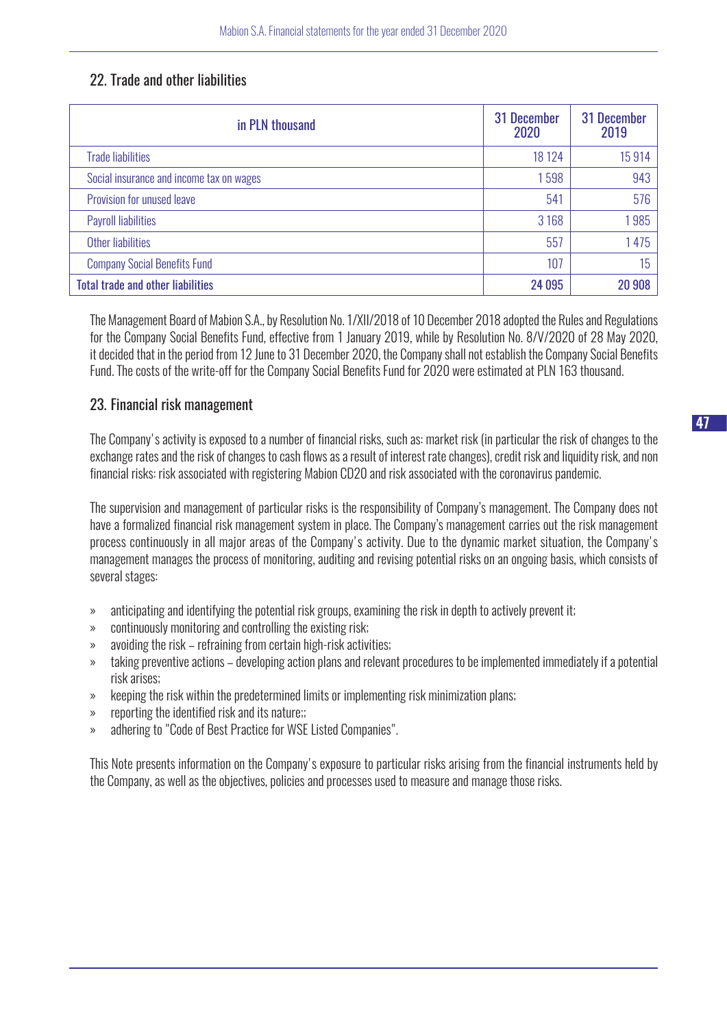## 22. Trade and other liabilities

| in PLN thousand | 31 December 2020 | 31 December 2019 |
|---|---|---|
| Trade liabilities | 18 124 | 15 914 |
| Social insurance and income tax on wages | 1 598 | 943 |
| Provision for unused leave | 541 | 576 |
| Payroll liabilities | 3 168 | 1 985 |
| Other liabilities | 557 | 1 475 |
| Company Social Benefits Fund | 107 | 15 |
| **Total trade and other liabilities** | **24 095** | **20 908** |

The Management Board of Mabion S.A., by Resolution No. 1/XII/2018 of 10 December 2018 adopted the Rules and Regulations for the Company Social Benefits Fund, effective from 1 January 2019, while by Resolution No. 8/V/2020 of 28 May 2020, it decided that in the period from 12 June to 31 December 2020, the Company shall not establish the Company Social Benefits Fund. The costs of the write-off for the Company Social Benefits Fund for 2020 were estimated at PLN 163 thousand.

## 23. Financial risk management

The Company's activity is exposed to a number of financial risks, such as: market risk (in particular the risk of changes to the exchange rates and the risk of changes to cash flows as a result of interest rate changes), credit risk and liquidity risk, and non financial risks: risk associated with registering Mabion CD20 and risk associated with the coronavirus pandemic.

The supervision and management of particular risks is the responsibility of Company's management. The Company does not have a formalized financial risk management system in place. The Company's management carries out the risk management process continuously in all major areas of the Company's activity. Due to the dynamic market situation, the Company's management manages the process of monitoring, auditing and revising potential risks on an ongoing basis, which consists of several stages:

- anticipating and identifying the potential risk groups, examining the risk in depth to actively prevent it;
- continuously monitoring and controlling the existing risk;
- avoiding the risk – refraining from certain high-risk activities;
- taking preventive actions – developing action plans and relevant procedures to be implemented immediately if a potential risk arises;
- keeping the risk within the predetermined limits or implementing risk minimization plans;
- reporting the identified risk and its nature;;
- adhering to "Code of Best Practice for WSE Listed Companies".

This Note presents information on the Company's exposure to particular risks arising from the financial instruments held by the Company, as well as the objectives, policies and processes used to measure and manage those risks.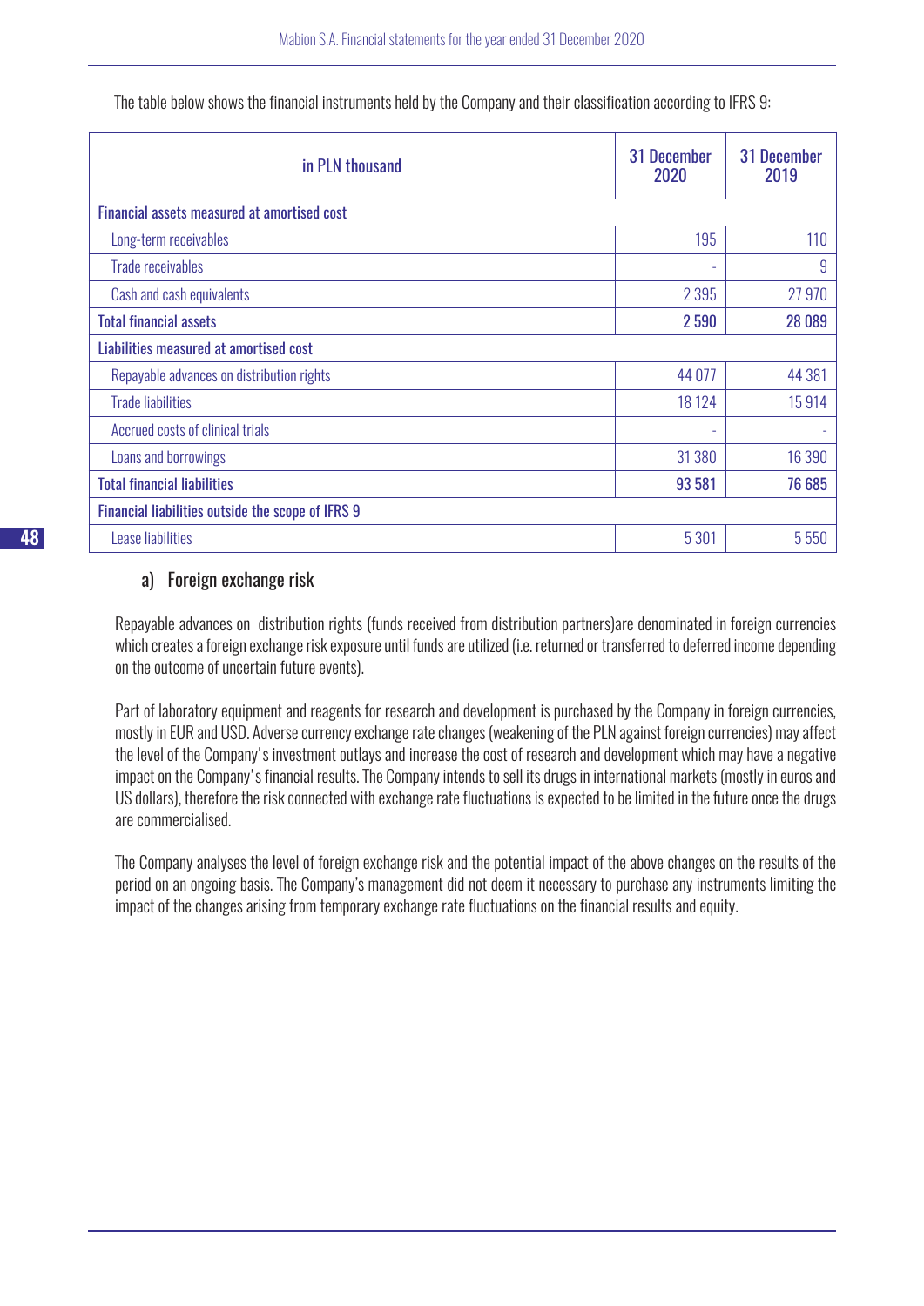The table below shows the financial instruments held by the Company and their classification according to IFRS 9:

| in PLN thousand | 31 December 2020 | 31 December 2019 |
|---|---|---|
| **Financial assets measured at amortised cost** | | |
| Long-term receivables | 195 | 110 |
| Trade receivables | - | 9 |
| Cash and cash equivalents | 2 395 | 27 970 |
| **Total financial assets** | **2 590** | **28 089** |
| **Liabilities measured at amortised cost** | | |
| Repayable advances on distribution rights | 44 077 | 44 381 |
| Trade liabilities | 18 124 | 15 914 |
| Accrued costs of clinical trials | - | - |
| Loans and borrowings | 31 380 | 16 390 |
| **Total financial liabilities** | **93 581** | **76 685** |
| **Financial liabilities outside the scope of IFRS 9** | | |
| Lease liabilities | 5 301 | 5 550 |

### a) Foreign exchange risk

Repayable advances on distribution rights (funds received from distribution partners)are denominated in foreign currencies which creates a foreign exchange risk exposure until funds are utilized (i.e. returned or transferred to deferred income depending on the outcome of uncertain future events).

Part of laboratory equipment and reagents for research and development is purchased by the Company in foreign currencies, mostly in EUR and USD. Adverse currency exchange rate changes (weakening of the PLN against foreign currencies) may affect the level of the Company's investment outlays and increase the cost of research and development which may have a negative impact on the Company's financial results. The Company intends to sell its drugs in international markets (mostly in euros and US dollars), therefore the risk connected with exchange rate fluctuations is expected to be limited in the future once the drugs are commercialised.

The Company analyses the level of foreign exchange risk and the potential impact of the above changes on the results of the period on an ongoing basis. The Company's management did not deem it necessary to purchase any instruments limiting the impact of the changes arising from temporary exchange rate fluctuations on the financial results and equity.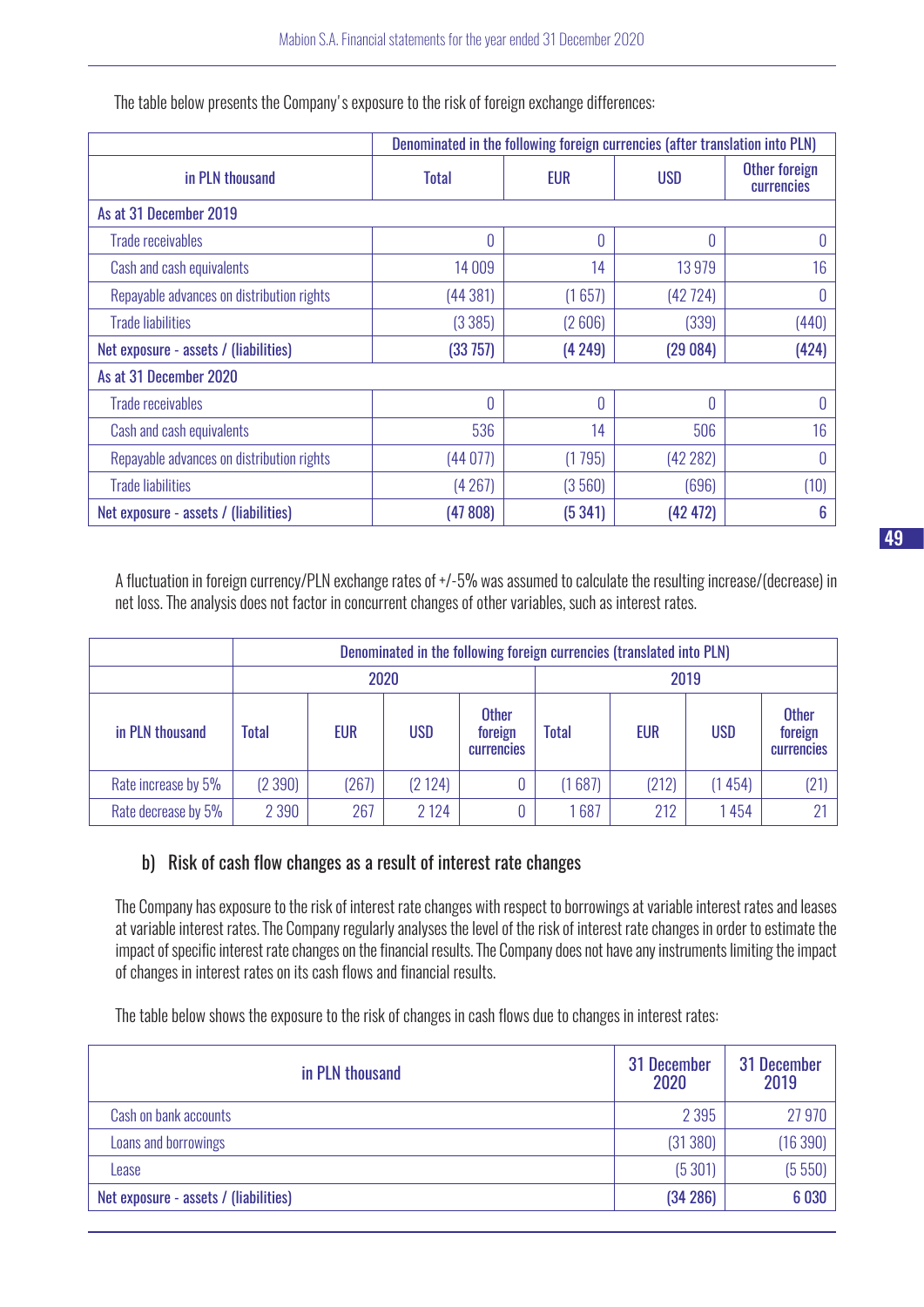The table below presents the Company's exposure to the risk of foreign exchange differences:

| in PLN thousand | Denominated in the following foreign currencies (after translation into PLN) | | | |
|---|---|---|---|---|
| | Total | EUR | USD | Other foreign currencies |
| As at 31 December 2019 | | | | |
| Trade receivables | 0 | 0 | 0 | 0 |
| Cash and cash equivalents | 14 009 | 14 | 13 979 | 16 |
| Repayable advances on distribution rights | (44 381) | (1 657) | (42 724) | 0 |
| Trade liabilities | (3 385) | (2 606) | (339) | (440) |
| Net exposure - assets / (liabilities) | (33 757) | (4 249) | (29 084) | (424) |
| As at 31 December 2020 | | | | |
| Trade receivables | 0 | 0 | 0 | 0 |
| Cash and cash equivalents | 536 | 14 | 506 | 16 |
| Repayable advances on distribution rights | (44 077) | (1 795) | (42 282) | 0 |
| Trade liabilities | (4 267) | (3 560) | (696) | (10) |
| Net exposure - assets / (liabilities) | (47 808) | (5 341) | (42 472) | 6 |

A fluctuation in foreign currency/PLN exchange rates of +/-5% was assumed to calculate the resulting increase/(decrease) in net loss. The analysis does not factor in concurrent changes of other variables, such as interest rates.

| | Denominated in the following foreign currencies (translated into PLN) | | | | | | | |
|---|---|---|---|---|---|---|---|---|
| | 2020 | | | | 2019 | | | |
| in PLN thousand | Total | EUR | USD | Other foreign currencies | Total | EUR | USD | Other foreign currencies |
| Rate increase by 5% | (2 390) | (267) | (2 124) | 0 | (1 687) | (212) | (1 454) | (21) |
| Rate decrease by 5% | 2 390 | 267 | 2 124 | 0 | 1 687 | 212 | 1 454 | 21 |

### b) Risk of cash flow changes as a result of interest rate changes

The Company has exposure to the risk of interest rate changes with respect to borrowings at variable interest rates and leases at variable interest rates. The Company regularly analyses the level of the risk of interest rate changes in order to estimate the impact of specific interest rate changes on the financial results. The Company does not have any instruments limiting the impact of changes in interest rates on its cash flows and financial results.

The table below shows the exposure to the risk of changes in cash flows due to changes in interest rates:

| in PLN thousand | 31 December 2020 | 31 December 2019 |
|---|---|---|
| Cash on bank accounts | 2 395 | 27 970 |
| Loans and borrowings | (31 380) | (16 390) |
| Lease | (5 301) | (5 550) |
| Net exposure - assets / (liabilities) | (34 286) | 6 030 |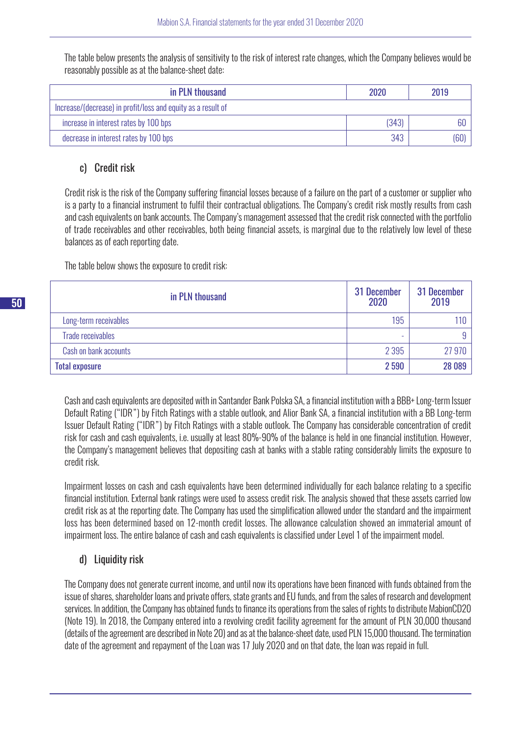The table below presents the analysis of sensitivity to the risk of interest rate changes, which the Company believes would be reasonably possible as at the balance-sheet date:

| in PLN thousand | 2020 | 2019 |
|---|---|---|
| Increase/(decrease) in profit/loss and equity as a result of | | |
| increase in interest rates by 100 bps | (343) | 60 |
| decrease in interest rates by 100 bps | 343 | (60) |

### c) Credit risk

Credit risk is the risk of the Company suffering financial losses because of a failure on the part of a customer or supplier who is a party to a financial instrument to fulfil their contractual obligations. The Company's credit risk mostly results from cash and cash equivalents on bank accounts. The Company's management assessed that the credit risk connected with the portfolio of trade receivables and other receivables, both being financial assets, is marginal due to the relatively low level of these balances as of each reporting date.

The table below shows the exposure to credit risk:

| in PLN thousand | 31 December 2020 | 31 December 2019 |
|---|---|---|
| Long-term receivables | 195 | 110 |
| Trade receivables | - | 9 |
| Cash on bank accounts | 2 395 | 27 970 |
| **Total exposure** | **2 590** | **28 089** |

Cash and cash equivalents are deposited with in Santander Bank Polska SA, a financial institution with a BBB+ Long-term Issuer Default Rating ("IDR") by Fitch Ratings with a stable outlook, and Alior Bank SA, a financial institution with a BB Long-term Issuer Default Rating ("IDR") by Fitch Ratings with a stable outlook. The Company has considerable concentration of credit risk for cash and cash equivalents, i.e. usually at least 80%-90% of the balance is held in one financial institution. However, the Company's management believes that depositing cash at banks with a stable rating considerably limits the exposure to credit risk.

Impairment losses on cash and cash equivalents have been determined individually for each balance relating to a specific financial institution. External bank ratings were used to assess credit risk. The analysis showed that these assets carried low credit risk as at the reporting date. The Company has used the simplification allowed under the standard and the impairment loss has been determined based on 12-month credit losses. The allowance calculation showed an immaterial amount of impairment loss. The entire balance of cash and cash equivalents is classified under Level 1 of the impairment model.

### d) Liquidity risk

The Company does not generate current income, and until now its operations have been financed with funds obtained from the issue of shares, shareholder loans and private offers, state grants and EU funds, and from the sales of research and development services. In addition, the Company has obtained funds to finance its operations from the sales of rights to distribute MabionCD20 (Note 19). In 2018, the Company entered into a revolving credit facility agreement for the amount of PLN 30,000 thousand (details of the agreement are described in Note 20) and as at the balance-sheet date, used PLN 15,000 thousand. The termination date of the agreement and repayment of the Loan was 17 July 2020 and on that date, the loan was repaid in full.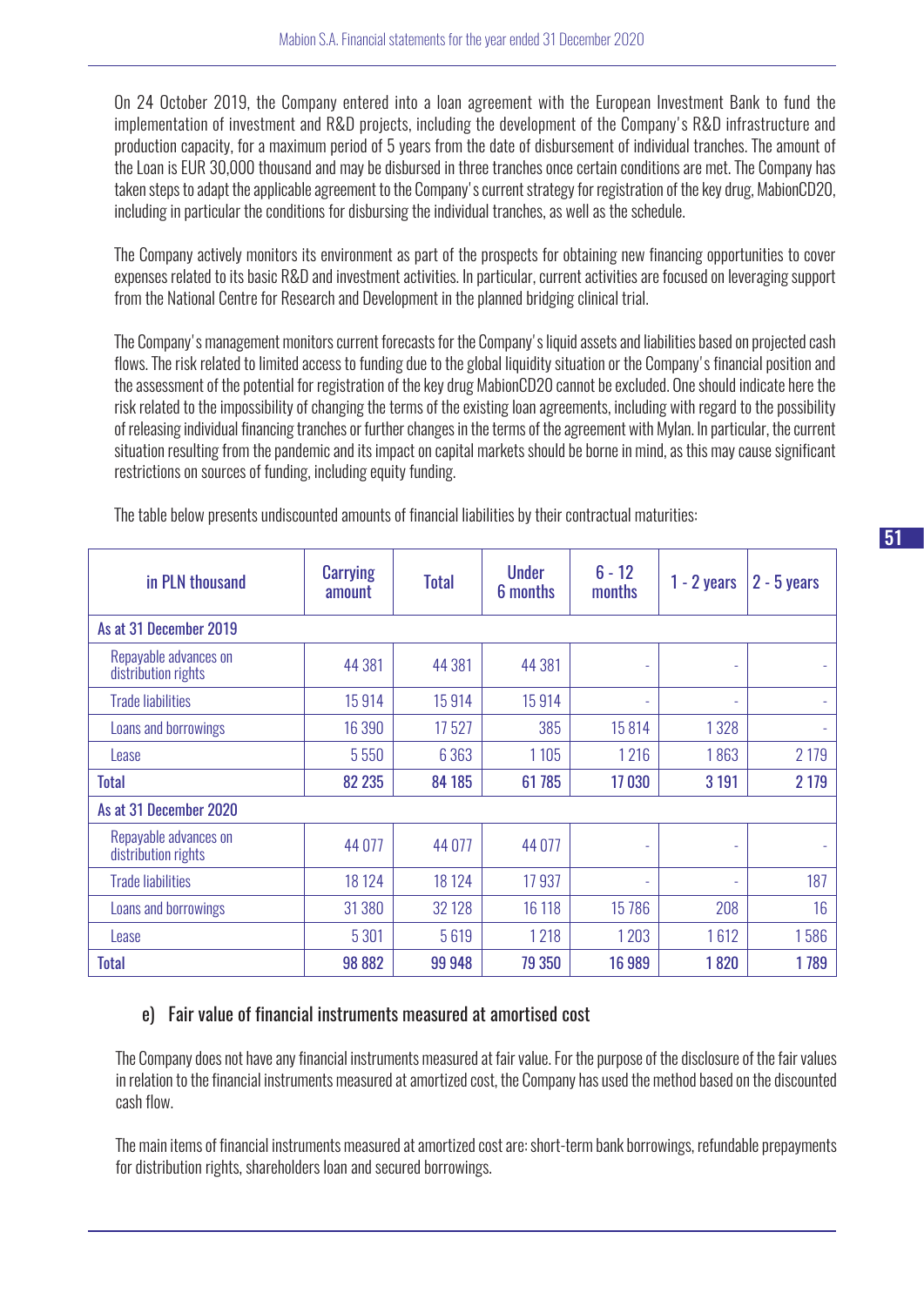On 24 October 2019, the Company entered into a loan agreement with the European Investment Bank to fund the implementation of investment and R&D projects, including the development of the Company's R&D infrastructure and production capacity, for a maximum period of 5 years from the date of disbursement of individual tranches. The amount of the Loan is EUR 30,000 thousand and may be disbursed in three tranches once certain conditions are met. The Company has taken steps to adapt the applicable agreement to the Company's current strategy for registration of the key drug, MabionCD20, including in particular the conditions for disbursing the individual tranches, as well as the schedule.

The Company actively monitors its environment as part of the prospects for obtaining new financing opportunities to cover expenses related to its basic R&D and investment activities. In particular, current activities are focused on leveraging support from the National Centre for Research and Development in the planned bridging clinical trial.

The Company's management monitors current forecasts for the Company's liquid assets and liabilities based on projected cash flows. The risk related to limited access to funding due to the global liquidity situation or the Company's financial position and the assessment of the potential for registration of the key drug MabionCD20 cannot be excluded. One should indicate here the risk related to the impossibility of changing the terms of the existing loan agreements, including with regard to the possibility of releasing individual financing tranches or further changes in the terms of the agreement with Mylan. In particular, the current situation resulting from the pandemic and its impact on capital markets should be borne in mind, as this may cause significant restrictions on sources of funding, including equity funding.

The table below presents undiscounted amounts of financial liabilities by their contractual maturities:

| in PLN thousand | Carrying amount | Total | Under 6 months | 6 - 12 months | 1 - 2 years | 2 - 5 years |
|---|---|---|---|---|---|---|
| **As at 31 December 2019** | | | | | | |
| Repayable advances on distribution rights | 44 381 | 44 381 | 44 381 | - | - | - |
| Trade liabilities | 15 914 | 15 914 | 15 914 | - | - | - |
| Loans and borrowings | 16 390 | 17 527 | 385 | 15 814 | 1 328 | - |
| Lease | 5 550 | 6 363 | 1 105 | 1 216 | 1 863 | 2 179 |
| **Total** | **82 235** | **84 185** | **61 785** | **17 030** | **3 191** | **2 179** |
| **As at 31 December 2020** | | | | | | |
| Repayable advances on distribution rights | 44 077 | 44 077 | 44 077 | - | - | - |
| Trade liabilities | 18 124 | 18 124 | 17 937 | - | - | 187 |
| Loans and borrowings | 31 380 | 32 128 | 16 118 | 15 786 | 208 | 16 |
| Lease | 5 301 | 5 619 | 1 218 | 1 203 | 1 612 | 1 586 |
| **Total** | **98 882** | **99 948** | **79 350** | **16 989** | **1 820** | **1 789** |

### e) Fair value of financial instruments measured at amortised cost

The Company does not have any financial instruments measured at fair value. For the purpose of the disclosure of the fair values in relation to the financial instruments measured at amortized cost, the Company has used the method based on the discounted cash flow.

The main items of financial instruments measured at amortized cost are: short-term bank borrowings, refundable prepayments for distribution rights, shareholders loan and secured borrowings.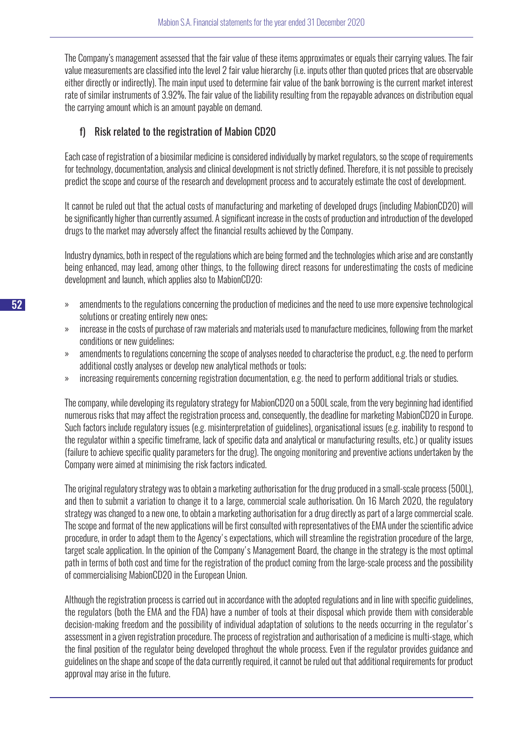The Company's management assessed that the fair value of these items approximates or equals their carrying values. The fair value measurements are classified into the level 2 fair value hierarchy (i.e. inputs other than quoted prices that are observable either directly or indirectly). The main input used to determine fair value of the bank borrowing is the current market interest rate of similar instruments of 3.92%. The fair value of the liability resulting from the repayable advances on distribution equal the carrying amount which is an amount payable on demand.

## f) Risk related to the registration of Mabion CD20

Each case of registration of a biosimilar medicine is considered individually by market regulators, so the scope of requirements for technology, documentation, analysis and clinical development is not strictly defined. Therefore, it is not possible to precisely predict the scope and course of the research and development process and to accurately estimate the cost of development.

It cannot be ruled out that the actual costs of manufacturing and marketing of developed drugs (including MabionCD20) will be significantly higher than currently assumed. A significant increase in the costs of production and introduction of the developed drugs to the market may adversely affect the financial results achieved by the Company.

Industry dynamics, both in respect of the regulations which are being formed and the technologies which arise and are constantly being enhanced, may lead, among other things, to the following direct reasons for underestimating the costs of medicine development and launch, which applies also to MabionCD20:

- amendments to the regulations concerning the production of medicines and the need to use more expensive technological solutions or creating entirely new ones;
- increase in the costs of purchase of raw materials and materials used to manufacture medicines, following from the market conditions or new guidelines;
- amendments to regulations concerning the scope of analyses needed to characterise the product, e.g. the need to perform additional costly analyses or develop new analytical methods or tools;
- increasing requirements concerning registration documentation, e.g. the need to perform additional trials or studies.

The company, while developing its regulatory strategy for MabionCD20 on a 500L scale, from the very beginning had identified numerous risks that may affect the registration process and, consequently, the deadline for marketing MabionCD20 in Europe. Such factors include regulatory issues (e.g. misinterpretation of guidelines), organisational issues (e.g. inability to respond to the regulator within a specific timeframe, lack of specific data and analytical or manufacturing results, etc.) or quality issues (failure to achieve specific quality parameters for the drug). The ongoing monitoring and preventive actions undertaken by the Company were aimed at minimising the risk factors indicated.

The original regulatory strategy was to obtain a marketing authorisation for the drug produced in a small-scale process (500L), and then to submit a variation to change it to a large, commercial scale authorisation. On 16 March 2020, the regulatory strategy was changed to a new one, to obtain a marketing authorisation for a drug directly as part of a large commercial scale. The scope and format of the new applications will be first consulted with representatives of the EMA under the scientific advice procedure, in order to adapt them to the Agency's expectations, which will streamline the registration procedure of the large, target scale application. In the opinion of the Company's Management Board, the change in the strategy is the most optimal path in terms of both cost and time for the registration of the product coming from the large-scale process and the possibility of commercialising MabionCD20 in the European Union.

Although the registration process is carried out in accordance with the adopted regulations and in line with specific guidelines, the regulators (both the EMA and the FDA) have a number of tools at their disposal which provide them with considerable decision-making freedom and the possibility of individual adaptation of solutions to the needs occurring in the regulator's assessment in a given registration procedure. The process of registration and authorisation of a medicine is multi-stage, which the final position of the regulator being developed throghout the whole process. Even if the regulator provides guidance and guidelines on the shape and scope of the data currently required, it cannot be ruled out that additional requirements for product approval may arise in the future.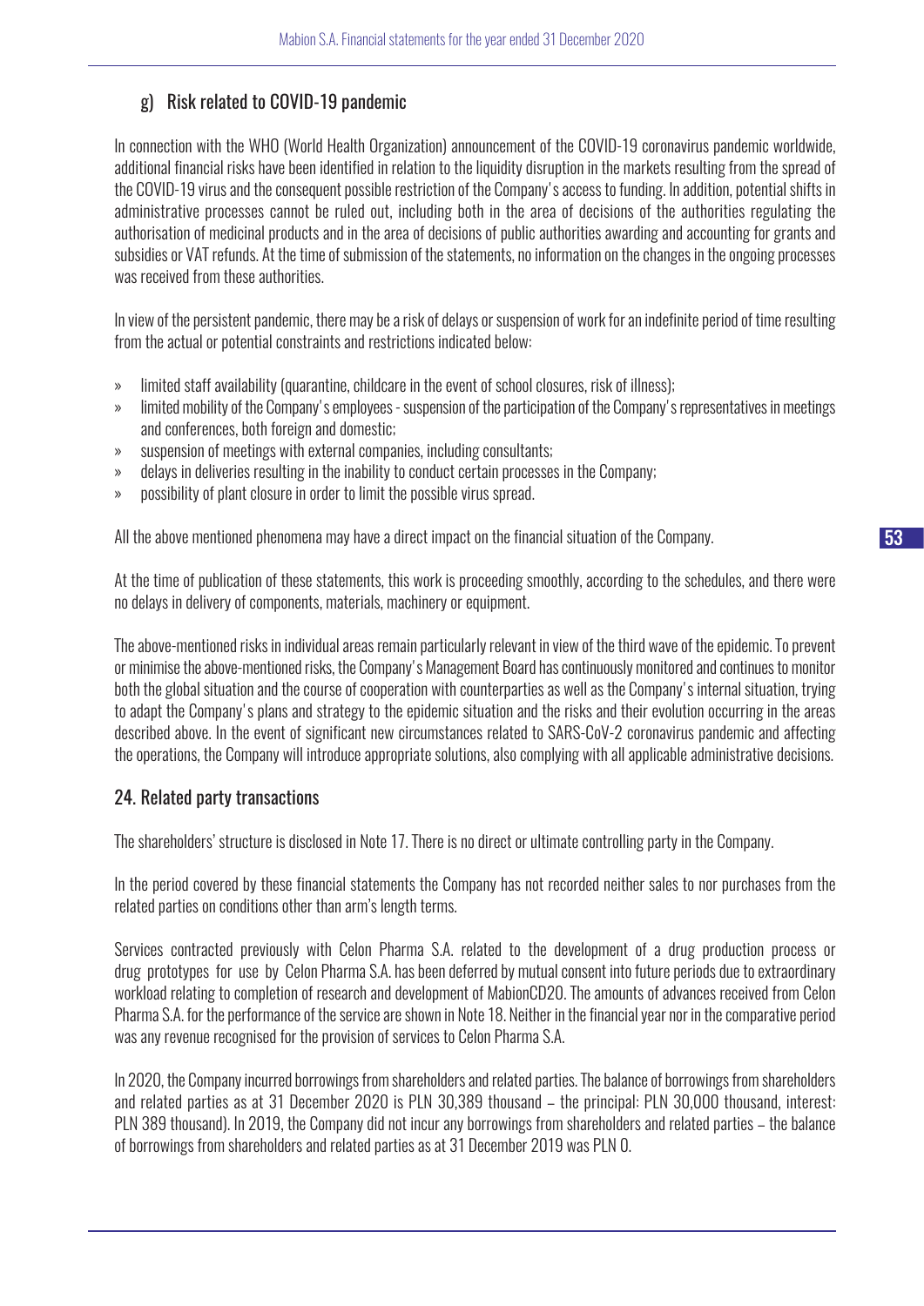### g) Risk related to COVID-19 pandemic

In connection with the WHO (World Health Organization) announcement of the COVID-19 coronavirus pandemic worldwide, additional financial risks have been identified in relation to the liquidity disruption in the markets resulting from the spread of the COVID-19 virus and the consequent possible restriction of the Company's access to funding. In addition, potential shifts in administrative processes cannot be ruled out, including both in the area of decisions of the authorities regulating the authorisation of medicinal products and in the area of decisions of public authorities awarding and accounting for grants and subsidies or VAT refunds. At the time of submission of the statements, no information on the changes in the ongoing processes was received from these authorities.

In view of the persistent pandemic, there may be a risk of delays or suspension of work for an indefinite period of time resulting from the actual or potential constraints and restrictions indicated below:

- limited staff availability (quarantine, childcare in the event of school closures, risk of illness);
- limited mobility of the Company's employees - suspension of the participation of the Company's representatives in meetings and conferences, both foreign and domestic;
- suspension of meetings with external companies, including consultants;
- delays in deliveries resulting in the inability to conduct certain processes in the Company;
- possibility of plant closure in order to limit the possible virus spread.

All the above mentioned phenomena may have a direct impact on the financial situation of the Company.

At the time of publication of these statements, this work is proceeding smoothly, according to the schedules, and there were no delays in delivery of components, materials, machinery or equipment.

The above-mentioned risks in individual areas remain particularly relevant in view of the third wave of the epidemic. To prevent or minimise the above-mentioned risks, the Company's Management Board has continuously monitored and continues to monitor both the global situation and the course of cooperation with counterparties as well as the Company's internal situation, trying to adapt the Company's plans and strategy to the epidemic situation and the risks and their evolution occurring in the areas described above. In the event of significant new circumstances related to SARS-CoV-2 coronavirus pandemic and affecting the operations, the Company will introduce appropriate solutions, also complying with all applicable administrative decisions.

## 24. Related party transactions

The shareholders' structure is disclosed in Note 17. There is no direct or ultimate controlling party in the Company.

In the period covered by these financial statements the Company has not recorded neither sales to nor purchases from the related parties on conditions other than arm's length terms.

Services contracted previously with Celon Pharma S.A. related to the development of a drug production process or drug prototypes for use by Celon Pharma S.A. has been deferred by mutual consent into future periods due to extraordinary workload relating to completion of research and development of MabionCD20. The amounts of advances received from Celon Pharma S.A. for the performance of the service are shown in Note 18. Neither in the financial year nor in the comparative period was any revenue recognised for the provision of services to Celon Pharma S.A.

In 2020, the Company incurred borrowings from shareholders and related parties. The balance of borrowings from shareholders and related parties as at 31 December 2020 is PLN 30,389 thousand – the principal: PLN 30,000 thousand, interest: PLN 389 thousand). In 2019, the Company did not incur any borrowings from shareholders and related parties – the balance of borrowings from shareholders and related parties as at 31 December 2019 was PLN 0.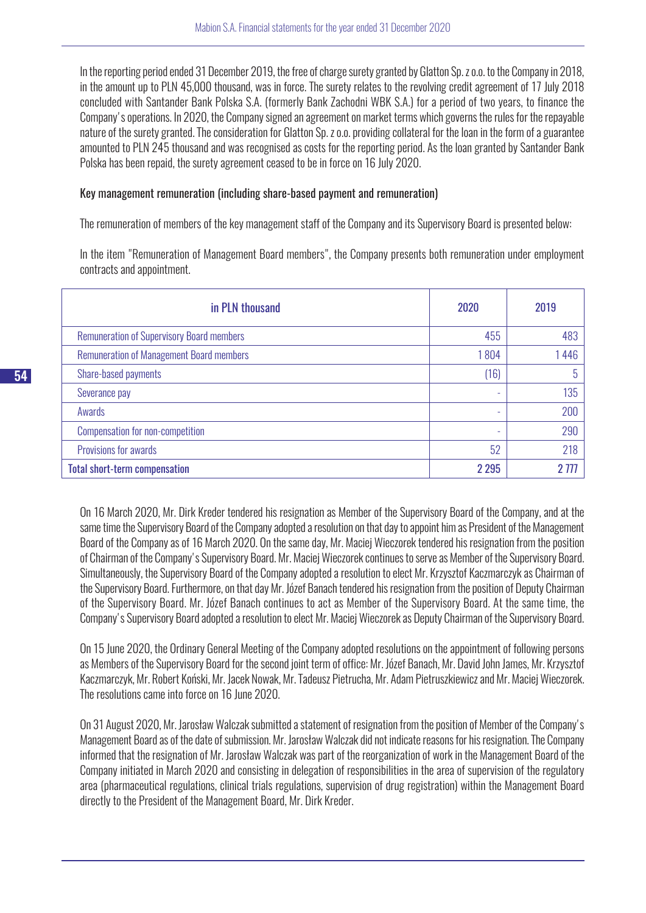In the reporting period ended 31 December 2019, the free of charge surety granted by Glatton Sp. z o.o. to the Company in 2018, in the amount up to PLN 45,000 thousand, was in force. The surety relates to the revolving credit agreement of 17 July 2018 concluded with Santander Bank Polska S.A. (formerly Bank Zachodni WBK S.A.) for a period of two years, to finance the Company's operations. In 2020, the Company signed an agreement on market terms which governs the rules for the repayable nature of the surety granted. The consideration for Glatton Sp. z o.o. providing collateral for the loan in the form of a guarantee amounted to PLN 245 thousand and was recognised as costs for the reporting period. As the loan granted by Santander Bank Polska has been repaid, the surety agreement ceased to be in force on 16 July 2020.

Key management remuneration (including share-based payment and remuneration)

The remuneration of members of the key management staff of the Company and its Supervisory Board is presented below:

In the item "Remuneration of Management Board members", the Company presents both remuneration under employment contracts and appointment.

| in PLN thousand | 2020 | 2019 |
|---|---|---|
| Remuneration of Supervisory Board members | 455 | 483 |
| Remuneration of Management Board members | 1 804 | 1 446 |
| Share-based payments | (16) | 5 |
| Severance pay | - | 135 |
| Awards | - | 200 |
| Compensation for non-competition | - | 290 |
| Provisions for awards | 52 | 218 |
| **Total short-term compensation** | **2 295** | **2 777** |

On 16 March 2020, Mr. Dirk Kreder tendered his resignation as Member of the Supervisory Board of the Company, and at the same time the Supervisory Board of the Company adopted a resolution on that day to appoint him as President of the Management Board of the Company as of 16 March 2020. On the same day, Mr. Maciej Wieczorek tendered his resignation from the position of Chairman of the Company's Supervisory Board. Mr. Maciej Wieczorek continues to serve as Member of the Supervisory Board. Simultaneously, the Supervisory Board of the Company adopted a resolution to elect Mr. Krzysztof Kaczmarczyk as Chairman of the Supervisory Board. Furthermore, on that day Mr. Józef Banach tendered his resignation from the position of Deputy Chairman of the Supervisory Board. Mr. Józef Banach continues to act as Member of the Supervisory Board. At the same time, the Company's Supervisory Board adopted a resolution to elect Mr. Maciej Wieczorek as Deputy Chairman of the Supervisory Board.

On 15 June 2020, the Ordinary General Meeting of the Company adopted resolutions on the appointment of following persons as Members of the Supervisory Board for the second joint term of office: Mr. Józef Banach, Mr. David John James, Mr. Krzysztof Kaczmarczyk, Mr. Robert Koński, Mr. Jacek Nowak, Mr. Tadeusz Pietrucha, Mr. Adam Pietruszkiewicz and Mr. Maciej Wieczorek. The resolutions came into force on 16 June 2020.

On 31 August 2020, Mr. Jarosław Walczak submitted a statement of resignation from the position of Member of the Company's Management Board as of the date of submission. Mr. Jarosław Walczak did not indicate reasons for his resignation. The Company informed that the resignation of Mr. Jarosław Walczak was part of the reorganization of work in the Management Board of the Company initiated in March 2020 and consisting in delegation of responsibilities in the area of supervision of the regulatory area (pharmaceutical regulations, clinical trials regulations, supervision of drug registration) within the Management Board directly to the President of the Management Board, Mr. Dirk Kreder.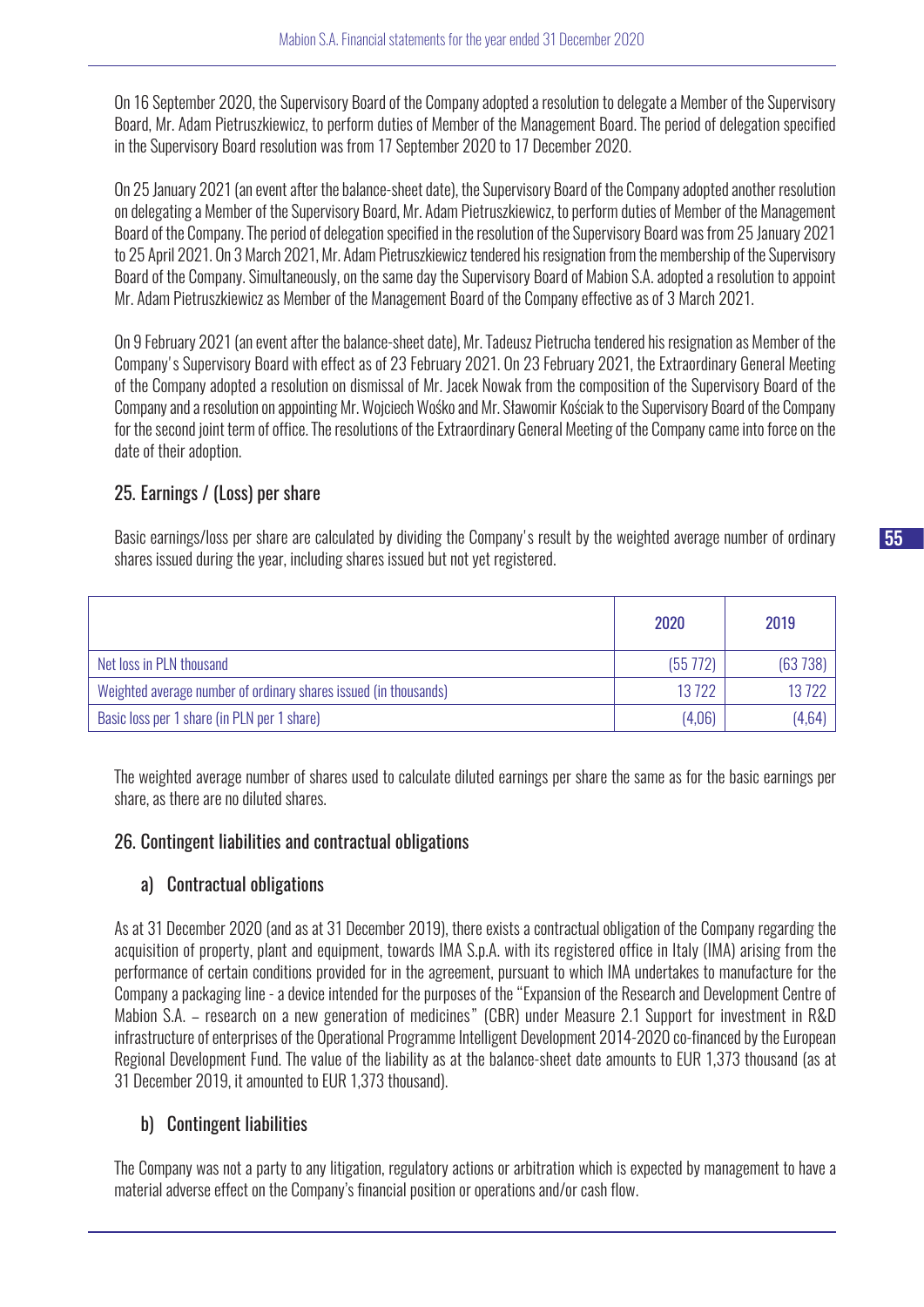On 16 September 2020, the Supervisory Board of the Company adopted a resolution to delegate a Member of the Supervisory Board, Mr. Adam Pietruszkiewicz, to perform duties of Member of the Management Board. The period of delegation specified in the Supervisory Board resolution was from 17 September 2020 to 17 December 2020.

On 25 January 2021 (an event after the balance-sheet date), the Supervisory Board of the Company adopted another resolution on delegating a Member of the Supervisory Board, Mr. Adam Pietruszkiewicz, to perform duties of Member of the Management Board of the Company. The period of delegation specified in the resolution of the Supervisory Board was from 25 January 2021 to 25 April 2021. On 3 March 2021, Mr. Adam Pietruszkiewicz tendered his resignation from the membership of the Supervisory Board of the Company. Simultaneously, on the same day the Supervisory Board of Mabion S.A. adopted a resolution to appoint Mr. Adam Pietruszkiewicz as Member of the Management Board of the Company effective as of 3 March 2021.

On 9 February 2021 (an event after the balance-sheet date), Mr. Tadeusz Pietrucha tendered his resignation as Member of the Company's Supervisory Board with effect as of 23 February 2021. On 23 February 2021, the Extraordinary General Meeting of the Company adopted a resolution on dismissal of Mr. Jacek Nowak from the composition of the Supervisory Board of the Company and a resolution on appointing Mr. Wojciech Wośko and Mr. Sławomir Kościak to the Supervisory Board of the Company for the second joint term of office. The resolutions of the Extraordinary General Meeting of the Company came into force on the date of their adoption.

## 25. Earnings / (Loss) per share

Basic earnings/loss per share are calculated by dividing the Company's result by the weighted average number of ordinary shares issued during the year, including shares issued but not yet registered.

| | 2020 | 2019 |
|---|---|---|
| Net loss in PLN thousand | (55 772) | (63 738) |
| Weighted average number of ordinary shares issued (in thousands) | 13 722 | 13 722 |
| Basic loss per 1 share (in PLN per 1 share) | (4,06) | (4,64) |

The weighted average number of shares used to calculate diluted earnings per share the same as for the basic earnings per share, as there are no diluted shares.

## 26. Contingent liabilities and contractual obligations

### a) Contractual obligations

As at 31 December 2020 (and as at 31 December 2019), there exists a contractual obligation of the Company regarding the acquisition of property, plant and equipment, towards IMA S.p.A. with its registered office in Italy (IMA) arising from the performance of certain conditions provided for in the agreement, pursuant to which IMA undertakes to manufacture for the Company a packaging line - a device intended for the purposes of the "Expansion of the Research and Development Centre of Mabion S.A. – research on a new generation of medicines" (CBR) under Measure 2.1 Support for investment in R&D infrastructure of enterprises of the Operational Programme Intelligent Development 2014-2020 co-financed by the European Regional Development Fund. The value of the liability as at the balance-sheet date amounts to EUR 1,373 thousand (as at 31 December 2019, it amounted to EUR 1,373 thousand).

### b) Contingent liabilities

The Company was not a party to any litigation, regulatory actions or arbitration which is expected by management to have a material adverse effect on the Company's financial position or operations and/or cash flow.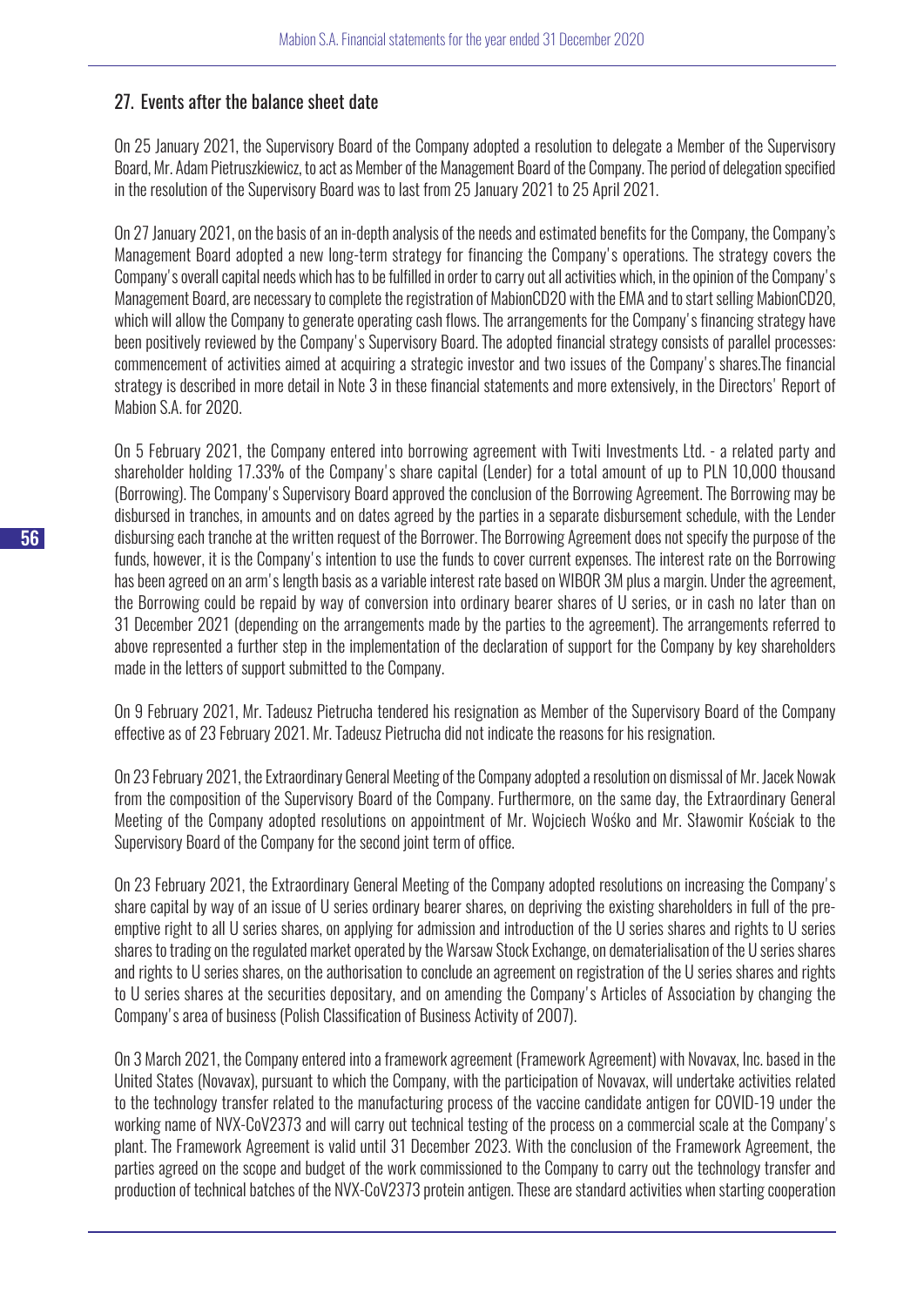## 27. Events after the balance sheet date

On 25 January 2021, the Supervisory Board of the Company adopted a resolution to delegate a Member of the Supervisory Board, Mr. Adam Pietruszkiewicz, to act as Member of the Management Board of the Company. The period of delegation specified in the resolution of the Supervisory Board was to last from 25 January 2021 to 25 April 2021.

On 27 January 2021, on the basis of an in-depth analysis of the needs and estimated benefits for the Company, the Company's Management Board adopted a new long-term strategy for financing the Company's operations. The strategy covers the Company's overall capital needs which has to be fulfilled in order to carry out all activities which, in the opinion of the Company's Management Board, are necessary to complete the registration of MabionCD20 with the EMA and to start selling MabionCD20, which will allow the Company to generate operating cash flows. The arrangements for the Company's financing strategy have been positively reviewed by the Company's Supervisory Board. The adopted financial strategy consists of parallel processes: commencement of activities aimed at acquiring a strategic investor and two issues of the Company's shares.The financial strategy is described in more detail in Note 3 in these financial statements and more extensively, in the Directors' Report of Mabion S.A. for 2020.

On 5 February 2021, the Company entered into borrowing agreement with Twiti Investments Ltd. - a related party and shareholder holding 17.33% of the Company's share capital (Lender) for a total amount of up to PLN 10,000 thousand (Borrowing). The Company's Supervisory Board approved the conclusion of the Borrowing Agreement. The Borrowing may be disbursed in tranches, in amounts and on dates agreed by the parties in a separate disbursement schedule, with the Lender disbursing each tranche at the written request of the Borrower. The Borrowing Agreement does not specify the purpose of the funds, however, it is the Company's intention to use the funds to cover current expenses. The interest rate on the Borrowing has been agreed on an arm's length basis as a variable interest rate based on WIBOR 3M plus a margin. Under the agreement, the Borrowing could be repaid by way of conversion into ordinary bearer shares of U series, or in cash no later than on 31 December 2021 (depending on the arrangements made by the parties to the agreement). The arrangements referred to above represented a further step in the implementation of the declaration of support for the Company by key shareholders made in the letters of support submitted to the Company.

On 9 February 2021, Mr. Tadeusz Pietrucha tendered his resignation as Member of the Supervisory Board of the Company effective as of 23 February 2021. Mr. Tadeusz Pietrucha did not indicate the reasons for his resignation.

On 23 February 2021, the Extraordinary General Meeting of the Company adopted a resolution on dismissal of Mr. Jacek Nowak from the composition of the Supervisory Board of the Company. Furthermore, on the same day, the Extraordinary General Meeting of the Company adopted resolutions on appointment of Mr. Wojciech Wośko and Mr. Sławomir Kościak to the Supervisory Board of the Company for the second joint term of office.

On 23 February 2021, the Extraordinary General Meeting of the Company adopted resolutions on increasing the Company's share capital by way of an issue of U series ordinary bearer shares, on depriving the existing shareholders in full of the pre-emptive right to all U series shares, on applying for admission and introduction of the U series shares and rights to U series shares to trading on the regulated market operated by the Warsaw Stock Exchange, on dematerialisation of the U series shares and rights to U series shares, on the authorisation to conclude an agreement on registration of the U series shares and rights to U series shares at the securities depositary, and on amending the Company's Articles of Association by changing the Company's area of business (Polish Classification of Business Activity of 2007).

On 3 March 2021, the Company entered into a framework agreement (Framework Agreement) with Novavax, Inc. based in the United States (Novavax), pursuant to which the Company, with the participation of Novavax, will undertake activities related to the technology transfer related to the manufacturing process of the vaccine candidate antigen for COVID-19 under the working name of NVX-CoV2373 and will carry out technical testing of the process on a commercial scale at the Company's plant. The Framework Agreement is valid until 31 December 2023. With the conclusion of the Framework Agreement, the parties agreed on the scope and budget of the work commissioned to the Company to carry out the technology transfer and production of technical batches of the NVX-CoV2373 protein antigen. These are standard activities when starting cooperation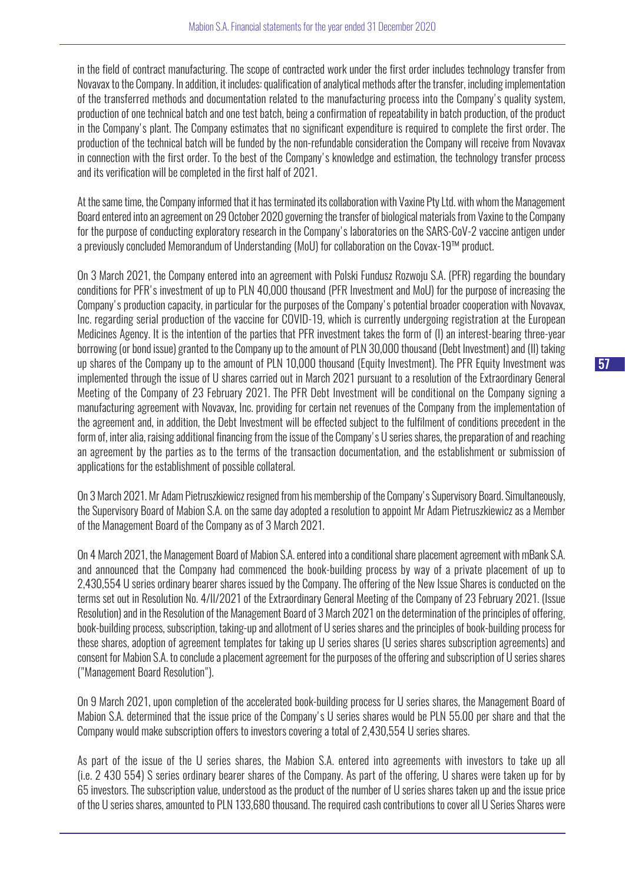in the field of contract manufacturing. The scope of contracted work under the first order includes technology transfer from Novavax to the Company. In addition, it includes: qualification of analytical methods after the transfer, including implementation of the transferred methods and documentation related to the manufacturing process into the Company's quality system, production of one technical batch and one test batch, being a confirmation of repeatability in batch production, of the product in the Company's plant. The Company estimates that no significant expenditure is required to complete the first order. The production of the technical batch will be funded by the non-refundable consideration the Company will receive from Novavax in connection with the first order. To the best of the Company's knowledge and estimation, the technology transfer process and its verification will be completed in the first half of 2021.

At the same time, the Company informed that it has terminated its collaboration with Vaxine Pty Ltd. with whom the Management Board entered into an agreement on 29 October 2020 governing the transfer of biological materials from Vaxine to the Company for the purpose of conducting exploratory research in the Company's laboratories on the SARS-CoV-2 vaccine antigen under a previously concluded Memorandum of Understanding (MoU) for collaboration on the Covax-19™ product.

On 3 March 2021, the Company entered into an agreement with Polski Fundusz Rozwoju S.A. (PFR) regarding the boundary conditions for PFR's investment of up to PLN 40,000 thousand (PFR Investment and MoU) for the purpose of increasing the Company's production capacity, in particular for the purposes of the Company's potential broader cooperation with Novavax, Inc. regarding serial production of the vaccine for COVID-19, which is currently undergoing registration at the European Medicines Agency. It is the intention of the parties that PFR investment takes the form of (I) an interest-bearing three-year borrowing (or bond issue) granted to the Company up to the amount of PLN 30,000 thousand (Debt Investment) and (II) taking up shares of the Company up to the amount of PLN 10,000 thousand (Equity Investment). The PFR Equity Investment was implemented through the issue of U shares carried out in March 2021 pursuant to a resolution of the Extraordinary General Meeting of the Company of 23 February 2021. The PFR Debt Investment will be conditional on the Company signing a manufacturing agreement with Novavax, Inc. providing for certain net revenues of the Company from the implementation of the agreement and, in addition, the Debt Investment will be effected subject to the fulfilment of conditions precedent in the form of, inter alia, raising additional financing from the issue of the Company's U series shares, the preparation of and reaching an agreement by the parties as to the terms of the transaction documentation, and the establishment or submission of applications for the establishment of possible collateral.

On 3 March 2021. Mr Adam Pietruszkiewicz resigned from his membership of the Company's Supervisory Board. Simultaneously, the Supervisory Board of Mabion S.A. on the same day adopted a resolution to appoint Mr Adam Pietruszkiewicz as a Member of the Management Board of the Company as of 3 March 2021.

On 4 March 2021, the Management Board of Mabion S.A. entered into a conditional share placement agreement with mBank S.A. and announced that the Company had commenced the book-building process by way of a private placement of up to 2,430,554 U series ordinary bearer shares issued by the Company. The offering of the New Issue Shares is conducted on the terms set out in Resolution No. 4/II/2021 of the Extraordinary General Meeting of the Company of 23 February 2021. (Issue Resolution) and in the Resolution of the Management Board of 3 March 2021 on the determination of the principles of offering, book-building process, subscription, taking-up and allotment of U series shares and the principles of book-building process for these shares, adoption of agreement templates for taking up U series shares (U series shares subscription agreements) and consent for Mabion S.A. to conclude a placement agreement for the purposes of the offering and subscription of U series shares ("Management Board Resolution").

On 9 March 2021, upon completion of the accelerated book-building process for U series shares, the Management Board of Mabion S.A. determined that the issue price of the Company's U series shares would be PLN 55.00 per share and that the Company would make subscription offers to investors covering a total of 2,430,554 U series shares.

As part of the issue of the U series shares, the Mabion S.A. entered into agreements with investors to take up all (i.e. 2 430 554) S series ordinary bearer shares of the Company. As part of the offering, U shares were taken up for by 65 investors. The subscription value, understood as the product of the number of U series shares taken up and the issue price of the U series shares, amounted to PLN 133,680 thousand. The required cash contributions to cover all U Series Shares were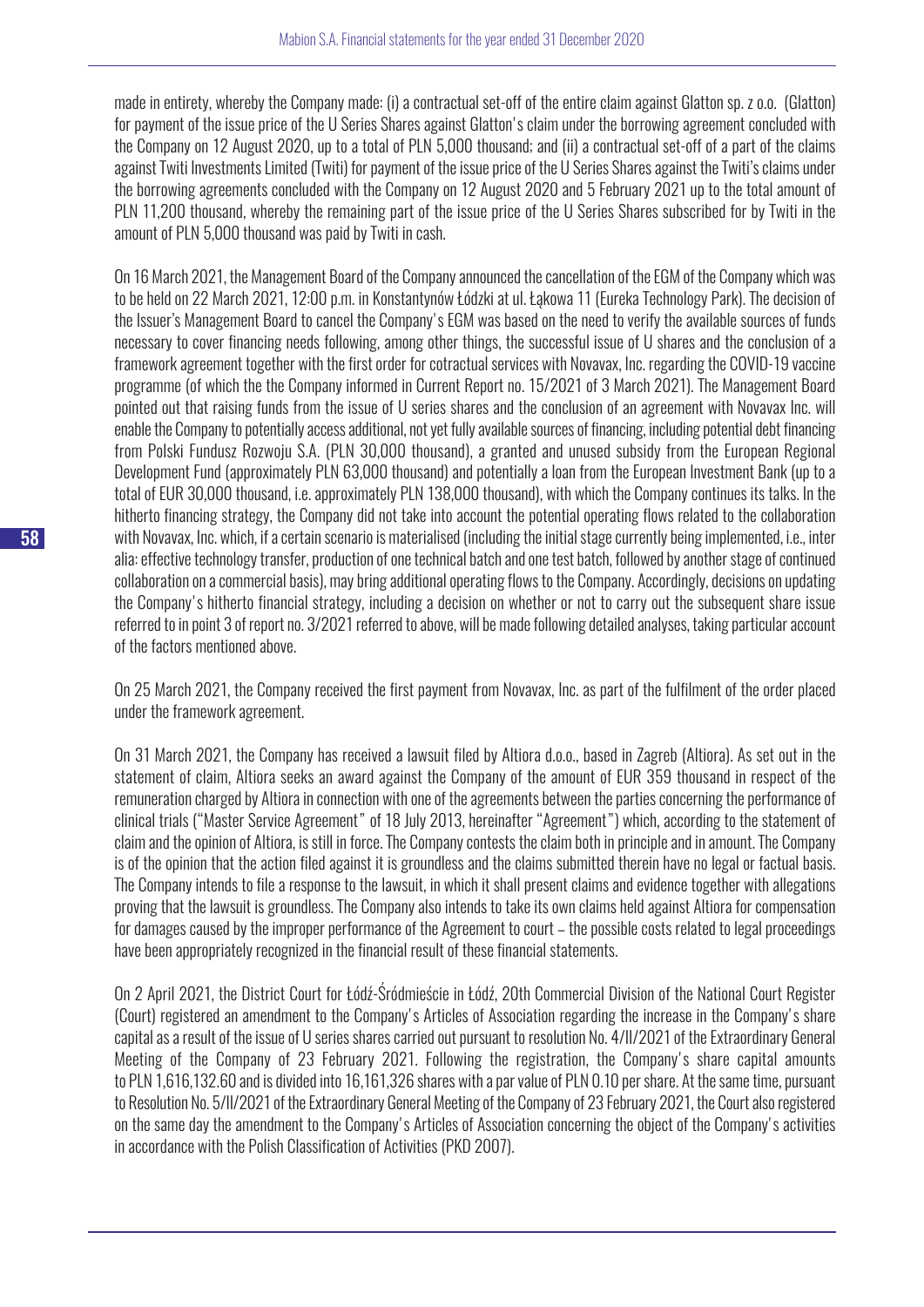made in entirety, whereby the Company made: (i) a contractual set-off of the entire claim against Glatton sp. z o.o. (Glatton) for payment of the issue price of the U Series Shares against Glatton's claim under the borrowing agreement concluded with the Company on 12 August 2020, up to a total of PLN 5,000 thousand; and (ii) a contractual set-off of a part of the claims against Twiti Investments Limited (Twiti) for payment of the issue price of the U Series Shares against the Twiti's claims under the borrowing agreements concluded with the Company on 12 August 2020 and 5 February 2021 up to the total amount of PLN 11,200 thousand, whereby the remaining part of the issue price of the U Series Shares subscribed for by Twiti in the amount of PLN 5,000 thousand was paid by Twiti in cash.

On 16 March 2021, the Management Board of the Company announced the cancellation of the EGM of the Company which was to be held on 22 March 2021, 12:00 p.m. in Konstantynów Łódzki at ul. Łąkowa 11 (Eureka Technology Park). The decision of the Issuer's Management Board to cancel the Company's EGM was based on the need to verify the available sources of funds necessary to cover financing needs following, among other things, the successful issue of U shares and the conclusion of a framework agreement together with the first order for cotractual services with Novavax, Inc. regarding the COVID-19 vaccine programme (of which the the Company informed in Current Report no. 15/2021 of 3 March 2021). The Management Board pointed out that raising funds from the issue of U series shares and the conclusion of an agreement with Novavax Inc. will enable the Company to potentially access additional, not yet fully available sources of financing, including potential debt financing from Polski Fundusz Rozwoju S.A. (PLN 30,000 thousand), a granted and unused subsidy from the European Regional Development Fund (approximately PLN 63,000 thousand) and potentially a loan from the European Investment Bank (up to a total of EUR 30,000 thousand, i.e. approximately PLN 138,000 thousand), with which the Company continues its talks. In the hitherto financing strategy, the Company did not take into account the potential operating flows related to the collaboration with Novavax, Inc. which, if a certain scenario is materialised (including the initial stage currently being implemented, i.e., inter alia: effective technology transfer, production of one technical batch and one test batch, followed by another stage of continued collaboration on a commercial basis), may bring additional operating flows to the Company. Accordingly, decisions on updating the Company's hitherto financial strategy, including a decision on whether or not to carry out the subsequent share issue referred to in point 3 of report no. 3/2021 referred to above, will be made following detailed analyses, taking particular account of the factors mentioned above.

On 25 March 2021, the Company received the first payment from Novavax, Inc. as part of the fulfilment of the order placed under the framework agreement.

On 31 March 2021, the Company has received a lawsuit filed by Altiora d.o.o., based in Zagreb (Altiora). As set out in the statement of claim, Altiora seeks an award against the Company of the amount of EUR 359 thousand in respect of the remuneration charged by Altiora in connection with one of the agreements between the parties concerning the performance of clinical trials ("Master Service Agreement" of 18 July 2013, hereinafter "Agreement") which, according to the statement of claim and the opinion of Altiora, is still in force. The Company contests the claim both in principle and in amount. The Company is of the opinion that the action filed against it is groundless and the claims submitted therein have no legal or factual basis. The Company intends to file a response to the lawsuit, in which it shall present claims and evidence together with allegations proving that the lawsuit is groundless. The Company also intends to take its own claims held against Altiora for compensation for damages caused by the improper performance of the Agreement to court – the possible costs related to legal proceedings have been appropriately recognized in the financial result of these financial statements.

On 2 April 2021, the District Court for Łódź-Śródmieście in Łódź, 20th Commercial Division of the National Court Register (Court) registered an amendment to the Company's Articles of Association regarding the increase in the Company's share capital as a result of the issue of U series shares carried out pursuant to resolution No. 4/II/2021 of the Extraordinary General Meeting of the Company of 23 February 2021. Following the registration, the Company's share capital amounts to PLN 1,616,132.60 and is divided into 16,161,326 shares with a par value of PLN 0.10 per share. At the same time, pursuant to Resolution No. 5/II/2021 of the Extraordinary General Meeting of the Company of 23 February 2021, the Court also registered on the same day the amendment to the Company's Articles of Association concerning the object of the Company's activities in accordance with the Polish Classification of Activities (PKD 2007).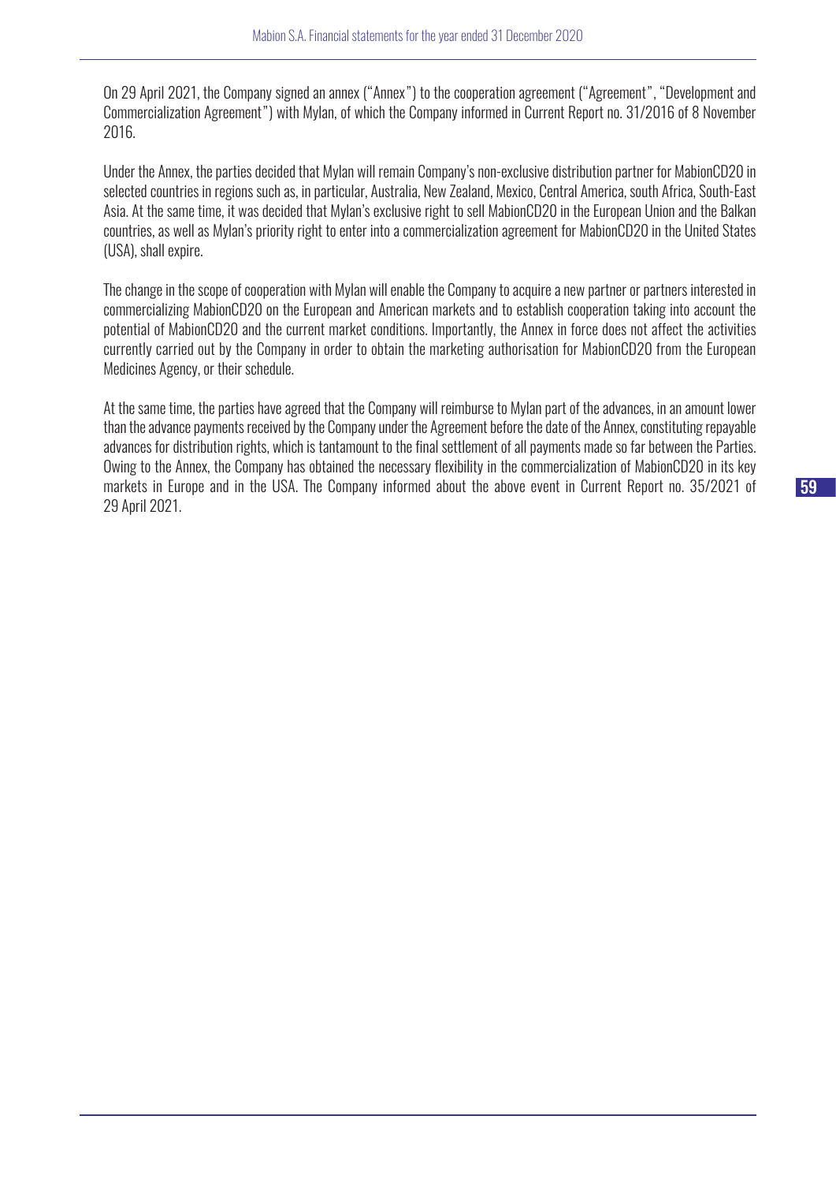On 29 April 2021, the Company signed an annex ("Annex") to the cooperation agreement ("Agreement", "Development and Commercialization Agreement") with Mylan, of which the Company informed in Current Report no. 31/2016 of 8 November 2016.

Under the Annex, the parties decided that Mylan will remain Company's non-exclusive distribution partner for MabionCD20 in selected countries in regions such as, in particular, Australia, New Zealand, Mexico, Central America, south Africa, South-East Asia. At the same time, it was decided that Mylan's exclusive right to sell MabionCD20 in the European Union and the Balkan countries, as well as Mylan's priority right to enter into a commercialization agreement for MabionCD20 in the United States (USA), shall expire.

The change in the scope of cooperation with Mylan will enable the Company to acquire a new partner or partners interested in commercializing MabionCD20 on the European and American markets and to establish cooperation taking into account the potential of MabionCD20 and the current market conditions. Importantly, the Annex in force does not affect the activities currently carried out by the Company in order to obtain the marketing authorisation for MabionCD20 from the European Medicines Agency, or their schedule.

At the same time, the parties have agreed that the Company will reimburse to Mylan part of the advances, in an amount lower than the advance payments received by the Company under the Agreement before the date of the Annex, constituting repayable advances for distribution rights, which is tantamount to the final settlement of all payments made so far between the Parties. Owing to the Annex, the Company has obtained the necessary flexibility in the commercialization of MabionCD20 in its key markets in Europe and in the USA. The Company informed about the above event in Current Report no. 35/2021 of 29 April 2021.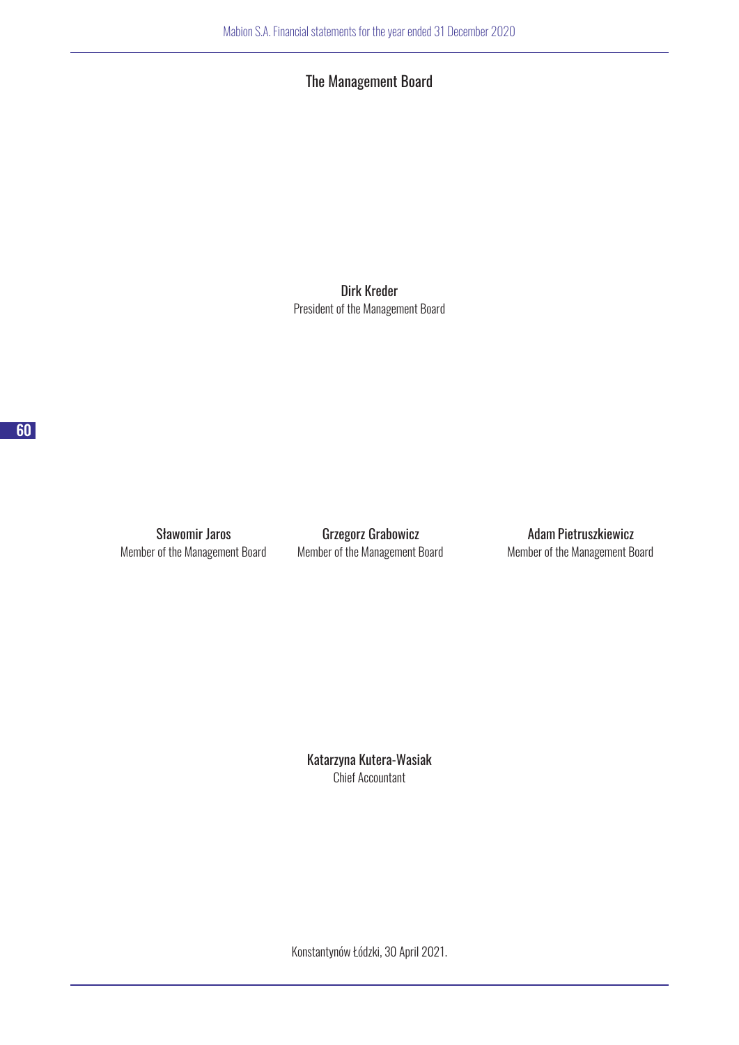## The Management Board

**Dirk Kreder**
President of the Management Board

**Sławomir Jaros**
Member of the Management Board

**Grzegorz Grabowicz**
Member of the Management Board

**Adam Pietruszkiewicz**
Member of the Management Board

**Katarzyna Kutera-Wasiak**
Chief Accountant

Konstantynów Łódzki, 30 April 2021.